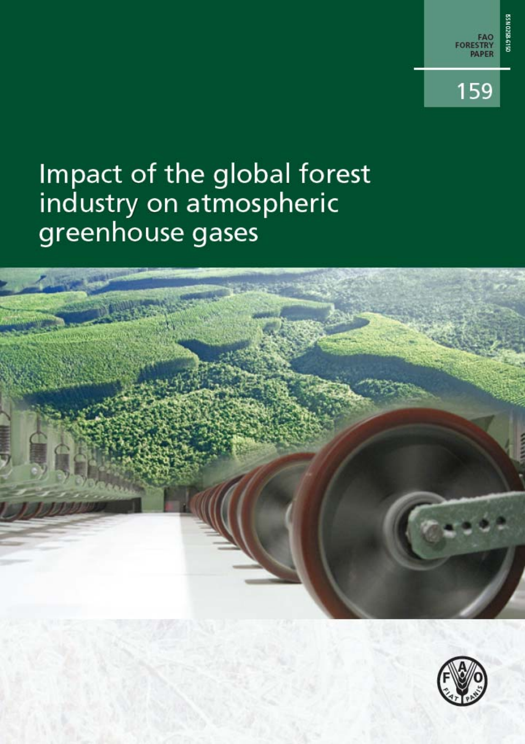FAO FORESTRY PAPER

159

ISSN 0258-6150

# Impact of the global forest industry on atmospheric greenhouse gases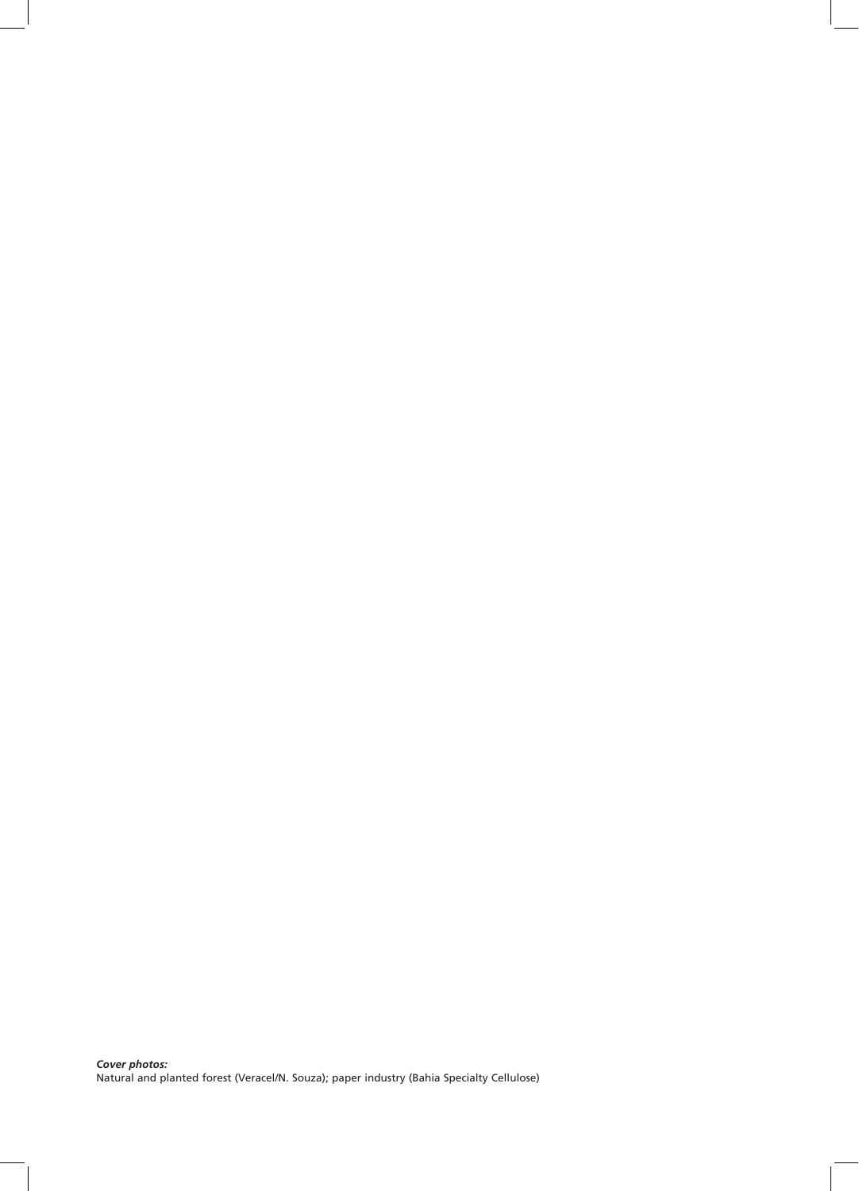***Cover photos:***
Natural and planted forest (Veracel/N. Souza); paper industry (Bahia Specialty Cellulose)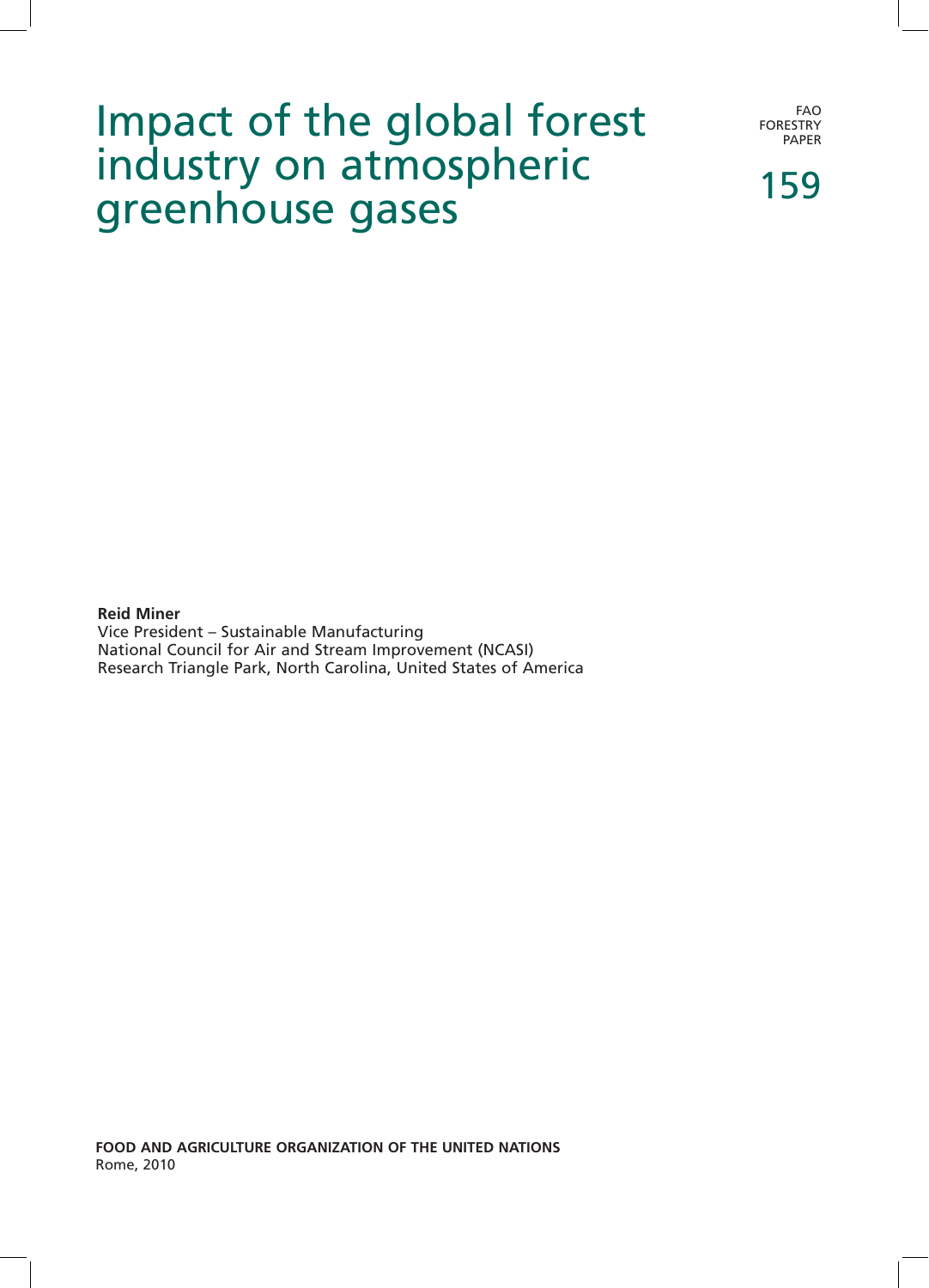# Impact of the global forest industry on atmospheric greenhouse gases

FAO FORESTRY PAPER

159

**Reid Miner**
Vice President – Sustainable Manufacturing
National Council for Air and Stream Improvement (NCASI)
Research Triangle Park, North Carolina, United States of America

**FOOD AND AGRICULTURE ORGANIZATION OF THE UNITED NATIONS**
Rome, 2010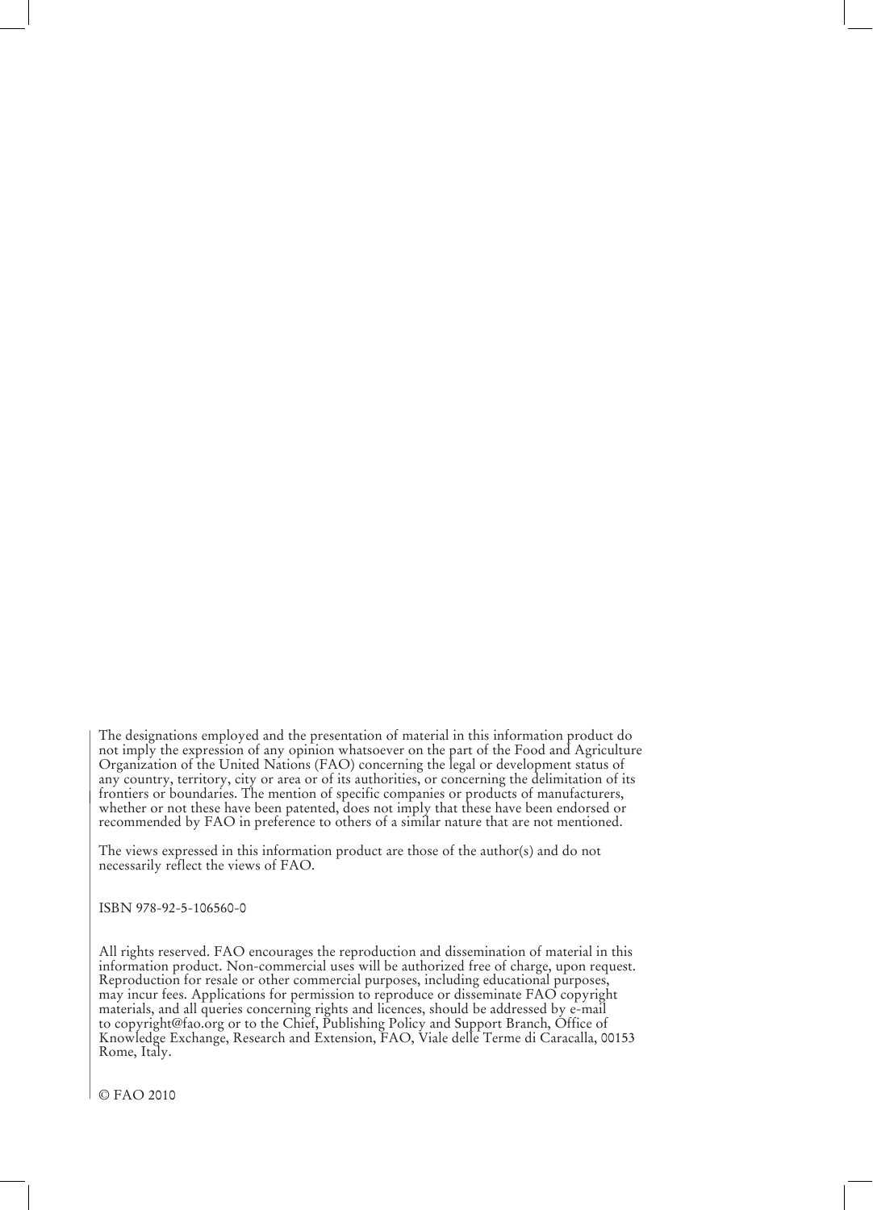The designations employed and the presentation of material in this information product do not imply the expression of any opinion whatsoever on the part of the Food and Agriculture Organization of the United Nations (FAO) concerning the legal or development status of any country, territory, city or area or of its authorities, or concerning the delimitation of its frontiers or boundaries. The mention of specific companies or products of manufacturers, whether or not these have been patented, does not imply that these have been endorsed or recommended by FAO in preference to others of a similar nature that are not mentioned.

The views expressed in this information product are those of the author(s) and do not necessarily reflect the views of FAO.

ISBN 978-92-5-106560-0

All rights reserved. FAO encourages the reproduction and dissemination of material in this information product. Non-commercial uses will be authorized free of charge, upon request. Reproduction for resale or other commercial purposes, including educational purposes, may incur fees. Applications for permission to reproduce or disseminate FAO copyright materials, and all queries concerning rights and licences, should be addressed by e-mail to copyright@fao.org or to the Chief, Publishing Policy and Support Branch, Office of Knowledge Exchange, Research and Extension, FAO, Viale delle Terme di Caracalla, 00153 Rome, Italy.

© FAO 2010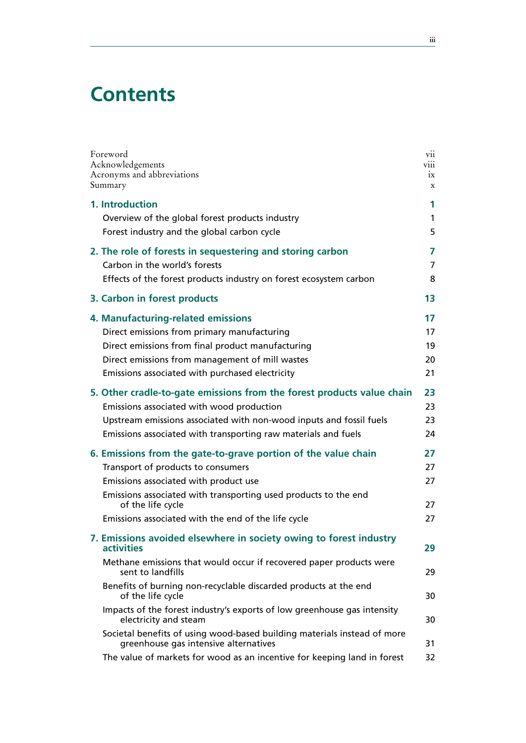# Contents

| | |
|---|---|
| Foreword | vii |
| Acknowledgements | viii |
| Acronyms and abbreviations | ix |
| Summary | x |
| **1. Introduction** | **1** |
| Overview of the global forest products industry | 1 |
| Forest industry and the global carbon cycle | 5 |
| **2. The role of forests in sequestering and storing carbon** | **7** |
| Carbon in the world's forests | 7 |
| Effects of the forest products industry on forest ecosystem carbon | 8 |
| **3. Carbon in forest products** | **13** |
| **4. Manufacturing-related emissions** | **17** |
| Direct emissions from primary manufacturing | 17 |
| Direct emissions from final product manufacturing | 19 |
| Direct emissions from management of mill wastes | 20 |
| Emissions associated with purchased electricity | 21 |
| **5. Other cradle-to-gate emissions from the forest products value chain** | **23** |
| Emissions associated with wood production | 23 |
| Upstream emissions associated with non-wood inputs and fossil fuels | 23 |
| Emissions associated with transporting raw materials and fuels | 24 |
| **6. Emissions from the gate-to-grave portion of the value chain** | **27** |
| Transport of products to consumers | 27 |
| Emissions associated with product use | 27 |
| Emissions associated with transporting used products to the end of the life cycle | 27 |
| Emissions associated with the end of the life cycle | 27 |
| **7. Emissions avoided elsewhere in society owing to forest industry activities** | **29** |
| Methane emissions that would occur if recovered paper products were sent to landfills | 29 |
| Benefits of burning non-recyclable discarded products at the end of the life cycle | 30 |
| Impacts of the forest industry's exports of low greenhouse gas intensity electricity and steam | 30 |
| Societal benefits of using wood-based building materials instead of more greenhouse gas intensive alternatives | 31 |
| The value of markets for wood as an incentive for keeping land in forest | 32 |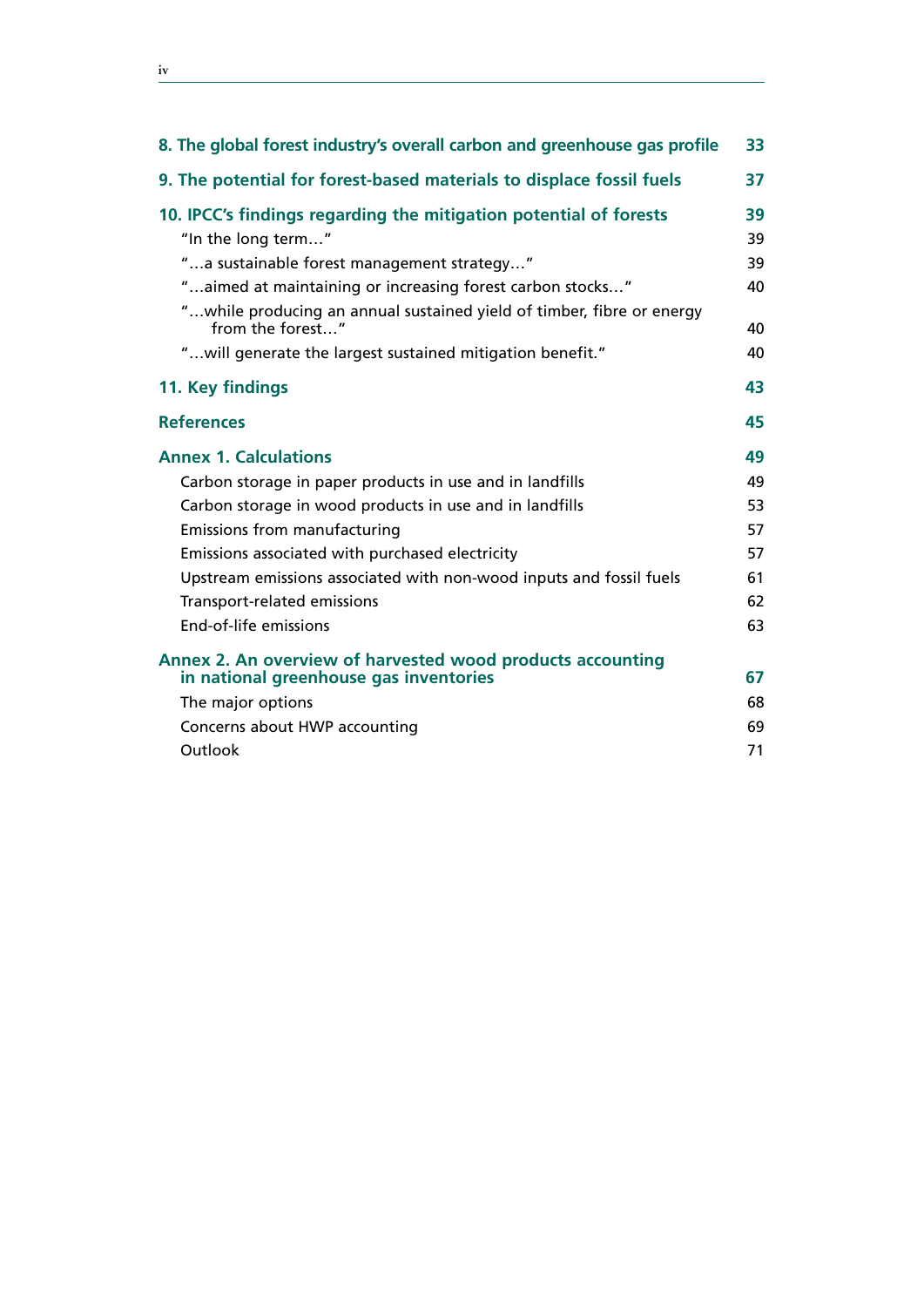| | |
|---|---|
| **8. The global forest industry's overall carbon and greenhouse gas profile** | **33** |
| **9. The potential for forest-based materials to displace fossil fuels** | **37** |
| **10. IPCC's findings regarding the mitigation potential of forests** | **39** |
| "In the long term…" | 39 |
| "…a sustainable forest management strategy…" | 39 |
| "…aimed at maintaining or increasing forest carbon stocks…" | 40 |
| "…while producing an annual sustained yield of timber, fibre or energy from the forest…" | 40 |
| "…will generate the largest sustained mitigation benefit." | 40 |
| **11. Key findings** | **43** |
| **References** | **45** |
| **Annex 1. Calculations** | **49** |
| Carbon storage in paper products in use and in landfills | 49 |
| Carbon storage in wood products in use and in landfills | 53 |
| Emissions from manufacturing | 57 |
| Emissions associated with purchased electricity | 57 |
| Upstream emissions associated with non-wood inputs and fossil fuels | 61 |
| Transport-related emissions | 62 |
| End-of-life emissions | 63 |
| **Annex 2. An overview of harvested wood products accounting in national greenhouse gas inventories** | **67** |
| The major options | 68 |
| Concerns about HWP accounting | 69 |
| Outlook | 71 |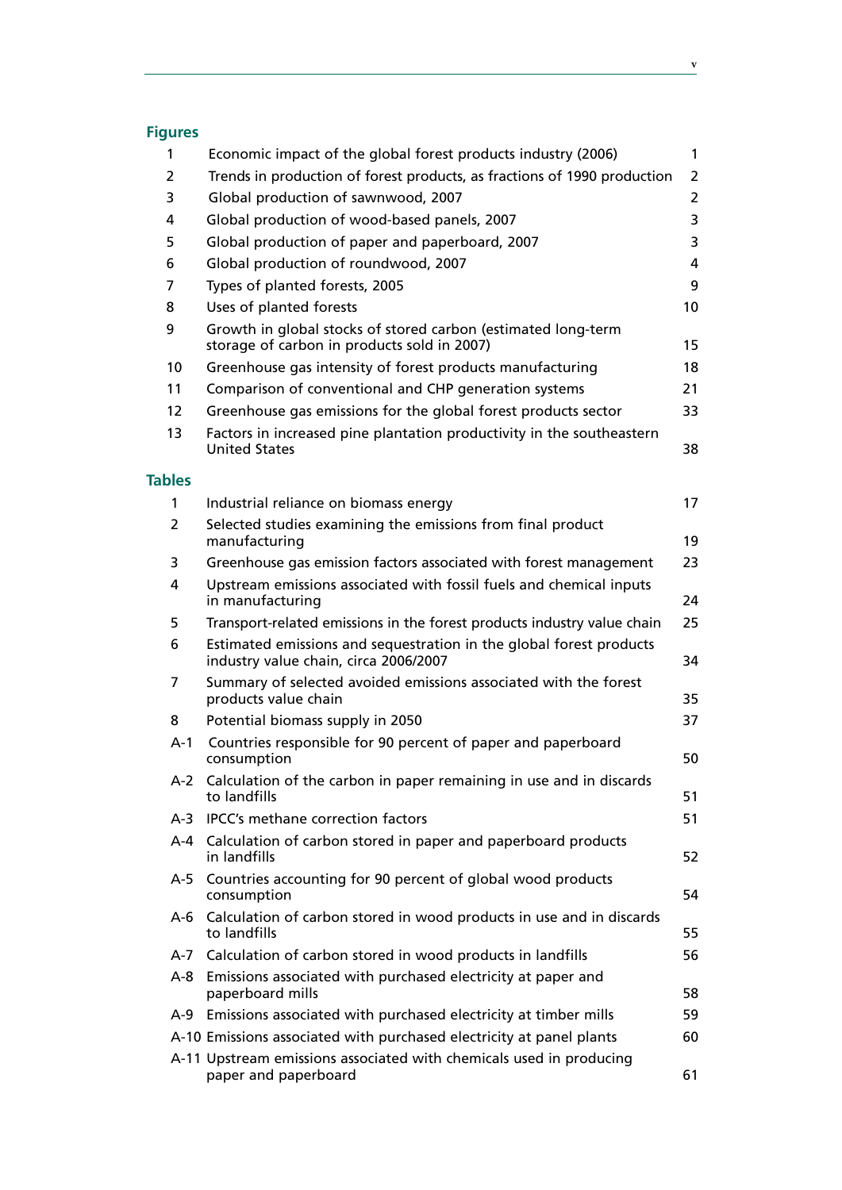## Figures

| | | |
|---|---|---|
| 1 | Economic impact of the global forest products industry (2006) | 1 |
| 2 | Trends in production of forest products, as fractions of 1990 production | 2 |
| 3 | Global production of sawnwood, 2007 | 2 |
| 4 | Global production of wood-based panels, 2007 | 3 |
| 5 | Global production of paper and paperboard, 2007 | 3 |
| 6 | Global production of roundwood, 2007 | 4 |
| 7 | Types of planted forests, 2005 | 9 |
| 8 | Uses of planted forests | 10 |
| 9 | Growth in global stocks of stored carbon (estimated long-term storage of carbon in products sold in 2007) | 15 |
| 10 | Greenhouse gas intensity of forest products manufacturing | 18 |
| 11 | Comparison of conventional and CHP generation systems | 21 |
| 12 | Greenhouse gas emissions for the global forest products sector | 33 |
| 13 | Factors in increased pine plantation productivity in the southeastern United States | 38 |

## Tables

| | | |
|---|---|---|
| 1 | Industrial reliance on biomass energy | 17 |
| 2 | Selected studies examining the emissions from final product manufacturing | 19 |
| 3 | Greenhouse gas emission factors associated with forest management | 23 |
| 4 | Upstream emissions associated with fossil fuels and chemical inputs in manufacturing | 24 |
| 5 | Transport-related emissions in the forest products industry value chain | 25 |
| 6 | Estimated emissions and sequestration in the global forest products industry value chain, circa 2006/2007 | 34 |
| 7 | Summary of selected avoided emissions associated with the forest products value chain | 35 |
| 8 | Potential biomass supply in 2050 | 37 |
| A-1 | Countries responsible for 90 percent of paper and paperboard consumption | 50 |
| A-2 | Calculation of the carbon in paper remaining in use and in discards to landfills | 51 |
| A-3 | IPCC's methane correction factors | 51 |
| A-4 | Calculation of carbon stored in paper and paperboard products in landfills | 52 |
| A-5 | Countries accounting for 90 percent of global wood products consumption | 54 |
| A-6 | Calculation of carbon stored in wood products in use and in discards to landfills | 55 |
| A-7 | Calculation of carbon stored in wood products in landfills | 56 |
| A-8 | Emissions associated with purchased electricity at paper and paperboard mills | 58 |
| A-9 | Emissions associated with purchased electricity at timber mills | 59 |
| A-10 | Emissions associated with purchased electricity at panel plants | 60 |
| A-11 | Upstream emissions associated with chemicals used in producing paper and paperboard | 61 |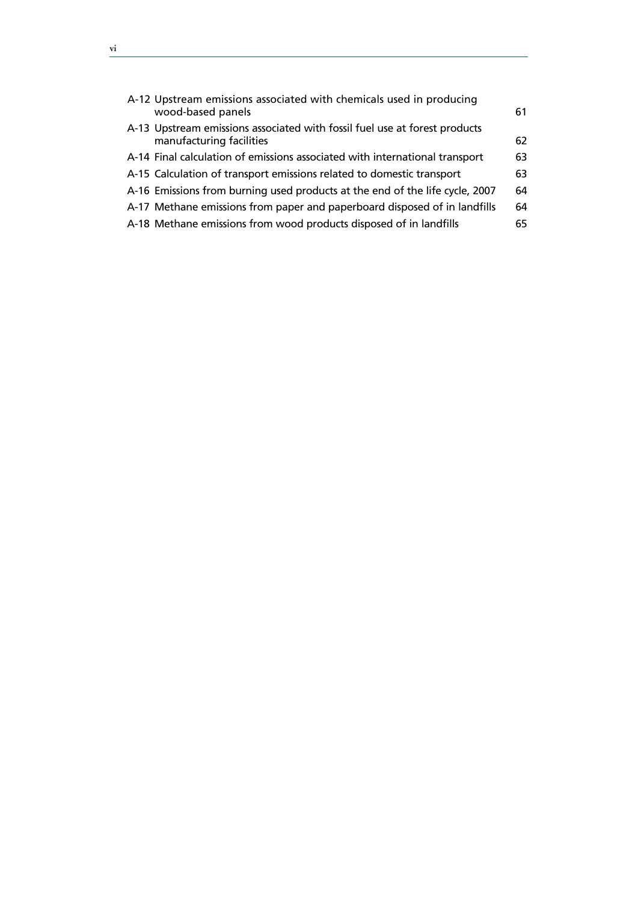| | |
|---|---|
| A-12 Upstream emissions associated with chemicals used in producing wood-based panels | 61 |
| A-13 Upstream emissions associated with fossil fuel use at forest products manufacturing facilities | 62 |
| A-14 Final calculation of emissions associated with international transport | 63 |
| A-15 Calculation of transport emissions related to domestic transport | 63 |
| A-16 Emissions from burning used products at the end of the life cycle, 2007 | 64 |
| A-17 Methane emissions from paper and paperboard disposed of in landfills | 64 |
| A-18 Methane emissions from wood products disposed of in landfills | 65 |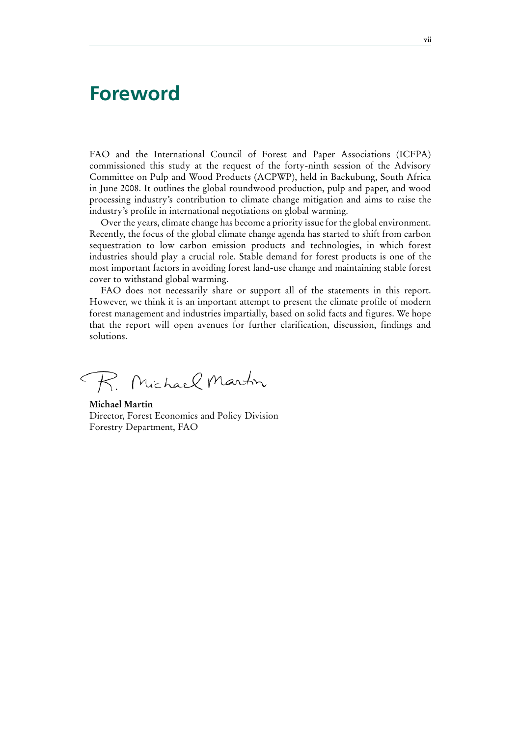# Foreword

FAO and the International Council of Forest and Paper Associations (ICFPA) commissioned this study at the request of the forty-ninth session of the Advisory Committee on Pulp and Wood Products (ACPWP), held in Backubung, South Africa in June 2008. It outlines the global roundwood production, pulp and paper, and wood processing industry's contribution to climate change mitigation and aims to raise the industry's profile in international negotiations on global warming.

Over the years, climate change has become a priority issue for the global environment. Recently, the focus of the global climate change agenda has started to shift from carbon sequestration to low carbon emission products and technologies, in which forest industries should play a crucial role. Stable demand for forest products is one of the most important factors in avoiding forest land-use change and maintaining stable forest cover to withstand global warming.

FAO does not necessarily share or support all of the statements in this report. However, we think it is an important attempt to present the climate profile of modern forest management and industries impartially, based on solid facts and figures. We hope that the report will open avenues for further clarification, discussion, findings and solutions.

R. Michael Martin

**Michael Martin**
Director, Forest Economics and Policy Division
Forestry Department, FAO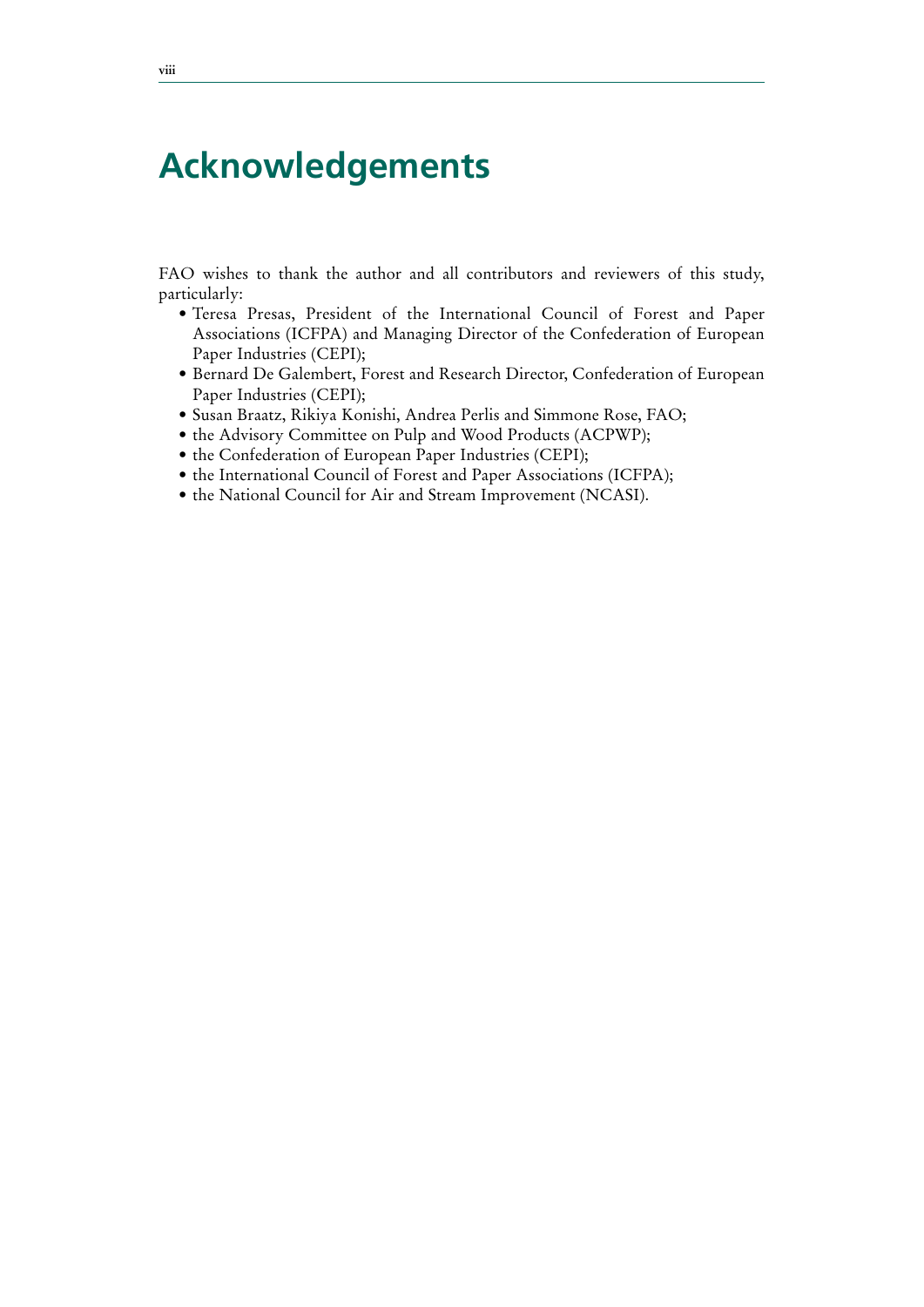# Acknowledgements

FAO wishes to thank the author and all contributors and reviewers of this study, particularly:

- Teresa Presas, President of the International Council of Forest and Paper Associations (ICFPA) and Managing Director of the Confederation of European Paper Industries (CEPI);
- Bernard De Galembert, Forest and Research Director, Confederation of European Paper Industries (CEPI);
- Susan Braatz, Rikiya Konishi, Andrea Perlis and Simmone Rose, FAO;
- the Advisory Committee on Pulp and Wood Products (ACPWP);
- the Confederation of European Paper Industries (CEPI);
- the International Council of Forest and Paper Associations (ICFPA);
- the National Council for Air and Stream Improvement (NCASI).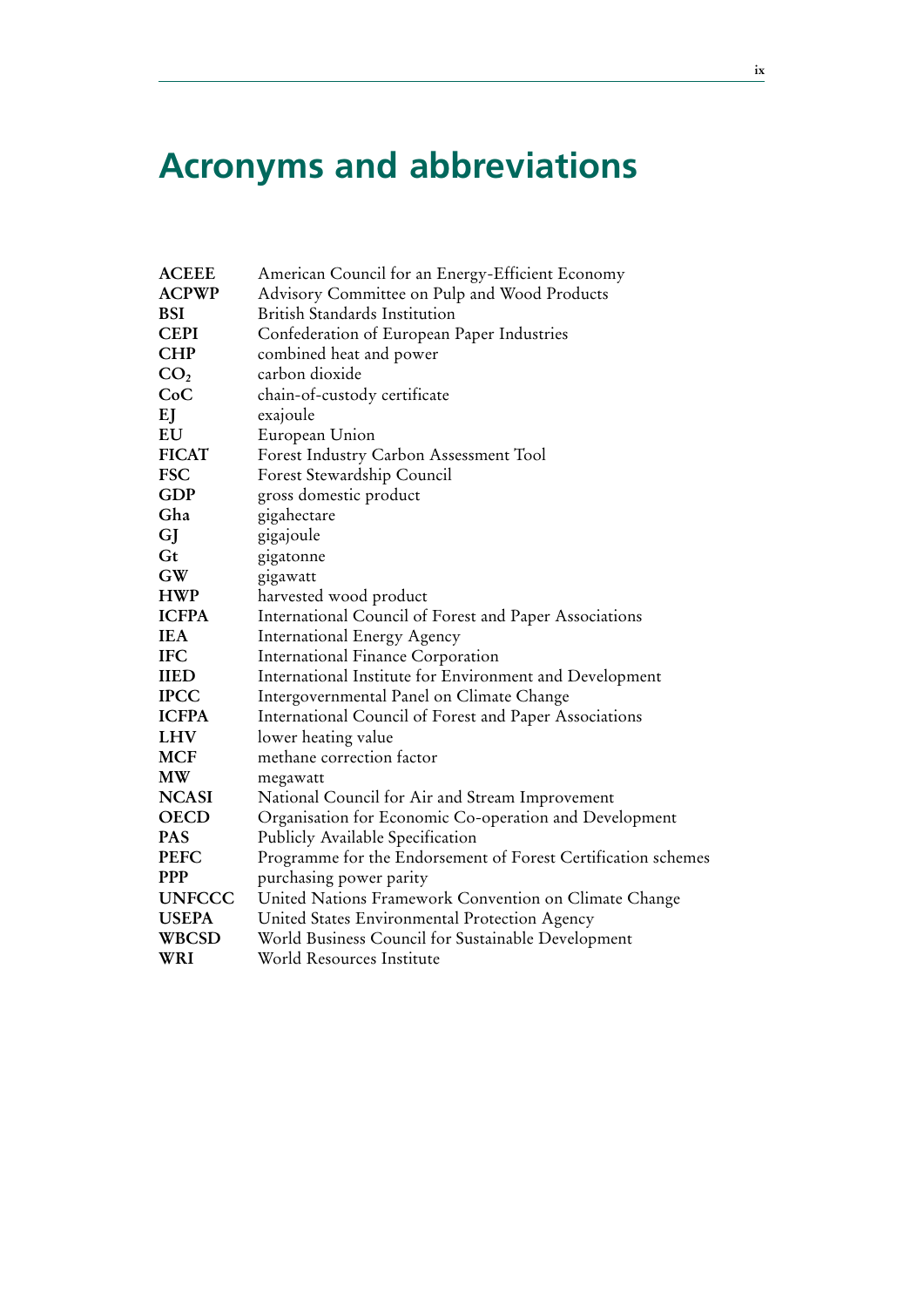# Acronyms and abbreviations

| | |
|---|---|
| **ACEEE** | American Council for an Energy-Efficient Economy |
| **ACPWP** | Advisory Committee on Pulp and Wood Products |
| **BSI** | British Standards Institution |
| **CEPI** | Confederation of European Paper Industries |
| **CHP** | combined heat and power |
| **$CO_2$** | carbon dioxide |
| **CoC** | chain-of-custody certificate |
| **EJ** | exajoule |
| **EU** | European Union |
| **FICAT** | Forest Industry Carbon Assessment Tool |
| **FSC** | Forest Stewardship Council |
| **GDP** | gross domestic product |
| **Gha** | gigahectare |
| **GJ** | gigajoule |
| **Gt** | gigatonne |
| **GW** | gigawatt |
| **HWP** | harvested wood product |
| **ICFPA** | International Council of Forest and Paper Associations |
| **IEA** | International Energy Agency |
| **IFC** | International Finance Corporation |
| **IIED** | International Institute for Environment and Development |
| **IPCC** | Intergovernmental Panel on Climate Change |
| **ICFPA** | International Council of Forest and Paper Associations |
| **LHV** | lower heating value |
| **MCF** | methane correction factor |
| **MW** | megawatt |
| **NCASI** | National Council for Air and Stream Improvement |
| **OECD** | Organisation for Economic Co-operation and Development |
| **PAS** | Publicly Available Specification |
| **PEFC** | Programme for the Endorsement of Forest Certification schemes |
| **PPP** | purchasing power parity |
| **UNFCCC** | United Nations Framework Convention on Climate Change |
| **USEPA** | United States Environmental Protection Agency |
| **WBCSD** | World Business Council for Sustainable Development |
| **WRI** | World Resources Institute |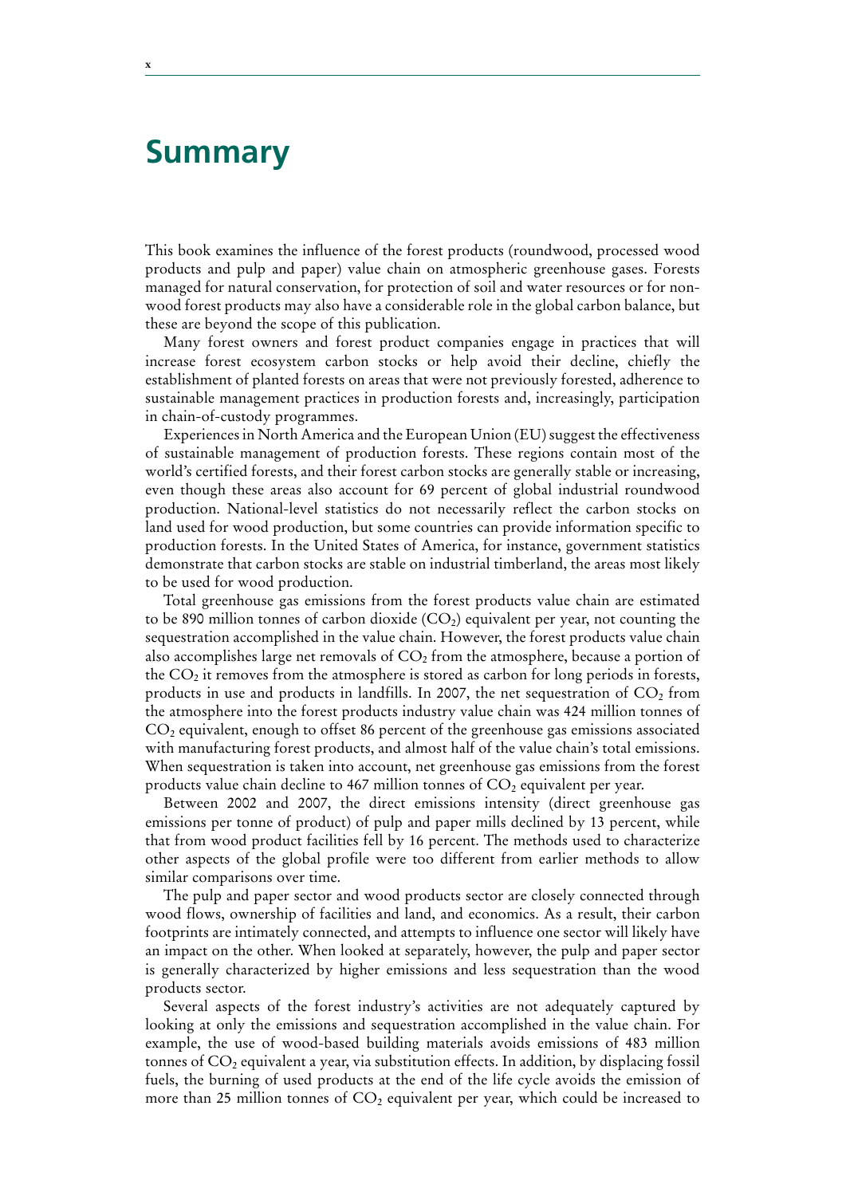# Summary

This book examines the influence of the forest products (roundwood, processed wood products and pulp and paper) value chain on atmospheric greenhouse gases. Forests managed for natural conservation, for protection of soil and water resources or for non-wood forest products may also have a considerable role in the global carbon balance, but these are beyond the scope of this publication.

Many forest owners and forest product companies engage in practices that will increase forest ecosystem carbon stocks or help avoid their decline, chiefly the establishment of planted forests on areas that were not previously forested, adherence to sustainable management practices in production forests and, increasingly, participation in chain-of-custody programmes.

Experiences in North America and the European Union (EU) suggest the effectiveness of sustainable management of production forests. These regions contain most of the world's certified forests, and their forest carbon stocks are generally stable or increasing, even though these areas also account for 69 percent of global industrial roundwood production. National-level statistics do not necessarily reflect the carbon stocks on land used for wood production, but some countries can provide information specific to production forests. In the United States of America, for instance, government statistics demonstrate that carbon stocks are stable on industrial timberland, the areas most likely to be used for wood production.

Total greenhouse gas emissions from the forest products value chain are estimated to be 890 million tonnes of carbon dioxide ($CO_2$) equivalent per year, not counting the sequestration accomplished in the value chain. However, the forest products value chain also accomplishes large net removals of $CO_2$ from the atmosphere, because a portion of the $CO_2$ it removes from the atmosphere is stored as carbon for long periods in forests, products in use and products in landfills. In 2007, the net sequestration of $CO_2$ from the atmosphere into the forest products industry value chain was 424 million tonnes of $CO_2$ equivalent, enough to offset 86 percent of the greenhouse gas emissions associated with manufacturing forest products, and almost half of the value chain's total emissions. When sequestration is taken into account, net greenhouse gas emissions from the forest products value chain decline to 467 million tonnes of $CO_2$ equivalent per year.

Between 2002 and 2007, the direct emissions intensity (direct greenhouse gas emissions per tonne of product) of pulp and paper mills declined by 13 percent, while that from wood product facilities fell by 16 percent. The methods used to characterize other aspects of the global profile were too different from earlier methods to allow similar comparisons over time.

The pulp and paper sector and wood products sector are closely connected through wood flows, ownership of facilities and land, and economics. As a result, their carbon footprints are intimately connected, and attempts to influence one sector will likely have an impact on the other. When looked at separately, however, the pulp and paper sector is generally characterized by higher emissions and less sequestration than the wood products sector.

Several aspects of the forest industry's activities are not adequately captured by looking at only the emissions and sequestration accomplished in the value chain. For example, the use of wood-based building materials avoids emissions of 483 million tonnes of $CO_2$ equivalent a year, via substitution effects. In addition, by displacing fossil fuels, the burning of used products at the end of the life cycle avoids the emission of more than 25 million tonnes of $CO_2$ equivalent per year, which could be increased to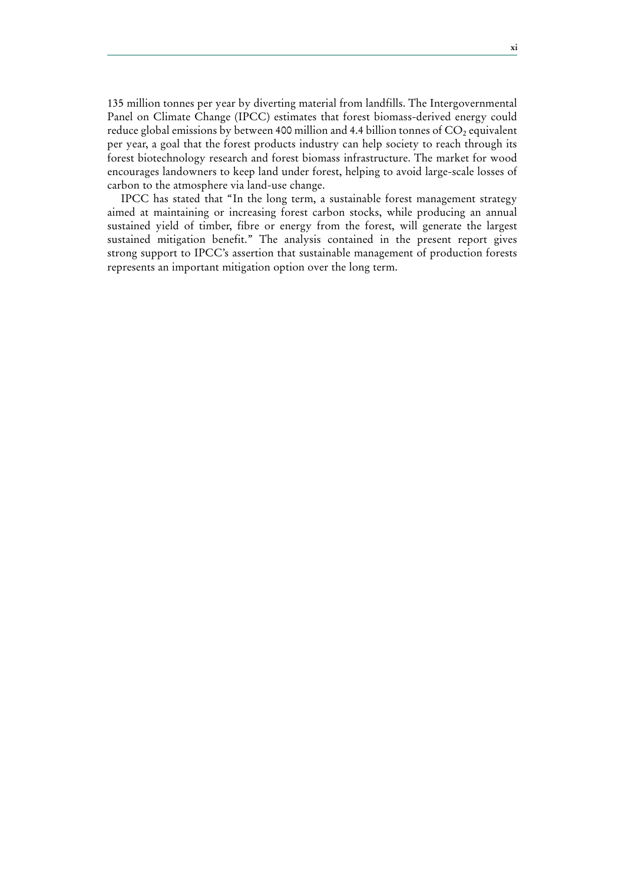135 million tonnes per year by diverting material from landfills. The Intergovernmental Panel on Climate Change (IPCC) estimates that forest biomass-derived energy could reduce global emissions by between 400 million and 4.4 billion tonnes of $CO_2$ equivalent per year, a goal that the forest products industry can help society to reach through its forest biotechnology research and forest biomass infrastructure. The market for wood encourages landowners to keep land under forest, helping to avoid large-scale losses of carbon to the atmosphere via land-use change.

IPCC has stated that "In the long term, a sustainable forest management strategy aimed at maintaining or increasing forest carbon stocks, while producing an annual sustained yield of timber, fibre or energy from the forest, will generate the largest sustained mitigation benefit." The analysis contained in the present report gives strong support to IPCC's assertion that sustainable management of production forests represents an important mitigation option over the long term.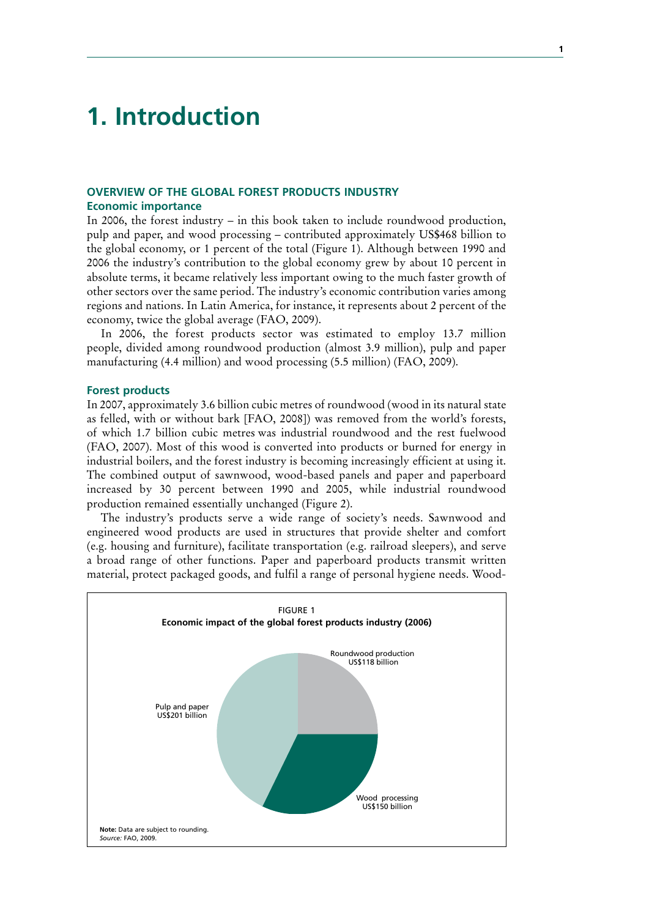# 1. Introduction

## OVERVIEW OF THE GLOBAL FOREST PRODUCTS INDUSTRY

### Economic importance

In 2006, the forest industry – in this book taken to include roundwood production, pulp and paper, and wood processing – contributed approximately US$468 billion to the global economy, or 1 percent of the total (Figure 1). Although between 1990 and 2006 the industry's contribution to the global economy grew by about 10 percent in absolute terms, it became relatively less important owing to the much faster growth of other sectors over the same period. The industry's economic contribution varies among regions and nations. In Latin America, for instance, it represents about 2 percent of the economy, twice the global average (FAO, 2009).

In 2006, the forest products sector was estimated to employ 13.7 million people, divided among roundwood production (almost 3.9 million), pulp and paper manufacturing (4.4 million) and wood processing (5.5 million) (FAO, 2009).

### Forest products

In 2007, approximately 3.6 billion cubic metres of roundwood (wood in its natural state as felled, with or without bark [FAO, 2008]) was removed from the world's forests, of which 1.7 billion cubic metres was industrial roundwood and the rest fuelwood (FAO, 2007). Most of this wood is converted into products or burned for energy in industrial boilers, and the forest industry is becoming increasingly efficient at using it. The combined output of sawnwood, wood-based panels and paper and paperboard increased by 30 percent between 1990 and 2005, while industrial roundwood production remained essentially unchanged (Figure 2).

The industry's products serve a wide range of society's needs. Sawnwood and engineered wood products are used in structures that provide shelter and comfort (e.g. housing and furniture), facilitate transportation (e.g. railroad sleepers), and serve a broad range of other functions. Paper and paperboard products transmit written material, protect packaged goods, and fulfil a range of personal hygiene needs. Wood-

FIGURE 1
**Economic impact of the global forest products industry (2006)**

Roundwood production US$118 billion

Wood processing US$150 billion

Pulp and paper US$201 billion

**Note:** Data are subject to rounding.
*Source:* FAO, 2009.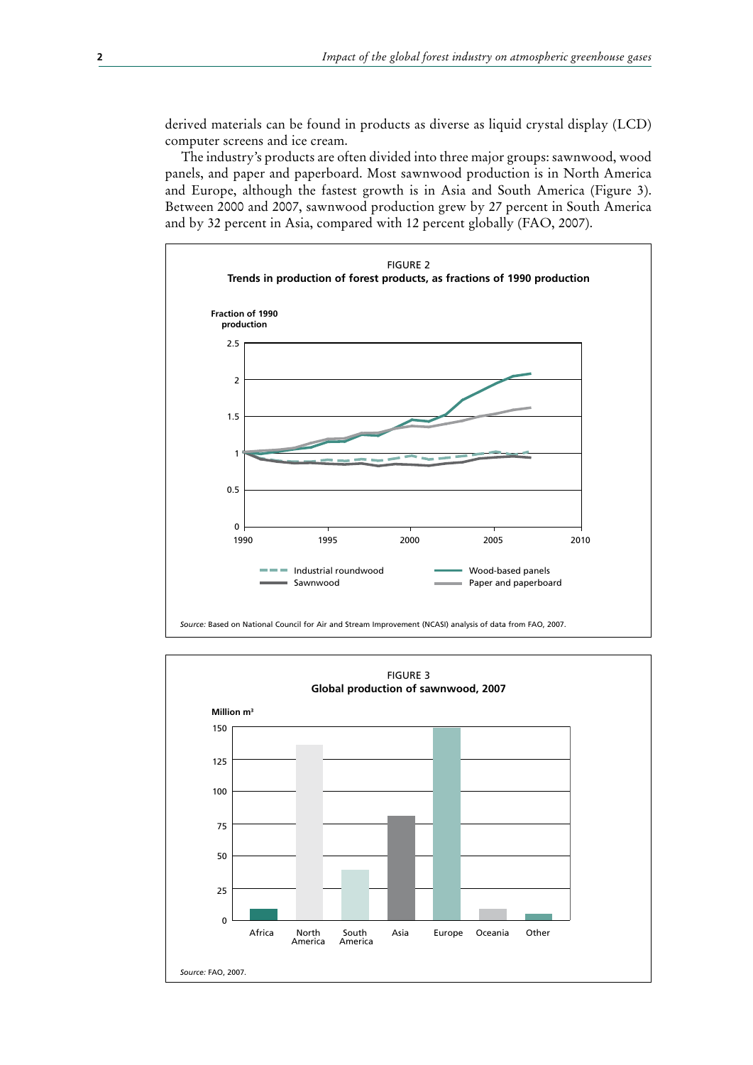derived materials can be found in products as diverse as liquid crystal display (LCD) computer screens and ice cream.

The industry's products are often divided into three major groups: sawnwood, wood panels, and paper and paperboard. Most sawnwood production is in North America and Europe, although the fastest growth is in Asia and South America (Figure 3). Between 2000 and 2007, sawnwood production grew by 27 percent in South America and by 32 percent in Asia, compared with 12 percent globally (FAO, 2007).

FIGURE 2
**Trends in production of forest products, as fractions of 1990 production**

*Source:* Based on National Council for Air and Stream Improvement (NCASI) analysis of data from FAO, 2007.

FIGURE 3
**Global production of sawnwood, 2007**

*Source:* FAO, 2007.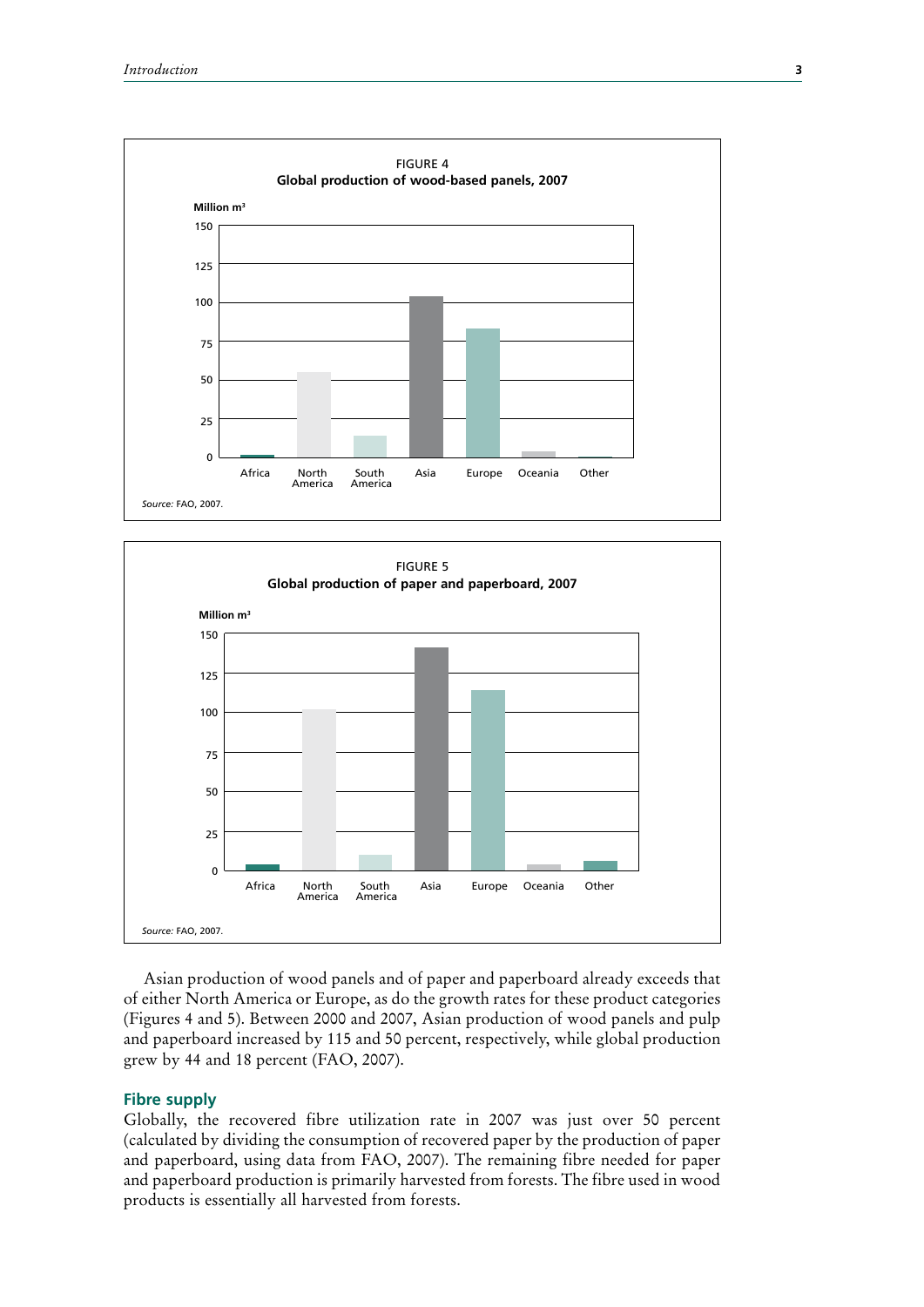FIGURE 4
**Global production of wood-based panels, 2007**

*Source:* FAO, 2007.

FIGURE 5
**Global production of paper and paperboard, 2007**

*Source:* FAO, 2007.

Asian production of wood panels and of paper and paperboard already exceeds that of either North America or Europe, as do the growth rates for these product categories (Figures 4 and 5). Between 2000 and 2007, Asian production of wood panels and pulp and paperboard increased by 115 and 50 percent, respectively, while global production grew by 44 and 18 percent (FAO, 2007).

## Fibre supply

Globally, the recovered fibre utilization rate in 2007 was just over 50 percent (calculated by dividing the consumption of recovered paper by the production of paper and paperboard, using data from FAO, 2007). The remaining fibre needed for paper and paperboard production is primarily harvested from forests. The fibre used in wood products is essentially all harvested from forests.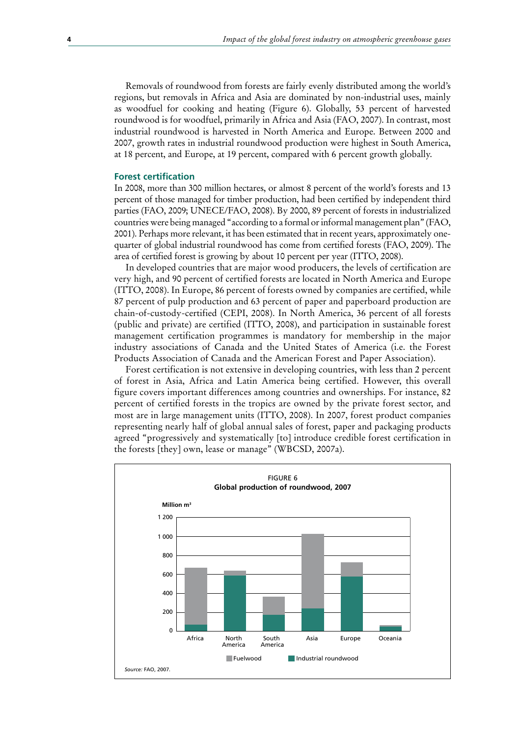Removals of roundwood from forests are fairly evenly distributed among the world's regions, but removals in Africa and Asia are dominated by non-industrial uses, mainly as woodfuel for cooking and heating (Figure 6). Globally, 53 percent of harvested roundwood is for woodfuel, primarily in Africa and Asia (FAO, 2007). In contrast, most industrial roundwood is harvested in North America and Europe. Between 2000 and 2007, growth rates in industrial roundwood production were highest in South America, at 18 percent, and Europe, at 19 percent, compared with 6 percent growth globally.

### Forest certification

In 2008, more than 300 million hectares, or almost 8 percent of the world's forests and 13 percent of those managed for timber production, had been certified by independent third parties (FAO, 2009; UNECE/FAO, 2008). By 2000, 89 percent of forests in industrialized countries were being managed "according to a formal or informal management plan" (FAO, 2001). Perhaps more relevant, it has been estimated that in recent years, approximately one-quarter of global industrial roundwood has come from certified forests (FAO, 2009). The area of certified forest is growing by about 10 percent per year (ITTO, 2008).

In developed countries that are major wood producers, the levels of certification are very high, and 90 percent of certified forests are located in North America and Europe (ITTO, 2008). In Europe, 86 percent of forests owned by companies are certified, while 87 percent of pulp production and 63 percent of paper and paperboard production are chain-of-custody-certified (CEPI, 2008). In North America, 36 percent of all forests (public and private) are certified (ITTO, 2008), and participation in sustainable forest management certification programmes is mandatory for membership in the major industry associations of Canada and the United States of America (i.e. the Forest Products Association of Canada and the American Forest and Paper Association).

Forest certification is not extensive in developing countries, with less than 2 percent of forest in Asia, Africa and Latin America being certified. However, this overall figure covers important differences among countries and ownerships. For instance, 82 percent of certified forests in the tropics are owned by the private forest sector, and most are in large management units (ITTO, 2008). In 2007, forest product companies representing nearly half of global annual sales of forest, paper and packaging products agreed "progressively and systematically [to] introduce credible forest certification in the forests [they] own, lease or manage" (WBCSD, 2007a).

FIGURE 6
**Global production of roundwood, 2007**

*Source:* FAO, 2007.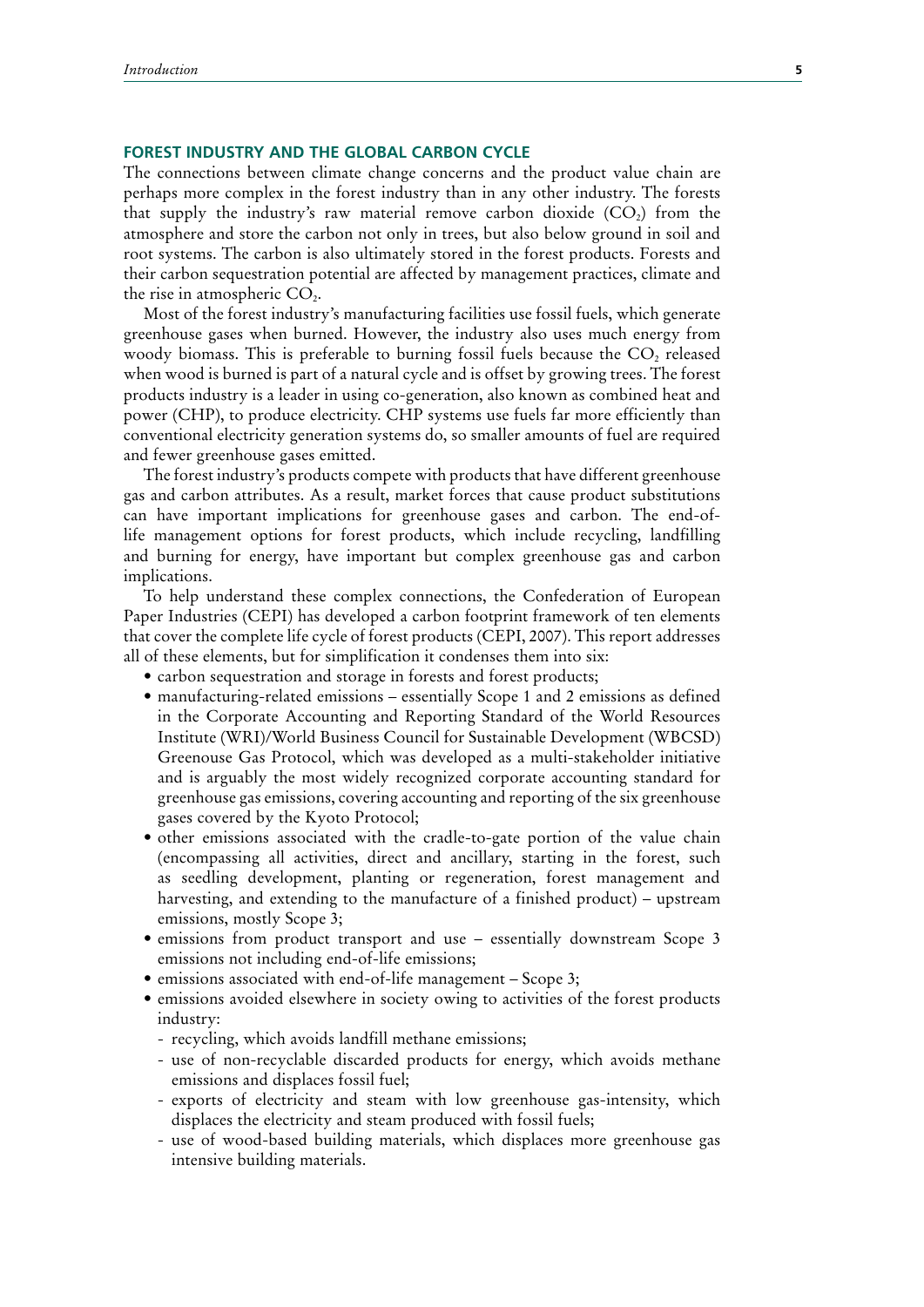## FOREST INDUSTRY AND THE GLOBAL CARBON CYCLE

The connections between climate change concerns and the product value chain are perhaps more complex in the forest industry than in any other industry. The forests that supply the industry's raw material remove carbon dioxide ($CO_2$) from the atmosphere and store the carbon not only in trees, but also below ground in soil and root systems. The carbon is also ultimately stored in the forest products. Forests and their carbon sequestration potential are affected by management practices, climate and the rise in atmospheric $CO_2$.

Most of the forest industry's manufacturing facilities use fossil fuels, which generate greenhouse gases when burned. However, the industry also uses much energy from woody biomass. This is preferable to burning fossil fuels because the $CO_2$ released when wood is burned is part of a natural cycle and is offset by growing trees. The forest products industry is a leader in using co-generation, also known as combined heat and power (CHP), to produce electricity. CHP systems use fuels far more efficiently than conventional electricity generation systems do, so smaller amounts of fuel are required and fewer greenhouse gases emitted.

The forest industry's products compete with products that have different greenhouse gas and carbon attributes. As a result, market forces that cause product substitutions can have important implications for greenhouse gases and carbon. The end-of-life management options for forest products, which include recycling, landfilling and burning for energy, have important but complex greenhouse gas and carbon implications.

To help understand these complex connections, the Confederation of European Paper Industries (CEPI) has developed a carbon footprint framework of ten elements that cover the complete life cycle of forest products (CEPI, 2007). This report addresses all of these elements, but for simplification it condenses them into six:

- carbon sequestration and storage in forests and forest products;
- manufacturing-related emissions – essentially Scope 1 and 2 emissions as defined in the Corporate Accounting and Reporting Standard of the World Resources Institute (WRI)/World Business Council for Sustainable Development (WBCSD) Greenouse Gas Protocol, which was developed as a multi-stakeholder initiative and is arguably the most widely recognized corporate accounting standard for greenhouse gas emissions, covering accounting and reporting of the six greenhouse gases covered by the Kyoto Protocol;
- other emissions associated with the cradle-to-gate portion of the value chain (encompassing all activities, direct and ancillary, starting in the forest, such as seedling development, planting or regeneration, forest management and harvesting, and extending to the manufacture of a finished product) – upstream emissions, mostly Scope 3;
- emissions from product transport and use – essentially downstream Scope 3 emissions not including end-of-life emissions;
- emissions associated with end-of-life management – Scope 3;
- emissions avoided elsewhere in society owing to activities of the forest products industry:
  - recycling, which avoids landfill methane emissions;
  - use of non-recyclable discarded products for energy, which avoids methane emissions and displaces fossil fuel;
  - exports of electricity and steam with low greenhouse gas-intensity, which displaces the electricity and steam produced with fossil fuels;
  - use of wood-based building materials, which displaces more greenhouse gas intensive building materials.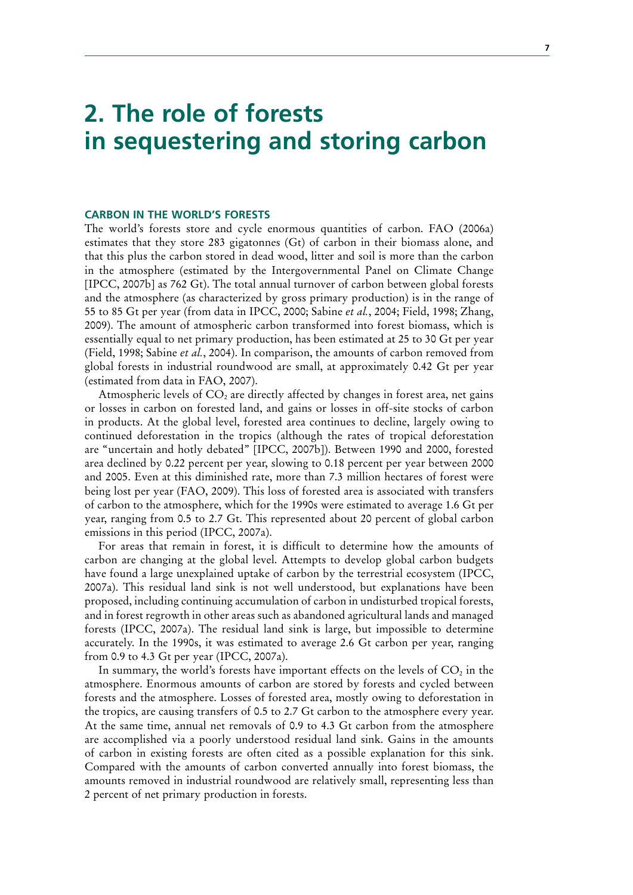# 2. The role of forests in sequestering and storing carbon

## CARBON IN THE WORLD'S FORESTS

The world's forests store and cycle enormous quantities of carbon. FAO (2006a) estimates that they store 283 gigatonnes (Gt) of carbon in their biomass alone, and that this plus the carbon stored in dead wood, litter and soil is more than the carbon in the atmosphere (estimated by the Intergovernmental Panel on Climate Change [IPCC, 2007b] as 762 Gt). The total annual turnover of carbon between global forests and the atmosphere (as characterized by gross primary production) is in the range of 55 to 85 Gt per year (from data in IPCC, 2000; Sabine *et al.*, 2004; Field, 1998; Zhang, 2009). The amount of atmospheric carbon transformed into forest biomass, which is essentially equal to net primary production, has been estimated at 25 to 30 Gt per year (Field, 1998; Sabine *et al.*, 2004). In comparison, the amounts of carbon removed from global forests in industrial roundwood are small, at approximately 0.42 Gt per year (estimated from data in FAO, 2007).

Atmospheric levels of $CO_2$ are directly affected by changes in forest area, net gains or losses in carbon on forested land, and gains or losses in off-site stocks of carbon in products. At the global level, forested area continues to decline, largely owing to continued deforestation in the tropics (although the rates of tropical deforestation are "uncertain and hotly debated" [IPCC, 2007b]). Between 1990 and 2000, forested area declined by 0.22 percent per year, slowing to 0.18 percent per year between 2000 and 2005. Even at this diminished rate, more than 7.3 million hectares of forest were being lost per year (FAO, 2009). This loss of forested area is associated with transfers of carbon to the atmosphere, which for the 1990s were estimated to average 1.6 Gt per year, ranging from 0.5 to 2.7 Gt. This represented about 20 percent of global carbon emissions in this period (IPCC, 2007a).

For areas that remain in forest, it is difficult to determine how the amounts of carbon are changing at the global level. Attempts to develop global carbon budgets have found a large unexplained uptake of carbon by the terrestrial ecosystem (IPCC, 2007a). This residual land sink is not well understood, but explanations have been proposed, including continuing accumulation of carbon in undisturbed tropical forests, and in forest regrowth in other areas such as abandoned agricultural lands and managed forests (IPCC, 2007a). The residual land sink is large, but impossible to determine accurately. In the 1990s, it was estimated to average 2.6 Gt carbon per year, ranging from 0.9 to 4.3 Gt per year (IPCC, 2007a).

In summary, the world's forests have important effects on the levels of $CO_2$ in the atmosphere. Enormous amounts of carbon are stored by forests and cycled between forests and the atmosphere. Losses of forested area, mostly owing to deforestation in the tropics, are causing transfers of 0.5 to 2.7 Gt carbon to the atmosphere every year. At the same time, annual net removals of 0.9 to 4.3 Gt carbon from the atmosphere are accomplished via a poorly understood residual land sink. Gains in the amounts of carbon in existing forests are often cited as a possible explanation for this sink. Compared with the amounts of carbon converted annually into forest biomass, the amounts removed in industrial roundwood are relatively small, representing less than 2 percent of net primary production in forests.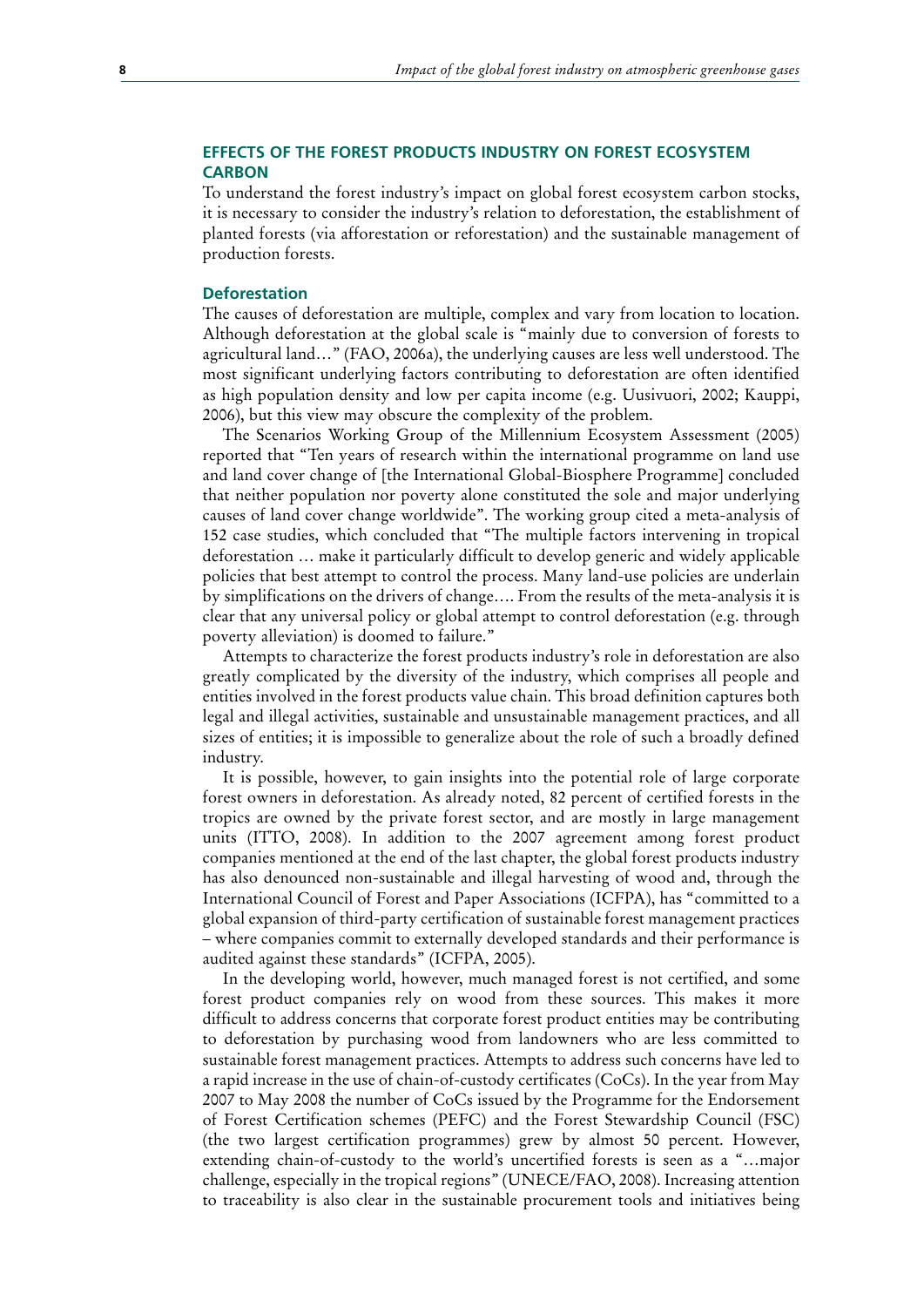## EFFECTS OF THE FOREST PRODUCTS INDUSTRY ON FOREST ECOSYSTEM CARBON

To understand the forest industry's impact on global forest ecosystem carbon stocks, it is necessary to consider the industry's relation to deforestation, the establishment of planted forests (via afforestation or reforestation) and the sustainable management of production forests.

### Deforestation

The causes of deforestation are multiple, complex and vary from location to location. Although deforestation at the global scale is "mainly due to conversion of forests to agricultural land…" (FAO, 2006a), the underlying causes are less well understood. The most significant underlying factors contributing to deforestation are often identified as high population density and low per capita income (e.g. Uusivuori, 2002; Kauppi, 2006), but this view may obscure the complexity of the problem.

The Scenarios Working Group of the Millennium Ecosystem Assessment (2005) reported that "Ten years of research within the international programme on land use and land cover change of [the International Global-Biosphere Programme] concluded that neither population nor poverty alone constituted the sole and major underlying causes of land cover change worldwide". The working group cited a meta-analysis of 152 case studies, which concluded that "The multiple factors intervening in tropical deforestation … make it particularly difficult to develop generic and widely applicable policies that best attempt to control the process. Many land-use policies are underlain by simplifications on the drivers of change…. From the results of the meta-analysis it is clear that any universal policy or global attempt to control deforestation (e.g. through poverty alleviation) is doomed to failure."

Attempts to characterize the forest products industry's role in deforestation are also greatly complicated by the diversity of the industry, which comprises all people and entities involved in the forest products value chain. This broad definition captures both legal and illegal activities, sustainable and unsustainable management practices, and all sizes of entities; it is impossible to generalize about the role of such a broadly defined industry.

It is possible, however, to gain insights into the potential role of large corporate forest owners in deforestation. As already noted, 82 percent of certified forests in the tropics are owned by the private forest sector, and are mostly in large management units (ITTO, 2008). In addition to the 2007 agreement among forest product companies mentioned at the end of the last chapter, the global forest products industry has also denounced non-sustainable and illegal harvesting of wood and, through the International Council of Forest and Paper Associations (ICFPA), has "committed to a global expansion of third-party certification of sustainable forest management practices – where companies commit to externally developed standards and their performance is audited against these standards" (ICFPA, 2005).

In the developing world, however, much managed forest is not certified, and some forest product companies rely on wood from these sources. This makes it more difficult to address concerns that corporate forest product entities may be contributing to deforestation by purchasing wood from landowners who are less committed to sustainable forest management practices. Attempts to address such concerns have led to a rapid increase in the use of chain-of-custody certificates (CoCs). In the year from May 2007 to May 2008 the number of CoCs issued by the Programme for the Endorsement of Forest Certification schemes (PEFC) and the Forest Stewardship Council (FSC) (the two largest certification programmes) grew by almost 50 percent. However, extending chain-of-custody to the world's uncertified forests is seen as a "…major challenge, especially in the tropical regions" (UNECE/FAO, 2008). Increasing attention to traceability is also clear in the sustainable procurement tools and initiatives being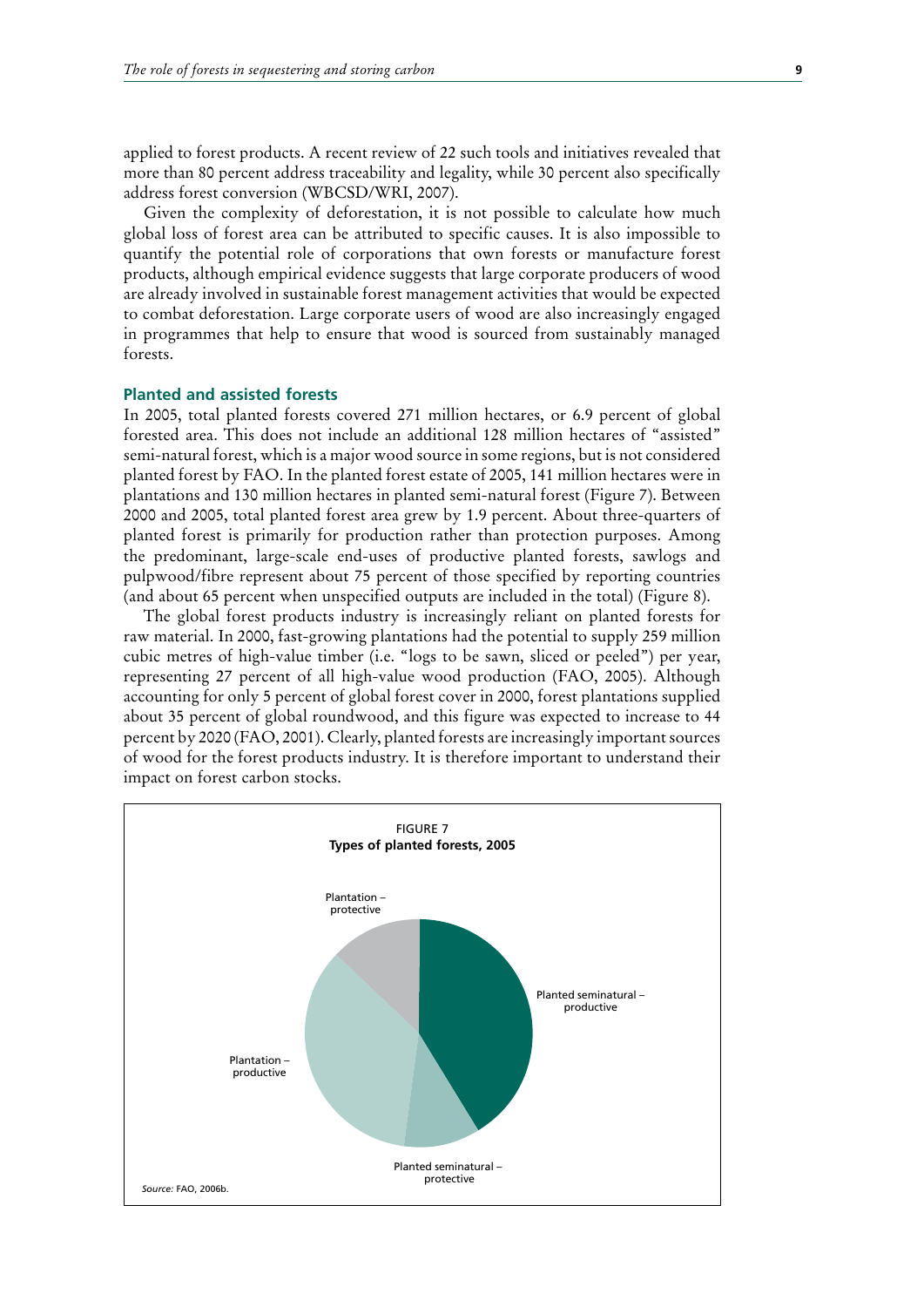applied to forest products. A recent review of 22 such tools and initiatives revealed that more than 80 percent address traceability and legality, while 30 percent also specifically address forest conversion (WBCSD/WRI, 2007).

Given the complexity of deforestation, it is not possible to calculate how much global loss of forest area can be attributed to specific causes. It is also impossible to quantify the potential role of corporations that own forests or manufacture forest products, although empirical evidence suggests that large corporate producers of wood are already involved in sustainable forest management activities that would be expected to combat deforestation. Large corporate users of wood are also increasingly engaged in programmes that help to ensure that wood is sourced from sustainably managed forests.

### Planted and assisted forests

In 2005, total planted forests covered 271 million hectares, or 6.9 percent of global forested area. This does not include an additional 128 million hectares of "assisted" semi-natural forest, which is a major wood source in some regions, but is not considered planted forest by FAO. In the planted forest estate of 2005, 141 million hectares were in plantations and 130 million hectares in planted semi-natural forest (Figure 7). Between 2000 and 2005, total planted forest area grew by 1.9 percent. About three-quarters of planted forest is primarily for production rather than protection purposes. Among the predominant, large-scale end-uses of productive planted forests, sawlogs and pulpwood/fibre represent about 75 percent of those specified by reporting countries (and about 65 percent when unspecified outputs are included in the total) (Figure 8).

The global forest products industry is increasingly reliant on planted forests for raw material. In 2000, fast-growing plantations had the potential to supply 259 million cubic metres of high-value timber (i.e. "logs to be sawn, sliced or peeled") per year, representing 27 percent of all high-value wood production (FAO, 2005). Although accounting for only 5 percent of global forest cover in 2000, forest plantations supplied about 35 percent of global roundwood, and this figure was expected to increase to 44 percent by 2020 (FAO, 2001). Clearly, planted forests are increasingly important sources of wood for the forest products industry. It is therefore important to understand their impact on forest carbon stocks.

FIGURE 7
**Types of planted forests, 2005**

Plantation – protective

Planted seminatural – productive

Plantation – productive

Planted seminatural – protective

*Source:* FAO, 2006b.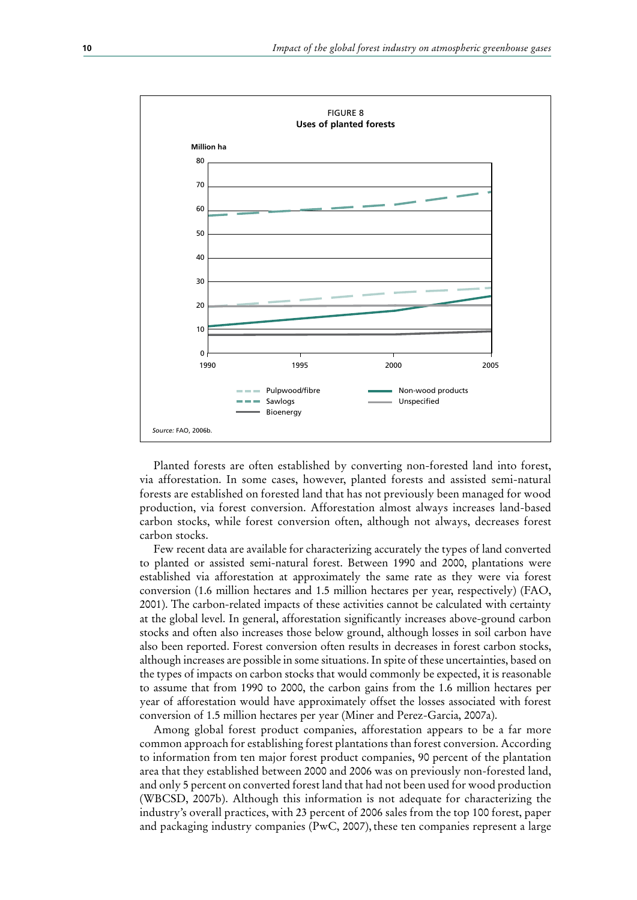FIGURE 8
**Uses of planted forests**

Source: FAO, 2006b.

Planted forests are often established by converting non-forested land into forest, via afforestation. In some cases, however, planted forests and assisted semi-natural forests are established on forested land that has not previously been managed for wood production, via forest conversion. Afforestation almost always increases land-based carbon stocks, while forest conversion often, although not always, decreases forest carbon stocks.

Few recent data are available for characterizing accurately the types of land converted to planted or assisted semi-natural forest. Between 1990 and 2000, plantations were established via afforestation at approximately the same rate as they were via forest conversion (1.6 million hectares and 1.5 million hectares per year, respectively) (FAO, 2001). The carbon-related impacts of these activities cannot be calculated with certainty at the global level. In general, afforestation significantly increases above-ground carbon stocks and often also increases those below ground, although losses in soil carbon have also been reported. Forest conversion often results in decreases in forest carbon stocks, although increases are possible in some situations. In spite of these uncertainties, based on the types of impacts on carbon stocks that would commonly be expected, it is reasonable to assume that from 1990 to 2000, the carbon gains from the 1.6 million hectares per year of afforestation would have approximately offset the losses associated with forest conversion of 1.5 million hectares per year (Miner and Perez-Garcia, 2007a).

Among global forest product companies, afforestation appears to be a far more common approach for establishing forest plantations than forest conversion. According to information from ten major forest product companies, 90 percent of the plantation area that they established between 2000 and 2006 was on previously non-forested land, and only 5 percent on converted forest land that had not been used for wood production (WBCSD, 2007b). Although this information is not adequate for characterizing the industry's overall practices, with 23 percent of 2006 sales from the top 100 forest, paper and packaging industry companies (PwC, 2007), these ten companies represent a large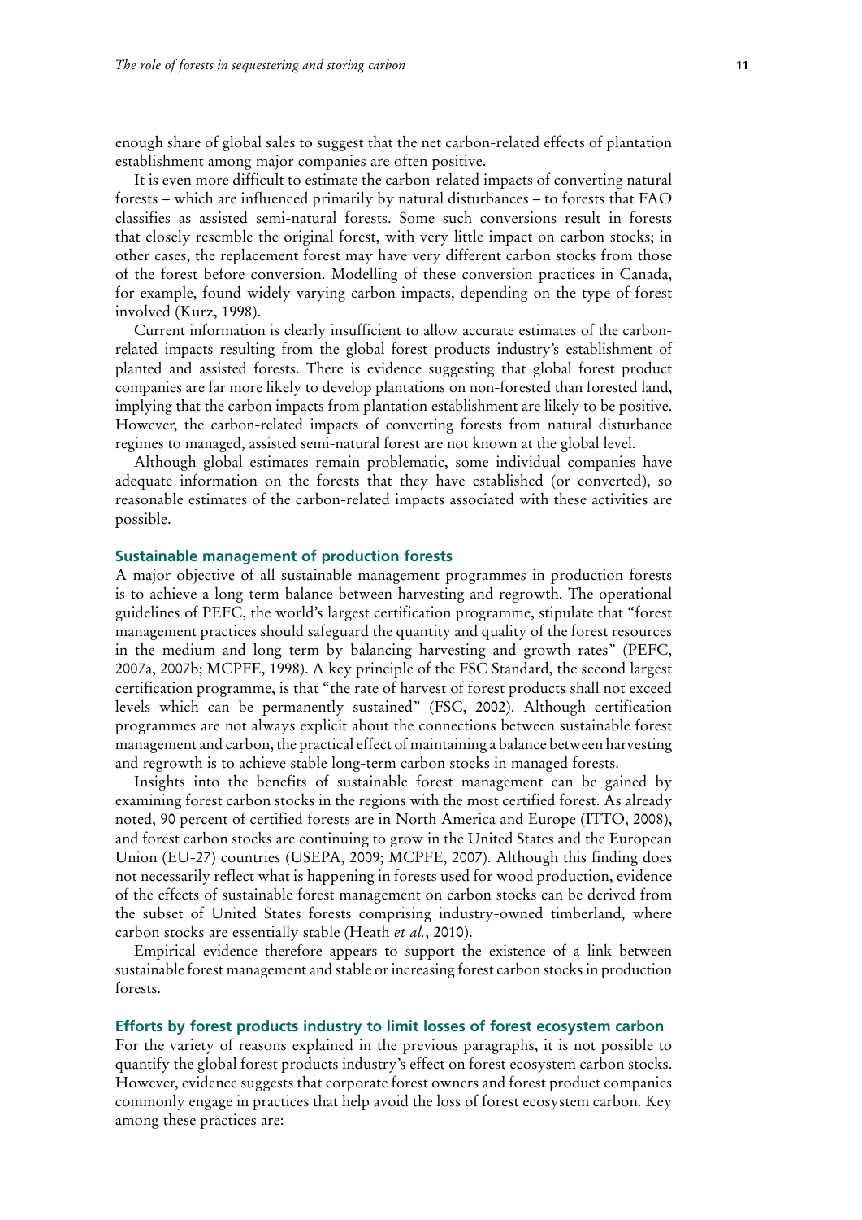enough share of global sales to suggest that the net carbon-related effects of plantation establishment among major companies are often positive.

It is even more difficult to estimate the carbon-related impacts of converting natural forests – which are influenced primarily by natural disturbances – to forests that FAO classifies as assisted semi-natural forests. Some such conversions result in forests that closely resemble the original forest, with very little impact on carbon stocks; in other cases, the replacement forest may have very different carbon stocks from those of the forest before conversion. Modelling of these conversion practices in Canada, for example, found widely varying carbon impacts, depending on the type of forest involved (Kurz, 1998).

Current information is clearly insufficient to allow accurate estimates of the carbon-related impacts resulting from the global forest products industry's establishment of planted and assisted forests. There is evidence suggesting that global forest product companies are far more likely to develop plantations on non-forested than forested land, implying that the carbon impacts from plantation establishment are likely to be positive. However, the carbon-related impacts of converting forests from natural disturbance regimes to managed, assisted semi-natural forest are not known at the global level.

Although global estimates remain problematic, some individual companies have adequate information on the forests that they have established (or converted), so reasonable estimates of the carbon-related impacts associated with these activities are possible.

### Sustainable management of production forests

A major objective of all sustainable management programmes in production forests is to achieve a long-term balance between harvesting and regrowth. The operational guidelines of PEFC, the world's largest certification programme, stipulate that "forest management practices should safeguard the quantity and quality of the forest resources in the medium and long term by balancing harvesting and growth rates" (PEFC, 2007a, 2007b; MCPFE, 1998). A key principle of the FSC Standard, the second largest certification programme, is that "the rate of harvest of forest products shall not exceed levels which can be permanently sustained" (FSC, 2002). Although certification programmes are not always explicit about the connections between sustainable forest management and carbon, the practical effect of maintaining a balance between harvesting and regrowth is to achieve stable long-term carbon stocks in managed forests.

Insights into the benefits of sustainable forest management can be gained by examining forest carbon stocks in the regions with the most certified forest. As already noted, 90 percent of certified forests are in North America and Europe (ITTO, 2008), and forest carbon stocks are continuing to grow in the United States and the European Union (EU-27) countries (USEPA, 2009; MCPFE, 2007). Although this finding does not necessarily reflect what is happening in forests used for wood production, evidence of the effects of sustainable forest management on carbon stocks can be derived from the subset of United States forests comprising industry-owned timberland, where carbon stocks are essentially stable (Heath *et al.*, 2010).

Empirical evidence therefore appears to support the existence of a link between sustainable forest management and stable or increasing forest carbon stocks in production forests.

### Efforts by forest products industry to limit losses of forest ecosystem carbon

For the variety of reasons explained in the previous paragraphs, it is not possible to quantify the global forest products industry's effect on forest ecosystem carbon stocks. However, evidence suggests that corporate forest owners and forest product companies commonly engage in practices that help avoid the loss of forest ecosystem carbon. Key among these practices are: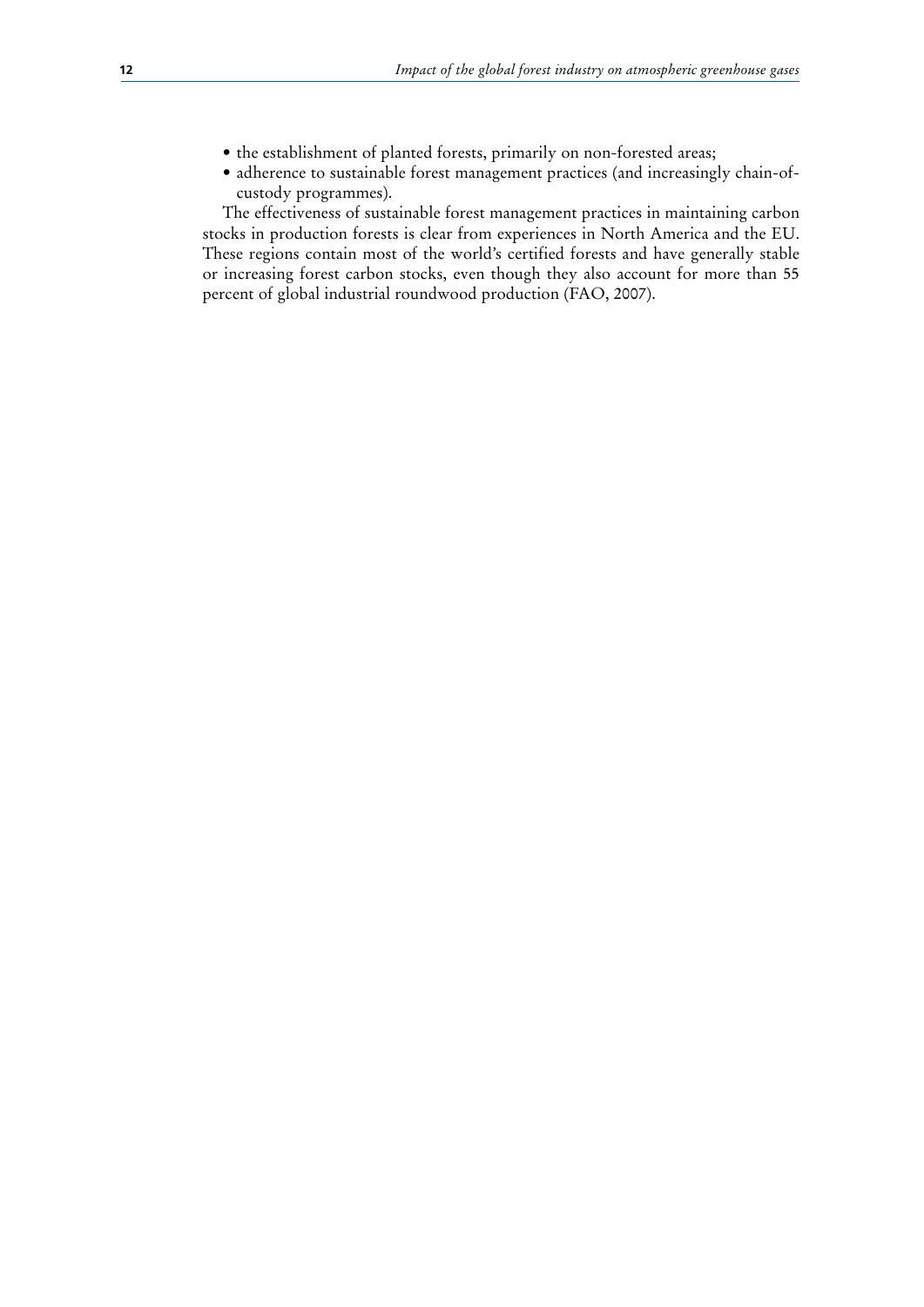- the establishment of planted forests, primarily on non-forested areas;
- adherence to sustainable forest management practices (and increasingly chain-of-custody programmes).

The effectiveness of sustainable forest management practices in maintaining carbon stocks in production forests is clear from experiences in North America and the EU. These regions contain most of the world's certified forests and have generally stable or increasing forest carbon stocks, even though they also account for more than 55 percent of global industrial roundwood production (FAO, 2007).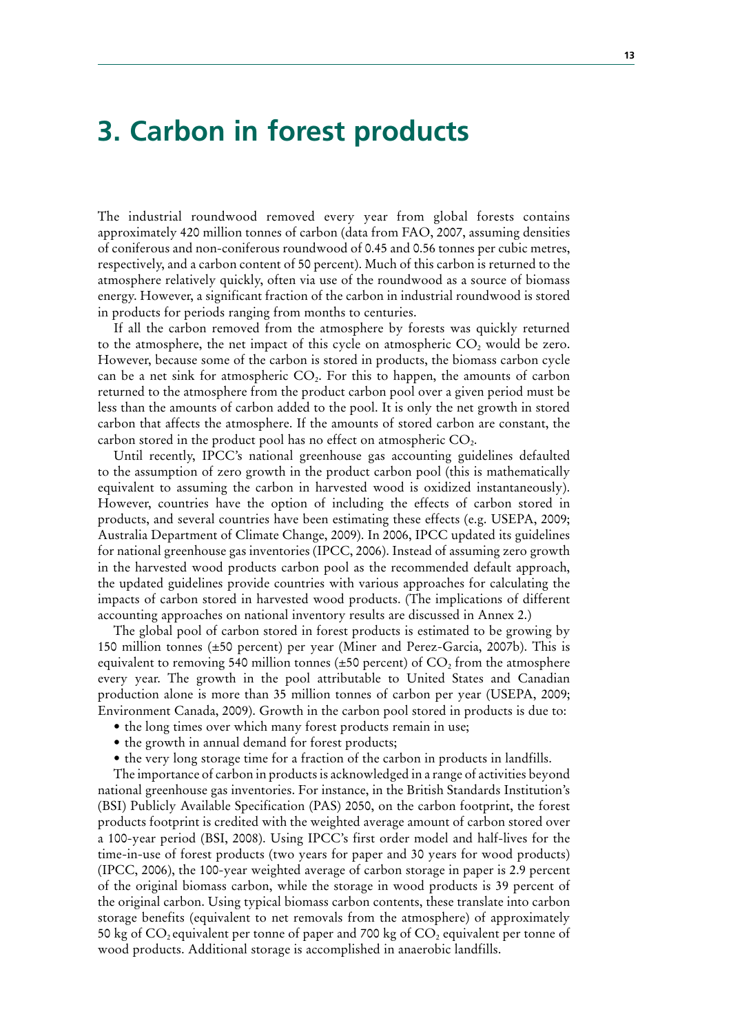# 3. Carbon in forest products

The industrial roundwood removed every year from global forests contains approximately 420 million tonnes of carbon (data from FAO, 2007, assuming densities of coniferous and non-coniferous roundwood of 0.45 and 0.56 tonnes per cubic metres, respectively, and a carbon content of 50 percent). Much of this carbon is returned to the atmosphere relatively quickly, often via use of the roundwood as a source of biomass energy. However, a significant fraction of the carbon in industrial roundwood is stored in products for periods ranging from months to centuries.

If all the carbon removed from the atmosphere by forests was quickly returned to the atmosphere, the net impact of this cycle on atmospheric $CO_2$ would be zero. However, because some of the carbon is stored in products, the biomass carbon cycle can be a net sink for atmospheric $CO_2$. For this to happen, the amounts of carbon returned to the atmosphere from the product carbon pool over a given period must be less than the amounts of carbon added to the pool. It is only the net growth in stored carbon that affects the atmosphere. If the amounts of stored carbon are constant, the carbon stored in the product pool has no effect on atmospheric $CO_2$.

Until recently, IPCC's national greenhouse gas accounting guidelines defaulted to the assumption of zero growth in the product carbon pool (this is mathematically equivalent to assuming the carbon in harvested wood is oxidized instantaneously). However, countries have the option of including the effects of carbon stored in products, and several countries have been estimating these effects (e.g. USEPA, 2009; Australia Department of Climate Change, 2009). In 2006, IPCC updated its guidelines for national greenhouse gas inventories (IPCC, 2006). Instead of assuming zero growth in the harvested wood products carbon pool as the recommended default approach, the updated guidelines provide countries with various approaches for calculating the impacts of carbon stored in harvested wood products. (The implications of different accounting approaches on national inventory results are discussed in Annex 2.)

The global pool of carbon stored in forest products is estimated to be growing by 150 million tonnes (±50 percent) per year (Miner and Perez-Garcia, 2007b). This is equivalent to removing 540 million tonnes (±50 percent) of $CO_2$ from the atmosphere every year. The growth in the pool attributable to United States and Canadian production alone is more than 35 million tonnes of carbon per year (USEPA, 2009; Environment Canada, 2009). Growth in the carbon pool stored in products is due to:

- the long times over which many forest products remain in use;
- the growth in annual demand for forest products;
- the very long storage time for a fraction of the carbon in products in landfills.

The importance of carbon in products is acknowledged in a range of activities beyond national greenhouse gas inventories. For instance, in the British Standards Institution's (BSI) Publicly Available Specification (PAS) 2050, on the carbon footprint, the forest products footprint is credited with the weighted average amount of carbon stored over a 100-year period (BSI, 2008). Using IPCC's first order model and half-lives for the time-in-use of forest products (two years for paper and 30 years for wood products) (IPCC, 2006), the 100-year weighted average of carbon storage in paper is 2.9 percent of the original biomass carbon, while the storage in wood products is 39 percent of the original carbon. Using typical biomass carbon contents, these translate into carbon storage benefits (equivalent to net removals from the atmosphere) of approximately 50 kg of $CO_2$ equivalent per tonne of paper and 700 kg of $CO_2$ equivalent per tonne of wood products. Additional storage is accomplished in anaerobic landfills.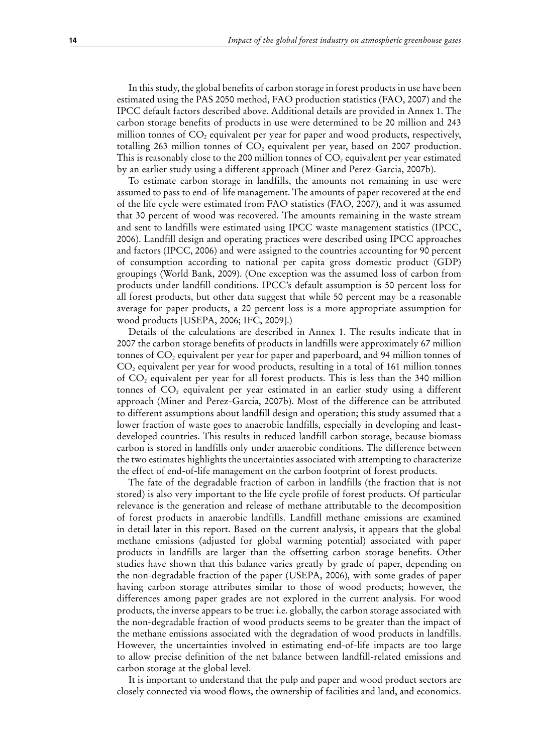In this study, the global benefits of carbon storage in forest products in use have been estimated using the PAS 2050 method, FAO production statistics (FAO, 2007) and the IPCC default factors described above. Additional details are provided in Annex 1. The carbon storage benefits of products in use were determined to be 20 million and 243 million tonnes of $CO_2$ equivalent per year for paper and wood products, respectively, totalling 263 million tonnes of $CO_2$ equivalent per year, based on 2007 production. This is reasonably close to the 200 million tonnes of $CO_2$ equivalent per year estimated by an earlier study using a different approach (Miner and Perez-Garcia, 2007b).

To estimate carbon storage in landfills, the amounts not remaining in use were assumed to pass to end-of-life management. The amounts of paper recovered at the end of the life cycle were estimated from FAO statistics (FAO, 2007), and it was assumed that 30 percent of wood was recovered. The amounts remaining in the waste stream and sent to landfills were estimated using IPCC waste management statistics (IPCC, 2006). Landfill design and operating practices were described using IPCC approaches and factors (IPCC, 2006) and were assigned to the countries accounting for 90 percent of consumption according to national per capita gross domestic product (GDP) groupings (World Bank, 2009). (One exception was the assumed loss of carbon from products under landfill conditions. IPCC's default assumption is 50 percent loss for all forest products, but other data suggest that while 50 percent may be a reasonable average for paper products, a 20 percent loss is a more appropriate assumption for wood products [USEPA, 2006; IFC, 2009].)

Details of the calculations are described in Annex 1. The results indicate that in 2007 the carbon storage benefits of products in landfills were approximately 67 million tonnes of $CO_2$ equivalent per year for paper and paperboard, and 94 million tonnes of $CO_2$ equivalent per year for wood products, resulting in a total of 161 million tonnes of $CO_2$ equivalent per year for all forest products. This is less than the 340 million tonnes of $CO_2$ equivalent per year estimated in an earlier study using a different approach (Miner and Perez-Garcia, 2007b). Most of the difference can be attributed to different assumptions about landfill design and operation; this study assumed that a lower fraction of waste goes to anaerobic landfills, especially in developing and least-developed countries. This results in reduced landfill carbon storage, because biomass carbon is stored in landfills only under anaerobic conditions. The difference between the two estimates highlights the uncertainties associated with attempting to characterize the effect of end-of-life management on the carbon footprint of forest products.

The fate of the degradable fraction of carbon in landfills (the fraction that is not stored) is also very important to the life cycle profile of forest products. Of particular relevance is the generation and release of methane attributable to the decomposition of forest products in anaerobic landfills. Landfill methane emissions are examined in detail later in this report. Based on the current analysis, it appears that the global methane emissions (adjusted for global warming potential) associated with paper products in landfills are larger than the offsetting carbon storage benefits. Other studies have shown that this balance varies greatly by grade of paper, depending on the non-degradable fraction of the paper (USEPA, 2006), with some grades of paper having carbon storage attributes similar to those of wood products; however, the differences among paper grades are not explored in the current analysis. For wood products, the inverse appears to be true: i.e. globally, the carbon storage associated with the non-degradable fraction of wood products seems to be greater than the impact of the methane emissions associated with the degradation of wood products in landfills. However, the uncertainties involved in estimating end-of-life impacts are too large to allow precise definition of the net balance between landfill-related emissions and carbon storage at the global level.

It is important to understand that the pulp and paper and wood product sectors are closely connected via wood flows, the ownership of facilities and land, and economics.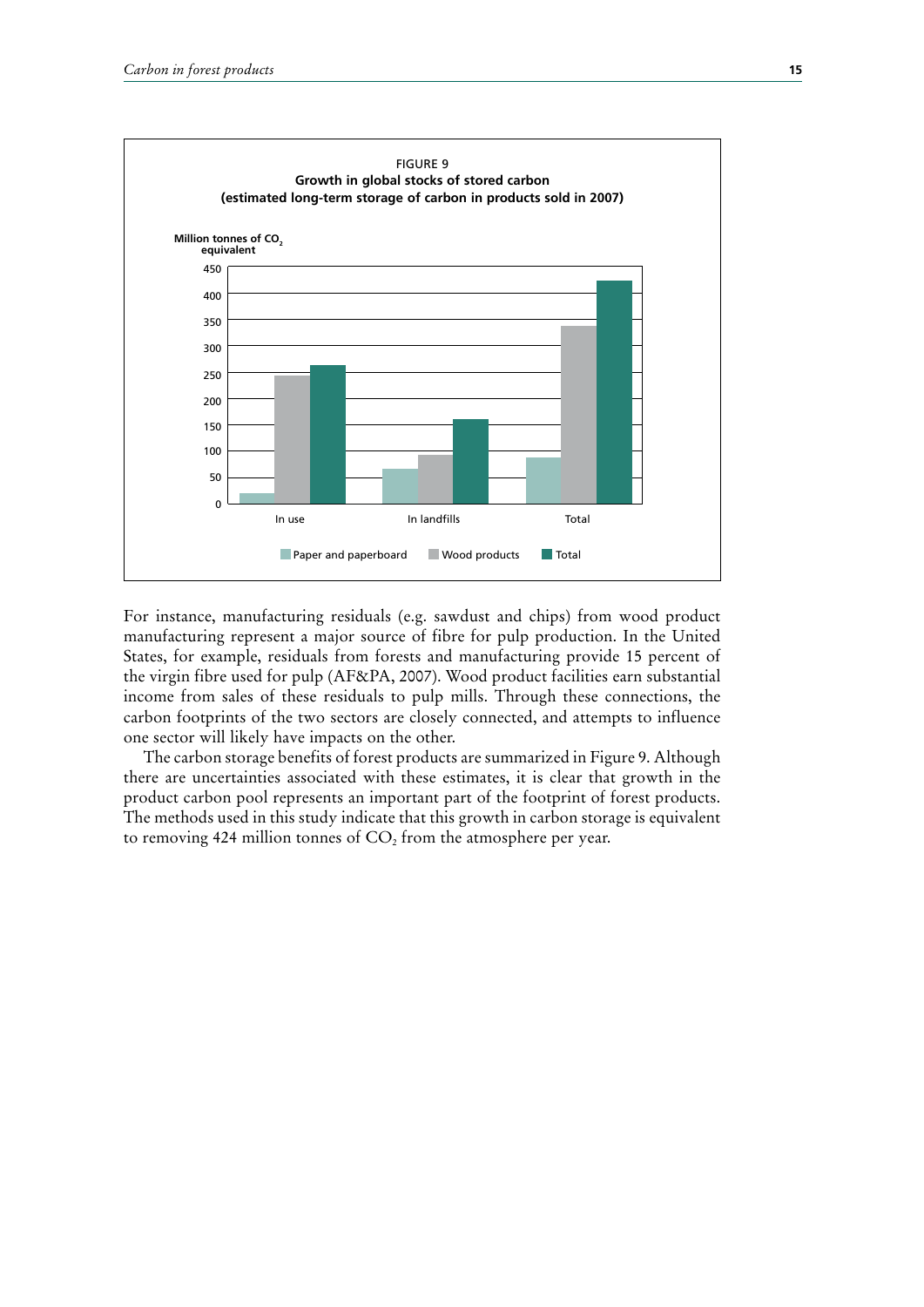FIGURE 9

**Growth in global stocks of stored carbon (estimated long-term storage of carbon in products sold in 2007)**

For instance, manufacturing residuals (e.g. sawdust and chips) from wood product manufacturing represent a major source of fibre for pulp production. In the United States, for example, residuals from forests and manufacturing provide 15 percent of the virgin fibre used for pulp (AF&PA, 2007). Wood product facilities earn substantial income from sales of these residuals to pulp mills. Through these connections, the carbon footprints of the two sectors are closely connected, and attempts to influence one sector will likely have impacts on the other.

The carbon storage benefits of forest products are summarized in Figure 9. Although there are uncertainties associated with these estimates, it is clear that growth in the product carbon pool represents an important part of the footprint of forest products. The methods used in this study indicate that this growth in carbon storage is equivalent to removing 424 million tonnes of $CO_2$ from the atmosphere per year.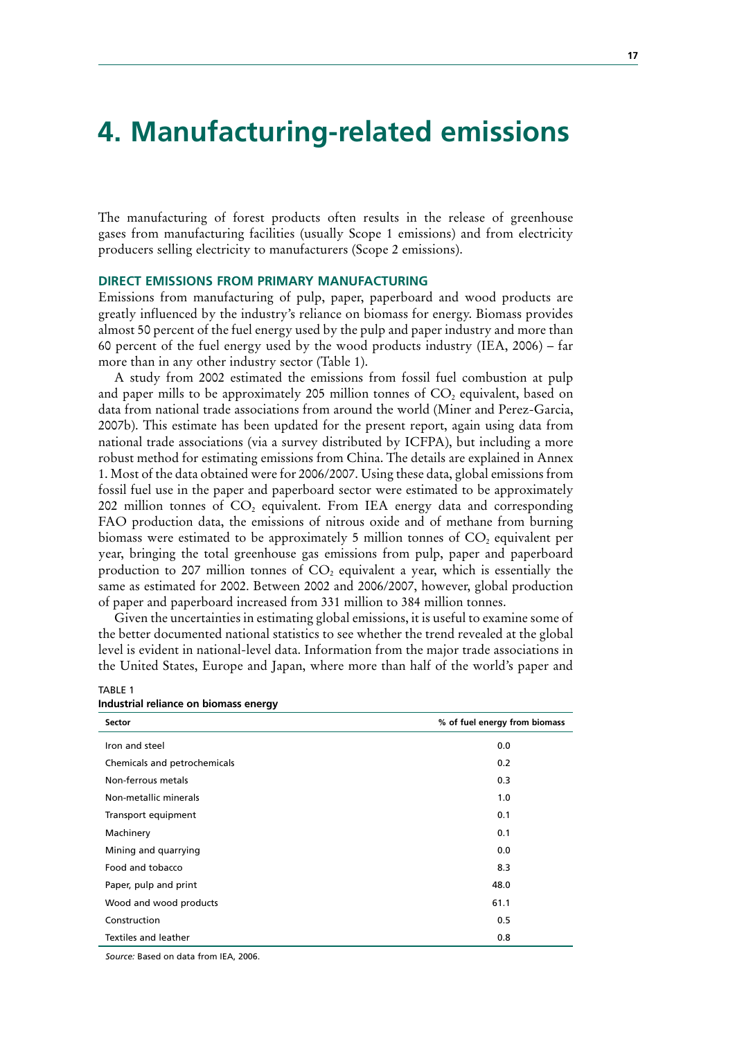# 4. Manufacturing-related emissions

The manufacturing of forest products often results in the release of greenhouse gases from manufacturing facilities (usually Scope 1 emissions) and from electricity producers selling electricity to manufacturers (Scope 2 emissions).

## DIRECT EMISSIONS FROM PRIMARY MANUFACTURING

Emissions from manufacturing of pulp, paper, paperboard and wood products are greatly influenced by the industry's reliance on biomass for energy. Biomass provides almost 50 percent of the fuel energy used by the pulp and paper industry and more than 60 percent of the fuel energy used by the wood products industry (IEA, 2006) – far more than in any other industry sector (Table 1).

A study from 2002 estimated the emissions from fossil fuel combustion at pulp and paper mills to be approximately 205 million tonnes of $CO_2$ equivalent, based on data from national trade associations from around the world (Miner and Perez-Garcia, 2007b). This estimate has been updated for the present report, again using data from national trade associations (via a survey distributed by ICFPA), but including a more robust method for estimating emissions from China. The details are explained in Annex 1. Most of the data obtained were for 2006/2007. Using these data, global emissions from fossil fuel use in the paper and paperboard sector were estimated to be approximately 202 million tonnes of $CO_2$ equivalent. From IEA energy data and corresponding FAO production data, the emissions of nitrous oxide and of methane from burning biomass were estimated to be approximately 5 million tonnes of $CO_2$ equivalent per year, bringing the total greenhouse gas emissions from pulp, paper and paperboard production to 207 million tonnes of $CO_2$ equivalent a year, which is essentially the same as estimated for 2002. Between 2002 and 2006/2007, however, global production of paper and paperboard increased from 331 million to 384 million tonnes.

Given the uncertainties in estimating global emissions, it is useful to examine some of the better documented national statistics to see whether the trend revealed at the global level is evident in national-level data. Information from the major trade associations in the United States, Europe and Japan, where more than half of the world's paper and

TABLE 1
**Industrial reliance on biomass energy**

| Sector | % of fuel energy from biomass |
|---|---|
| Iron and steel | 0.0 |
| Chemicals and petrochemicals | 0.2 |
| Non-ferrous metals | 0.3 |
| Non-metallic minerals | 1.0 |
| Transport equipment | 0.1 |
| Machinery | 0.1 |
| Mining and quarrying | 0.0 |
| Food and tobacco | 8.3 |
| Paper, pulp and print | 48.0 |
| Wood and wood products | 61.1 |
| Construction | 0.5 |
| Textiles and leather | 0.8 |

*Source:* Based on data from IEA, 2006.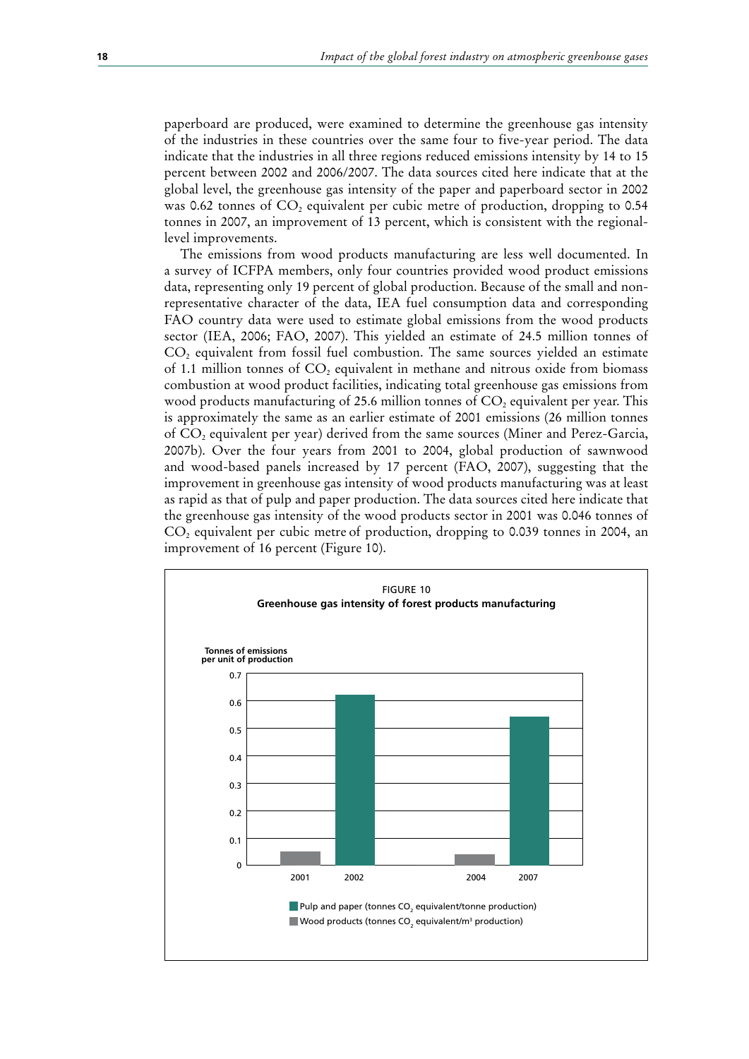paperboard are produced, were examined to determine the greenhouse gas intensity of the industries in these countries over the same four to five-year period. The data indicate that the industries in all three regions reduced emissions intensity by 14 to 15 percent between 2002 and 2006/2007. The data sources cited here indicate that at the global level, the greenhouse gas intensity of the paper and paperboard sector in 2002 was 0.62 tonnes of $CO_2$ equivalent per cubic metre of production, dropping to 0.54 tonnes in 2007, an improvement of 13 percent, which is consistent with the regional-level improvements.

The emissions from wood products manufacturing are less well documented. In a survey of ICFPA members, only four countries provided wood product emissions data, representing only 19 percent of global production. Because of the small and non-representative character of the data, IEA fuel consumption data and corresponding FAO country data were used to estimate global emissions from the wood products sector (IEA, 2006; FAO, 2007). This yielded an estimate of 24.5 million tonnes of $CO_2$ equivalent from fossil fuel combustion. The same sources yielded an estimate of 1.1 million tonnes of $CO_2$ equivalent in methane and nitrous oxide from biomass combustion at wood product facilities, indicating total greenhouse gas emissions from wood products manufacturing of 25.6 million tonnes of $CO_2$ equivalent per year. This is approximately the same as an earlier estimate of 2001 emissions (26 million tonnes of $CO_2$ equivalent per year) derived from the same sources (Miner and Perez-Garcia, 2007b). Over the four years from 2001 to 2004, global production of sawnwood and wood-based panels increased by 17 percent (FAO, 2007), suggesting that the improvement in greenhouse gas intensity of wood products manufacturing was at least as rapid as that of pulp and paper production. The data sources cited here indicate that the greenhouse gas intensity of the wood products sector in 2001 was 0.046 tonnes of $CO_2$ equivalent per cubic metre of production, dropping to 0.039 tonnes in 2004, an improvement of 16 percent (Figure 10).

FIGURE 10
**Greenhouse gas intensity of forest products manufacturing**

| Year | Wood products (tonnes $CO_2$ equivalent/m$^3$ production) | Pulp and paper (tonnes $CO_2$ equivalent/tonne production) |
|---|---|---|
| 2001 | 0.046 | |
| 2002 | | 0.62 |
| 2004 | 0.039 | |
| 2007 | | 0.54 |

Tonnes of emissions per unit of production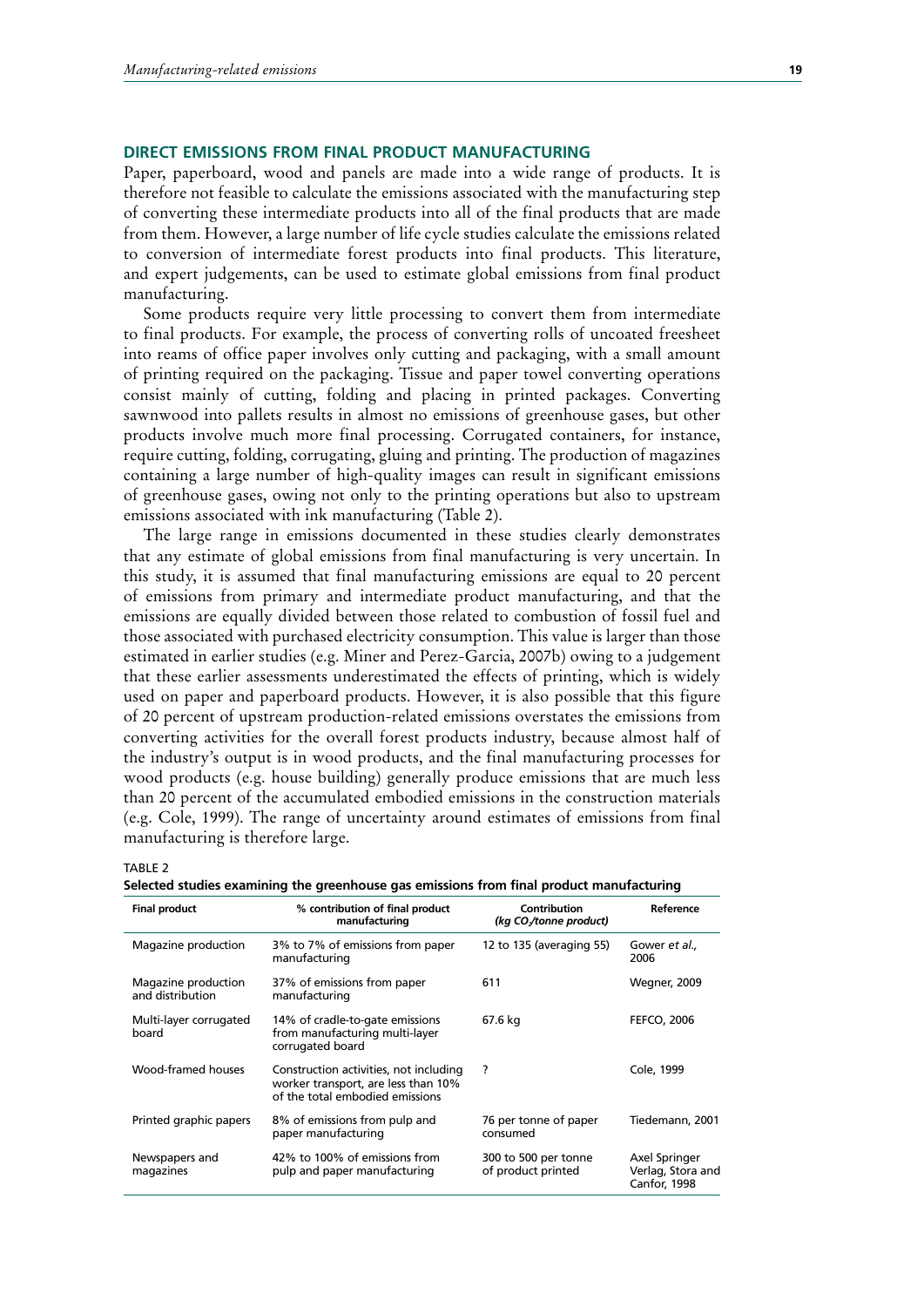## DIRECT EMISSIONS FROM FINAL PRODUCT MANUFACTURING

Paper, paperboard, wood and panels are made into a wide range of products. It is therefore not feasible to calculate the emissions associated with the manufacturing step of converting these intermediate products into all of the final products that are made from them. However, a large number of life cycle studies calculate the emissions related to conversion of intermediate forest products into final products. This literature, and expert judgements, can be used to estimate global emissions from final product manufacturing.

Some products require very little processing to convert them from intermediate to final products. For example, the process of converting rolls of uncoated freesheet into reams of office paper involves only cutting and packaging, with a small amount of printing required on the packaging. Tissue and paper towel converting operations consist mainly of cutting, folding and placing in printed packages. Converting sawnwood into pallets results in almost no emissions of greenhouse gases, but other products involve much more final processing. Corrugated containers, for instance, require cutting, folding, corrugating, gluing and printing. The production of magazines containing a large number of high-quality images can result in significant emissions of greenhouse gases, owing not only to the printing operations but also to upstream emissions associated with ink manufacturing (Table 2).

The large range in emissions documented in these studies clearly demonstrates that any estimate of global emissions from final manufacturing is very uncertain. In this study, it is assumed that final manufacturing emissions are equal to 20 percent of emissions from primary and intermediate product manufacturing, and that the emissions are equally divided between those related to combustion of fossil fuel and those associated with purchased electricity consumption. This value is larger than those estimated in earlier studies (e.g. Miner and Perez-Garcia, 2007b) owing to a judgement that these earlier assessments underestimated the effects of printing, which is widely used on paper and paperboard products. However, it is also possible that this figure of 20 percent of upstream production-related emissions overstates the emissions from converting activities for the overall forest products industry, because almost half of the industry's output is in wood products, and the final manufacturing processes for wood products (e.g. house building) generally produce emissions that are much less than 20 percent of the accumulated embodied emissions in the construction materials (e.g. Cole, 1999). The range of uncertainty around estimates of emissions from final manufacturing is therefore large.

TABLE 2
**Selected studies examining the greenhouse gas emissions from final product manufacturing**

| Final product | % contribution of final product manufacturing | Contribution *(kg $CO_2$/tonne product)* | Reference |
|---|---|---|---|
| Magazine production | 3% to 7% of emissions from paper manufacturing | 12 to 135 (averaging 55) | Gower *et al.*, 2006 |
| Magazine production and distribution | 37% of emissions from paper manufacturing | 611 | Wegner, 2009 |
| Multi-layer corrugated board | 14% of cradle-to-gate emissions from manufacturing multi-layer corrugated board | 67.6 kg | FEFCO, 2006 |
| Wood-framed houses | Construction activities, not including worker transport, are less than 10% of the total embodied emissions | ? | Cole, 1999 |
| Printed graphic papers | 8% of emissions from pulp and paper manufacturing | 76 per tonne of paper consumed | Tiedemann, 2001 |
| Newspapers and magazines | 42% to 100% of emissions from pulp and paper manufacturing | 300 to 500 per tonne of product printed | Axel Springer Verlag, Stora and Canfor, 1998 |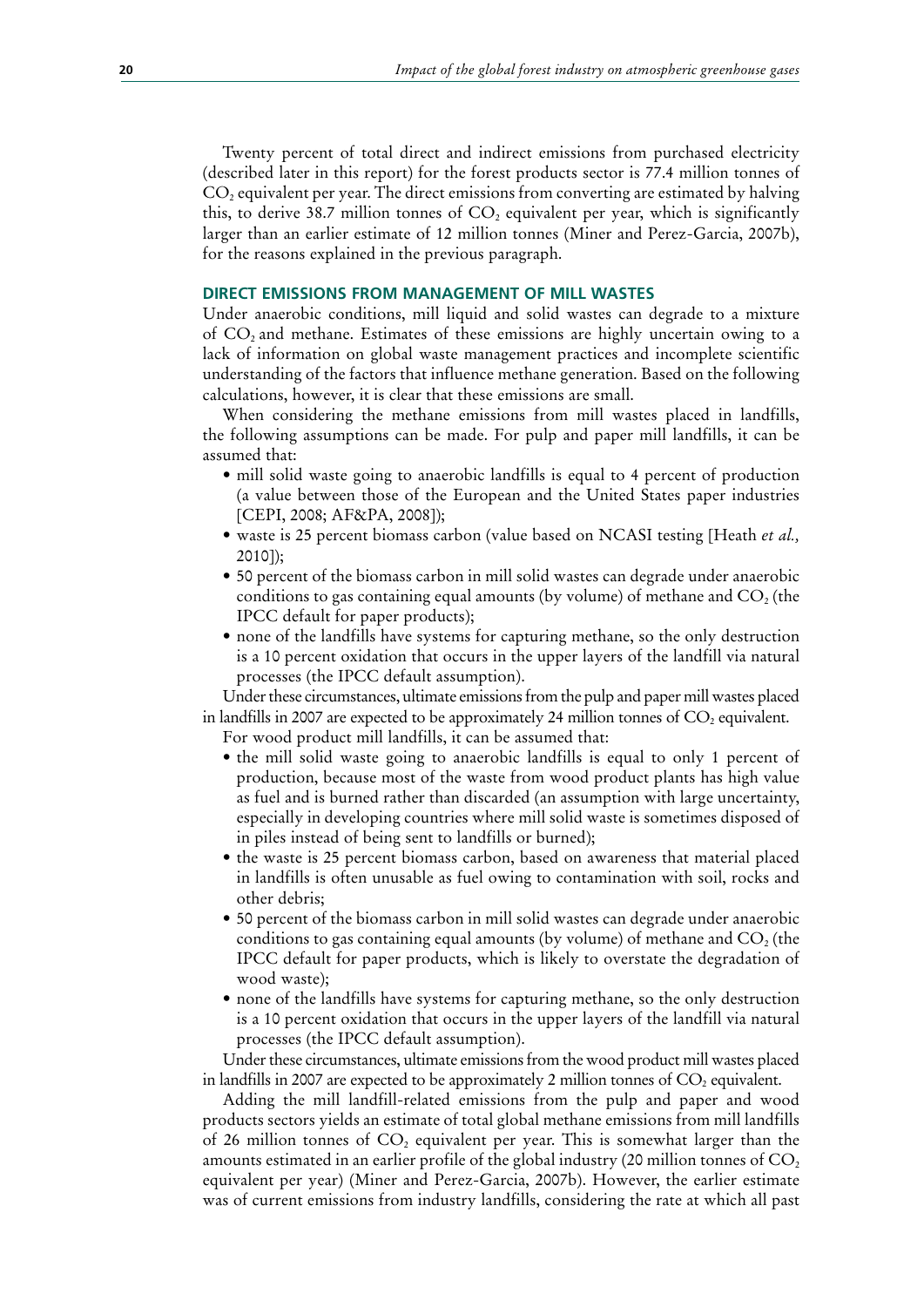Twenty percent of total direct and indirect emissions from purchased electricity (described later in this report) for the forest products sector is 77.4 million tonnes of $CO_2$ equivalent per year. The direct emissions from converting are estimated by halving this, to derive 38.7 million tonnes of $CO_2$ equivalent per year, which is significantly larger than an earlier estimate of 12 million tonnes (Miner and Perez-Garcia, 2007b), for the reasons explained in the previous paragraph.

## DIRECT EMISSIONS FROM MANAGEMENT OF MILL WASTES

Under anaerobic conditions, mill liquid and solid wastes can degrade to a mixture of $CO_2$ and methane. Estimates of these emissions are highly uncertain owing to a lack of information on global waste management practices and incomplete scientific understanding of the factors that influence methane generation. Based on the following calculations, however, it is clear that these emissions are small.

When considering the methane emissions from mill wastes placed in landfills, the following assumptions can be made. For pulp and paper mill landfills, it can be assumed that:

- mill solid waste going to anaerobic landfills is equal to 4 percent of production (a value between those of the European and the United States paper industries [CEPI, 2008; AF&PA, 2008]);
- waste is 25 percent biomass carbon (value based on NCASI testing [Heath *et al.,* 2010]);
- 50 percent of the biomass carbon in mill solid wastes can degrade under anaerobic conditions to gas containing equal amounts (by volume) of methane and $CO_2$ (the IPCC default for paper products);
- none of the landfills have systems for capturing methane, so the only destruction is a 10 percent oxidation that occurs in the upper layers of the landfill via natural processes (the IPCC default assumption).

Under these circumstances, ultimate emissions from the pulp and paper mill wastes placed in landfills in 2007 are expected to be approximately 24 million tonnes of $CO_2$ equivalent.

For wood product mill landfills, it can be assumed that:

- the mill solid waste going to anaerobic landfills is equal to only 1 percent of production, because most of the waste from wood product plants has high value as fuel and is burned rather than discarded (an assumption with large uncertainty, especially in developing countries where mill solid waste is sometimes disposed of in piles instead of being sent to landfills or burned);
- the waste is 25 percent biomass carbon, based on awareness that material placed in landfills is often unusable as fuel owing to contamination with soil, rocks and other debris;
- 50 percent of the biomass carbon in mill solid wastes can degrade under anaerobic conditions to gas containing equal amounts (by volume) of methane and $CO_2$ (the IPCC default for paper products, which is likely to overstate the degradation of wood waste);
- none of the landfills have systems for capturing methane, so the only destruction is a 10 percent oxidation that occurs in the upper layers of the landfill via natural processes (the IPCC default assumption).

Under these circumstances, ultimate emissions from the wood product mill wastes placed in landfills in 2007 are expected to be approximately 2 million tonnes of $CO_2$ equivalent.

Adding the mill landfill-related emissions from the pulp and paper and wood products sectors yields an estimate of total global methane emissions from mill landfills of 26 million tonnes of $CO_2$ equivalent per year. This is somewhat larger than the amounts estimated in an earlier profile of the global industry (20 million tonnes of $CO_2$ equivalent per year) (Miner and Perez-Garcia, 2007b). However, the earlier estimate was of current emissions from industry landfills, considering the rate at which all past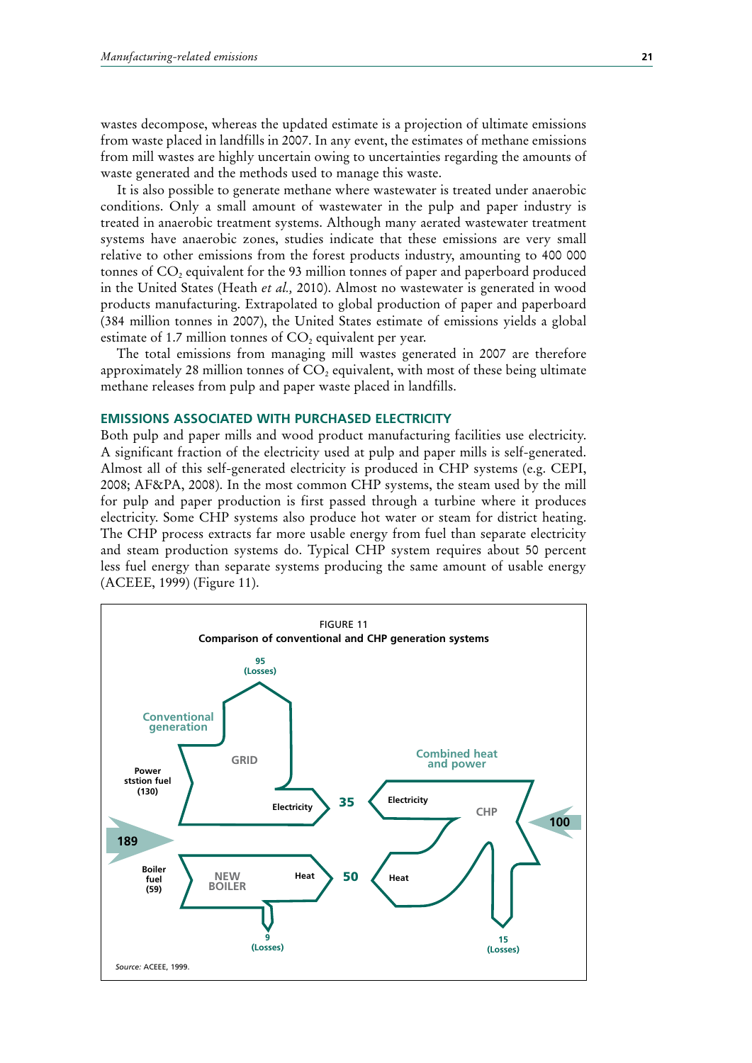wastes decompose, whereas the updated estimate is a projection of ultimate emissions from waste placed in landfills in 2007. In any event, the estimates of methane emissions from mill wastes are highly uncertain owing to uncertainties regarding the amounts of waste generated and the methods used to manage this waste.

It is also possible to generate methane where wastewater is treated under anaerobic conditions. Only a small amount of wastewater in the pulp and paper industry is treated in anaerobic treatment systems. Although many aerated wastewater treatment systems have anaerobic zones, studies indicate that these emissions are very small relative to other emissions from the forest products industry, amounting to 400 000 tonnes of $CO_2$ equivalent for the 93 million tonnes of paper and paperboard produced in the United States (Heath *et al.,* 2010). Almost no wastewater is generated in wood products manufacturing. Extrapolated to global production of paper and paperboard (384 million tonnes in 2007), the United States estimate of emissions yields a global estimate of 1.7 million tonnes of $CO_2$ equivalent per year.

The total emissions from managing mill wastes generated in 2007 are therefore approximately 28 million tonnes of $CO_2$ equivalent, with most of these being ultimate methane releases from pulp and paper waste placed in landfills.

## EMISSIONS ASSOCIATED WITH PURCHASED ELECTRICITY

Both pulp and paper mills and wood product manufacturing facilities use electricity. A significant fraction of the electricity used at pulp and paper mills is self-generated. Almost all of this self-generated electricity is produced in CHP systems (e.g. CEPI, 2008; AF&PA, 2008). In the most common CHP systems, the steam used by the mill for pulp and paper production is first passed through a turbine where it produces electricity. Some CHP systems also produce hot water or steam for district heating. The CHP process extracts far more usable energy from fuel than separate electricity and steam production systems do. Typical CHP system requires about 50 percent less fuel energy than separate systems producing the same amount of usable energy (ACEEE, 1999) (Figure 11).

FIGURE 11
**Comparison of conventional and CHP generation systems**

Conventional generation: 189 total fuel input — Power ststion fuel (130) → GRID → Electricity 35, with 95 (Losses); Boiler fuel (59) → NEW BOILER → Heat 50, with 9 (Losses).

Combined heat and power: 100 fuel input → CHP → Electricity 35 and Heat 50, with 15 (Losses).

*Source:* ACEEE, 1999.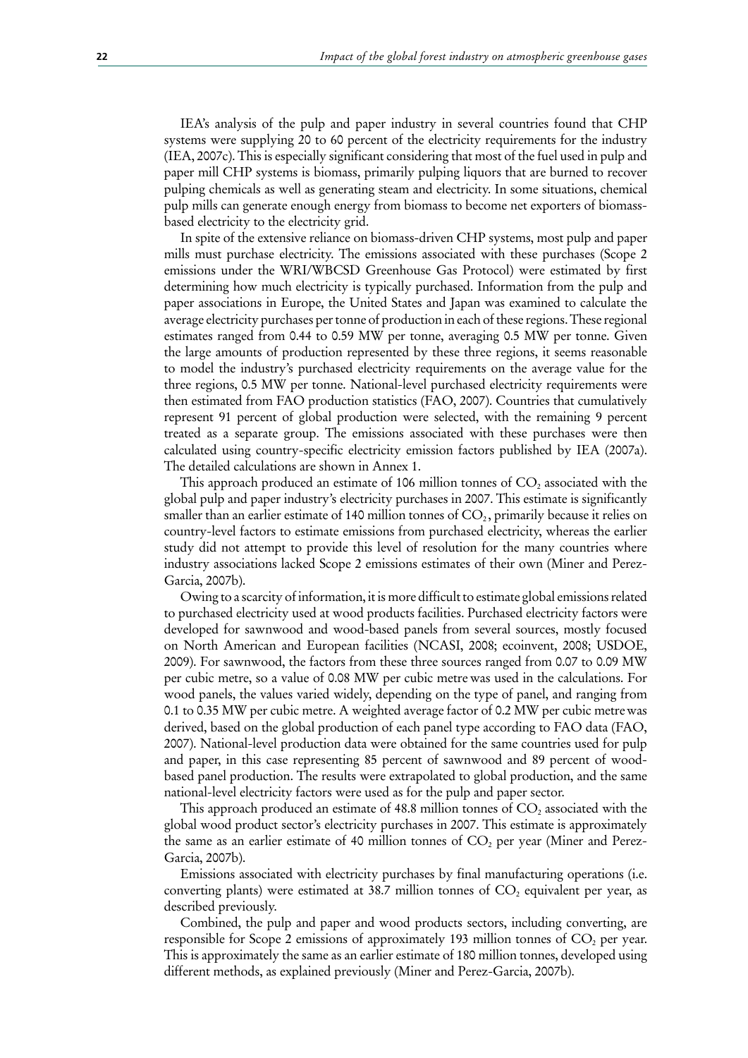IEA's analysis of the pulp and paper industry in several countries found that CHP systems were supplying 20 to 60 percent of the electricity requirements for the industry (IEA, 2007c). This is especially significant considering that most of the fuel used in pulp and paper mill CHP systems is biomass, primarily pulping liquors that are burned to recover pulping chemicals as well as generating steam and electricity. In some situations, chemical pulp mills can generate enough energy from biomass to become net exporters of biomass-based electricity to the electricity grid.

In spite of the extensive reliance on biomass-driven CHP systems, most pulp and paper mills must purchase electricity. The emissions associated with these purchases (Scope 2 emissions under the WRI/WBCSD Greenhouse Gas Protocol) were estimated by first determining how much electricity is typically purchased. Information from the pulp and paper associations in Europe, the United States and Japan was examined to calculate the average electricity purchases per tonne of production in each of these regions. These regional estimates ranged from 0.44 to 0.59 MW per tonne, averaging 0.5 MW per tonne. Given the large amounts of production represented by these three regions, it seems reasonable to model the industry's purchased electricity requirements on the average value for the three regions, 0.5 MW per tonne. National-level purchased electricity requirements were then estimated from FAO production statistics (FAO, 2007). Countries that cumulatively represent 91 percent of global production were selected, with the remaining 9 percent treated as a separate group. The emissions associated with these purchases were then calculated using country-specific electricity emission factors published by IEA (2007a). The detailed calculations are shown in Annex 1.

This approach produced an estimate of 106 million tonnes of $CO_2$ associated with the global pulp and paper industry's electricity purchases in 2007. This estimate is significantly smaller than an earlier estimate of 140 million tonnes of $CO_2$, primarily because it relies on country-level factors to estimate emissions from purchased electricity, whereas the earlier study did not attempt to provide this level of resolution for the many countries where industry associations lacked Scope 2 emissions estimates of their own (Miner and Perez-Garcia, 2007b).

Owing to a scarcity of information, it is more difficult to estimate global emissions related to purchased electricity used at wood products facilities. Purchased electricity factors were developed for sawnwood and wood-based panels from several sources, mostly focused on North American and European facilities (NCASI, 2008; ecoinvent, 2008; USDOE, 2009). For sawnwood, the factors from these three sources ranged from 0.07 to 0.09 MW per cubic metre, so a value of 0.08 MW per cubic metre was used in the calculations. For wood panels, the values varied widely, depending on the type of panel, and ranging from 0.1 to 0.35 MW per cubic metre. A weighted average factor of 0.2 MW per cubic metre was derived, based on the global production of each panel type according to FAO data (FAO, 2007). National-level production data were obtained for the same countries used for pulp and paper, in this case representing 85 percent of sawnwood and 89 percent of wood-based panel production. The results were extrapolated to global production, and the same national-level electricity factors were used as for the pulp and paper sector.

This approach produced an estimate of 48.8 million tonnes of $CO_2$ associated with the global wood product sector's electricity purchases in 2007. This estimate is approximately the same as an earlier estimate of 40 million tonnes of $CO_2$ per year (Miner and Perez-Garcia, 2007b).

Emissions associated with electricity purchases by final manufacturing operations (i.e. converting plants) were estimated at 38.7 million tonnes of $CO_2$ equivalent per year, as described previously.

Combined, the pulp and paper and wood products sectors, including converting, are responsible for Scope 2 emissions of approximately 193 million tonnes of $CO_2$ per year. This is approximately the same as an earlier estimate of 180 million tonnes, developed using different methods, as explained previously (Miner and Perez-Garcia, 2007b).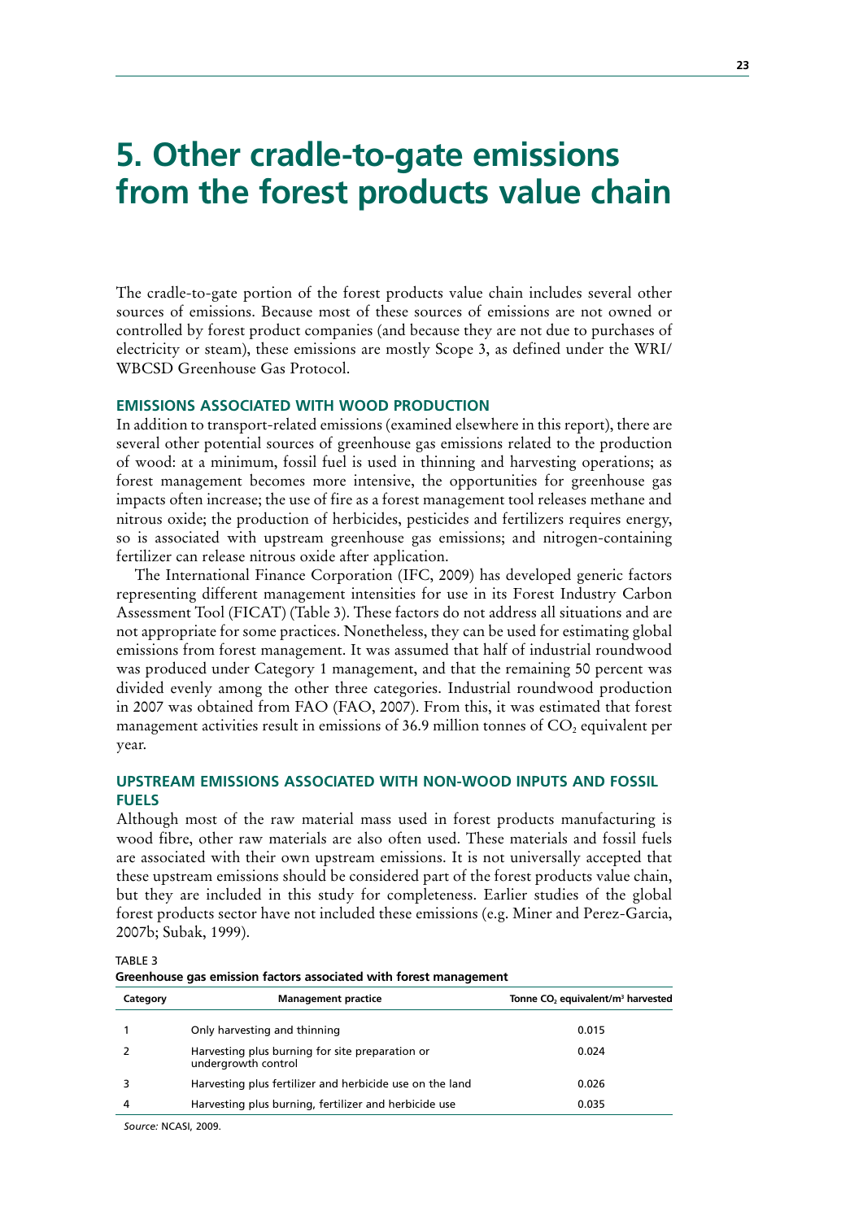# 5. Other cradle-to-gate emissions from the forest products value chain

The cradle-to-gate portion of the forest products value chain includes several other sources of emissions. Because most of these sources of emissions are not owned or controlled by forest product companies (and because they are not due to purchases of electricity or steam), these emissions are mostly Scope 3, as defined under the WRI/WBCSD Greenhouse Gas Protocol.

## EMISSIONS ASSOCIATED WITH WOOD PRODUCTION

In addition to transport-related emissions (examined elsewhere in this report), there are several other potential sources of greenhouse gas emissions related to the production of wood: at a minimum, fossil fuel is used in thinning and harvesting operations; as forest management becomes more intensive, the opportunities for greenhouse gas impacts often increase; the use of fire as a forest management tool releases methane and nitrous oxide; the production of herbicides, pesticides and fertilizers requires energy, so is associated with upstream greenhouse gas emissions; and nitrogen-containing fertilizer can release nitrous oxide after application.

The International Finance Corporation (IFC, 2009) has developed generic factors representing different management intensities for use in its Forest Industry Carbon Assessment Tool (FICAT) (Table 3). These factors do not address all situations and are not appropriate for some practices. Nonetheless, they can be used for estimating global emissions from forest management. It was assumed that half of industrial roundwood was produced under Category 1 management, and that the remaining 50 percent was divided evenly among the other three categories. Industrial roundwood production in 2007 was obtained from FAO (FAO, 2007). From this, it was estimated that forest management activities result in emissions of 36.9 million tonnes of $CO_2$ equivalent per year.

## UPSTREAM EMISSIONS ASSOCIATED WITH NON-WOOD INPUTS AND FOSSIL FUELS

Although most of the raw material mass used in forest products manufacturing is wood fibre, other raw materials are also often used. These materials and fossil fuels are associated with their own upstream emissions. It is not universally accepted that these upstream emissions should be considered part of the forest products value chain, but they are included in this study for completeness. Earlier studies of the global forest products sector have not included these emissions (e.g. Miner and Perez-Garcia, 2007b; Subak, 1999).

TABLE 3

**Greenhouse gas emission factors associated with forest management**

| Category | Management practice | Tonne $CO_2$ equivalent/m$^3$ harvested |
|---|---|---|
| 1 | Only harvesting and thinning | 0.015 |
| 2 | Harvesting plus burning for site preparation or undergrowth control | 0.024 |
| 3 | Harvesting plus fertilizer and herbicide use on the land | 0.026 |
| 4 | Harvesting plus burning, fertilizer and herbicide use | 0.035 |

*Source:* NCASI, 2009.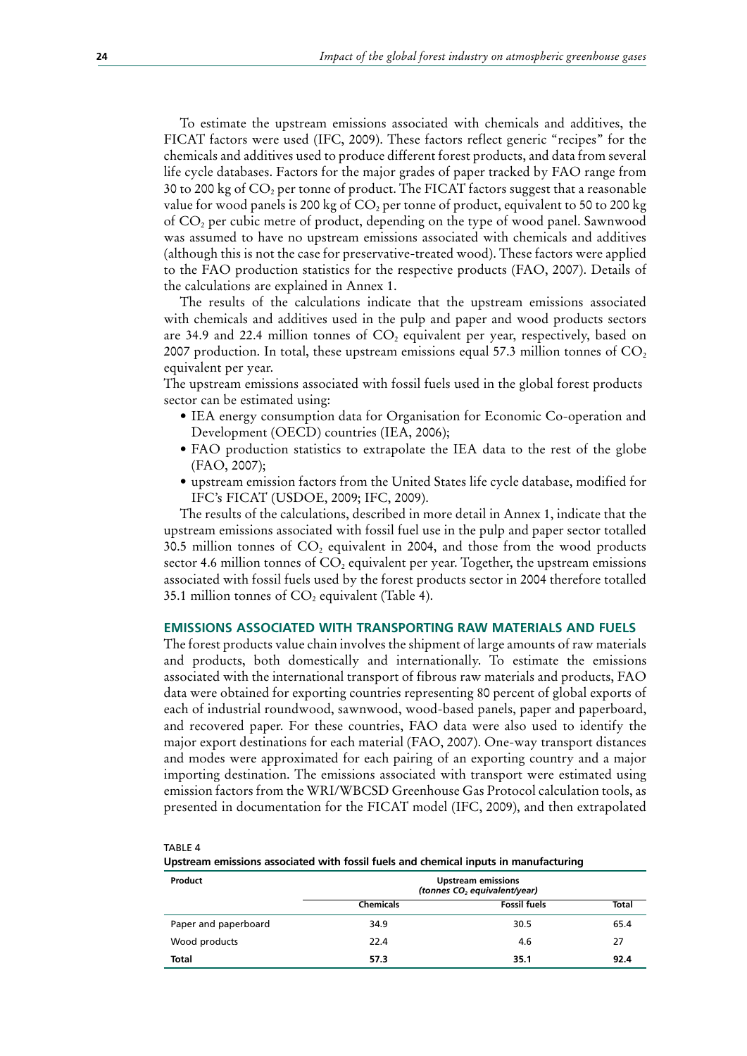To estimate the upstream emissions associated with chemicals and additives, the FICAT factors were used (IFC, 2009). These factors reflect generic "recipes" for the chemicals and additives used to produce different forest products, and data from several life cycle databases. Factors for the major grades of paper tracked by FAO range from 30 to 200 kg of $CO_2$ per tonne of product. The FICAT factors suggest that a reasonable value for wood panels is 200 kg of $CO_2$ per tonne of product, equivalent to 50 to 200 kg of $CO_2$ per cubic metre of product, depending on the type of wood panel. Sawnwood was assumed to have no upstream emissions associated with chemicals and additives (although this is not the case for preservative-treated wood). These factors were applied to the FAO production statistics for the respective products (FAO, 2007). Details of the calculations are explained in Annex 1.

The results of the calculations indicate that the upstream emissions associated with chemicals and additives used in the pulp and paper and wood products sectors are 34.9 and 22.4 million tonnes of $CO_2$ equivalent per year, respectively, based on 2007 production. In total, these upstream emissions equal 57.3 million tonnes of $CO_2$ equivalent per year.

The upstream emissions associated with fossil fuels used in the global forest products sector can be estimated using:

- IEA energy consumption data for Organisation for Economic Co-operation and Development (OECD) countries (IEA, 2006);
- FAO production statistics to extrapolate the IEA data to the rest of the globe (FAO, 2007);
- upstream emission factors from the United States life cycle database, modified for IFC's FICAT (USDOE, 2009; IFC, 2009).

The results of the calculations, described in more detail in Annex 1, indicate that the upstream emissions associated with fossil fuel use in the pulp and paper sector totalled 30.5 million tonnes of $CO_2$ equivalent in 2004, and those from the wood products sector 4.6 million tonnes of $CO_2$ equivalent per year. Together, the upstream emissions associated with fossil fuels used by the forest products sector in 2004 therefore totalled 35.1 million tonnes of $CO_2$ equivalent (Table 4).

## EMISSIONS ASSOCIATED WITH TRANSPORTING RAW MATERIALS AND FUELS

The forest products value chain involves the shipment of large amounts of raw materials and products, both domestically and internationally. To estimate the emissions associated with the international transport of fibrous raw materials and products, FAO data were obtained for exporting countries representing 80 percent of global exports of each of industrial roundwood, sawnwood, wood-based panels, paper and paperboard, and recovered paper. For these countries, FAO data were also used to identify the major export destinations for each material (FAO, 2007). One-way transport distances and modes were approximated for each pairing of an exporting country and a major importing destination. The emissions associated with transport were estimated using emission factors from the WRI/WBCSD Greenhouse Gas Protocol calculation tools, as presented in documentation for the FICAT model (IFC, 2009), and then extrapolated

TABLE 4
**Upstream emissions associated with fossil fuels and chemical inputs in manufacturing**

| Product | Upstream emissions *(tonnes $CO_2$ equivalent/year)* | | |
|---|---|---|---|
| | Chemicals | Fossil fuels | Total |
| Paper and paperboard | 34.9 | 30.5 | 65.4 |
| Wood products | 22.4 | 4.6 | 27 |
| **Total** | **57.3** | **35.1** | **92.4** |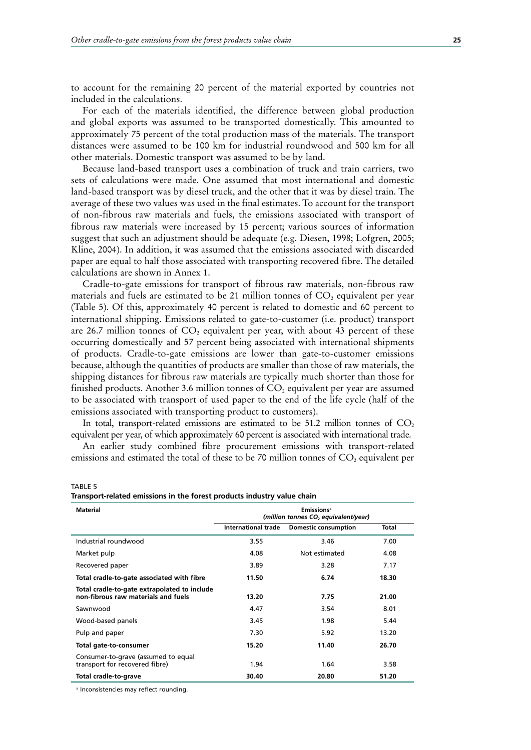to account for the remaining 20 percent of the material exported by countries not included in the calculations.

For each of the materials identified, the difference between global production and global exports was assumed to be transported domestically. This amounted to approximately 75 percent of the total production mass of the materials. The transport distances were assumed to be 100 km for industrial roundwood and 500 km for all other materials. Domestic transport was assumed to be by land.

Because land-based transport uses a combination of truck and train carriers, two sets of calculations were made. One assumed that most international and domestic land-based transport was by diesel truck, and the other that it was by diesel train. The average of these two values was used in the final estimates. To account for the transport of non-fibrous raw materials and fuels, the emissions associated with transport of fibrous raw materials were increased by 15 percent; various sources of information suggest that such an adjustment should be adequate (e.g. Diesen, 1998; Lofgren, 2005; Kline, 2004). In addition, it was assumed that the emissions associated with discarded paper are equal to half those associated with transporting recovered fibre. The detailed calculations are shown in Annex 1.

Cradle-to-gate emissions for transport of fibrous raw materials, non-fibrous raw materials and fuels are estimated to be 21 million tonnes of $CO_2$ equivalent per year (Table 5). Of this, approximately 40 percent is related to domestic and 60 percent to international shipping. Emissions related to gate-to-customer (i.e. product) transport are 26.7 million tonnes of $CO_2$ equivalent per year, with about 43 percent of these occurring domestically and 57 percent being associated with international shipments of products. Cradle-to-gate emissions are lower than gate-to-customer emissions because, although the quantities of products are smaller than those of raw materials, the shipping distances for fibrous raw materials are typically much shorter than those for finished products. Another 3.6 million tonnes of $CO_2$ equivalent per year are assumed to be associated with transport of used paper to the end of the life cycle (half of the emissions associated with transporting product to customers).

In total, transport-related emissions are estimated to be 51.2 million tonnes of $CO_2$ equivalent per year, of which approximately 60 percent is associated with international trade.

An earlier study combined fibre procurement emissions with transport-related emissions and estimated the total of these to be 70 million tonnes of $CO_2$ equivalent per

TABLE 5
**Transport-related emissions in the forest products industry value chain**

| Material | Emissions[a] *(million tonnes $CO_2$ equivalent/year)* | | |
|---|---|---|---|
| | International trade | Domestic consumption | Total |
| Industrial roundwood | 3.55 | 3.46 | 7.00 |
| Market pulp | 4.08 | Not estimated | 4.08 |
| Recovered paper | 3.89 | 3.28 | 7.17 |
| **Total cradle-to-gate associated with fibre** | **11.50** | **6.74** | **18.30** |
| **Total cradle-to-gate extrapolated to include non-fibrous raw materials and fuels** | **13.20** | **7.75** | **21.00** |
| Sawnwood | 4.47 | 3.54 | 8.01 |
| Wood-based panels | 3.45 | 1.98 | 5.44 |
| Pulp and paper | 7.30 | 5.92 | 13.20 |
| **Total gate-to-consumer** | **15.20** | **11.40** | **26.70** |
| Consumer-to-grave (assumed to equal transport for recovered fibre) | 1.94 | 1.64 | 3.58 |
| **Total cradle-to-grave** | **30.40** | **20.80** | **51.20** |

[a] Inconsistencies may reflect rounding.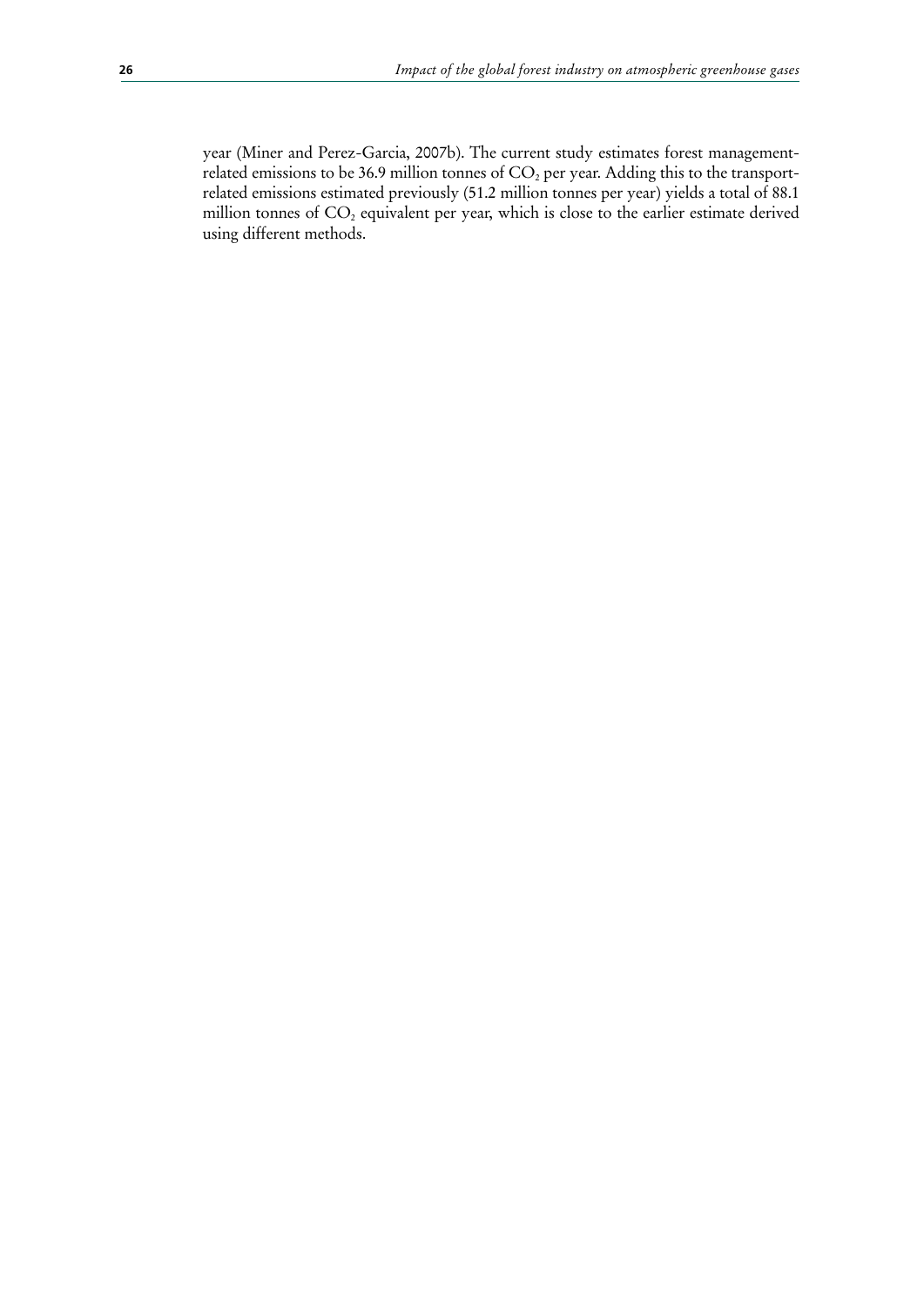year (Miner and Perez-Garcia, 2007b). The current study estimates forest management-related emissions to be 36.9 million tonnes of $CO_2$ per year. Adding this to the transport-related emissions estimated previously (51.2 million tonnes per year) yields a total of 88.1 million tonnes of $CO_2$ equivalent per year, which is close to the earlier estimate derived using different methods.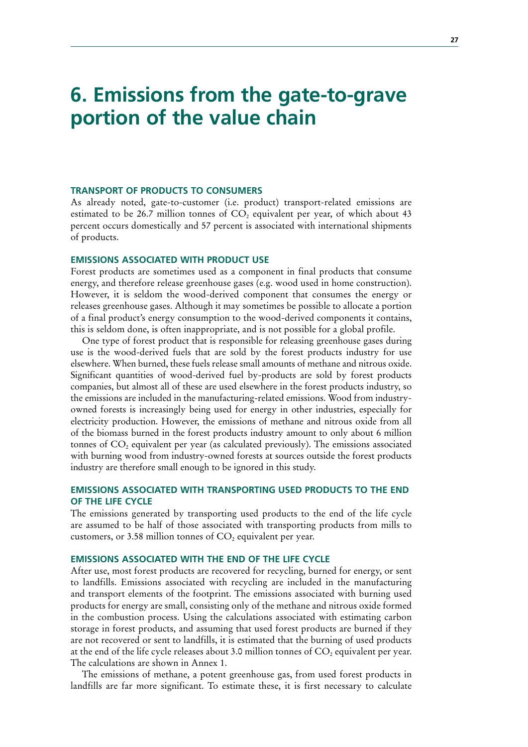# 6. Emissions from the gate-to-grave portion of the value chain

### TRANSPORT OF PRODUCTS TO CONSUMERS

As already noted, gate-to-customer (i.e. product) transport-related emissions are estimated to be 26.7 million tonnes of $CO_2$ equivalent per year, of which about 43 percent occurs domestically and 57 percent is associated with international shipments of products.

### EMISSIONS ASSOCIATED WITH PRODUCT USE

Forest products are sometimes used as a component in final products that consume energy, and therefore release greenhouse gases (e.g. wood used in home construction). However, it is seldom the wood-derived component that consumes the energy or releases greenhouse gases. Although it may sometimes be possible to allocate a portion of a final product's energy consumption to the wood-derived components it contains, this is seldom done, is often inappropriate, and is not possible for a global profile.

One type of forest product that is responsible for releasing greenhouse gases during use is the wood-derived fuels that are sold by the forest products industry for use elsewhere. When burned, these fuels release small amounts of methane and nitrous oxide. Significant quantities of wood-derived fuel by-products are sold by forest products companies, but almost all of these are used elsewhere in the forest products industry, so the emissions are included in the manufacturing-related emissions. Wood from industry-owned forests is increasingly being used for energy in other industries, especially for electricity production. However, the emissions of methane and nitrous oxide from all of the biomass burned in the forest products industry amount to only about 6 million tonnes of $CO_2$ equivalent per year (as calculated previously). The emissions associated with burning wood from industry-owned forests at sources outside the forest products industry are therefore small enough to be ignored in this study.

### EMISSIONS ASSOCIATED WITH TRANSPORTING USED PRODUCTS TO THE END OF THE LIFE CYCLE

The emissions generated by transporting used products to the end of the life cycle are assumed to be half of those associated with transporting products from mills to customers, or 3.58 million tonnes of $CO_2$ equivalent per year.

### EMISSIONS ASSOCIATED WITH THE END OF THE LIFE CYCLE

After use, most forest products are recovered for recycling, burned for energy, or sent to landfills. Emissions associated with recycling are included in the manufacturing and transport elements of the footprint. The emissions associated with burning used products for energy are small, consisting only of the methane and nitrous oxide formed in the combustion process. Using the calculations associated with estimating carbon storage in forest products, and assuming that used forest products are burned if they are not recovered or sent to landfills, it is estimated that the burning of used products at the end of the life cycle releases about 3.0 million tonnes of $CO_2$ equivalent per year. The calculations are shown in Annex 1.

The emissions of methane, a potent greenhouse gas, from used forest products in landfills are far more significant. To estimate these, it is first necessary to calculate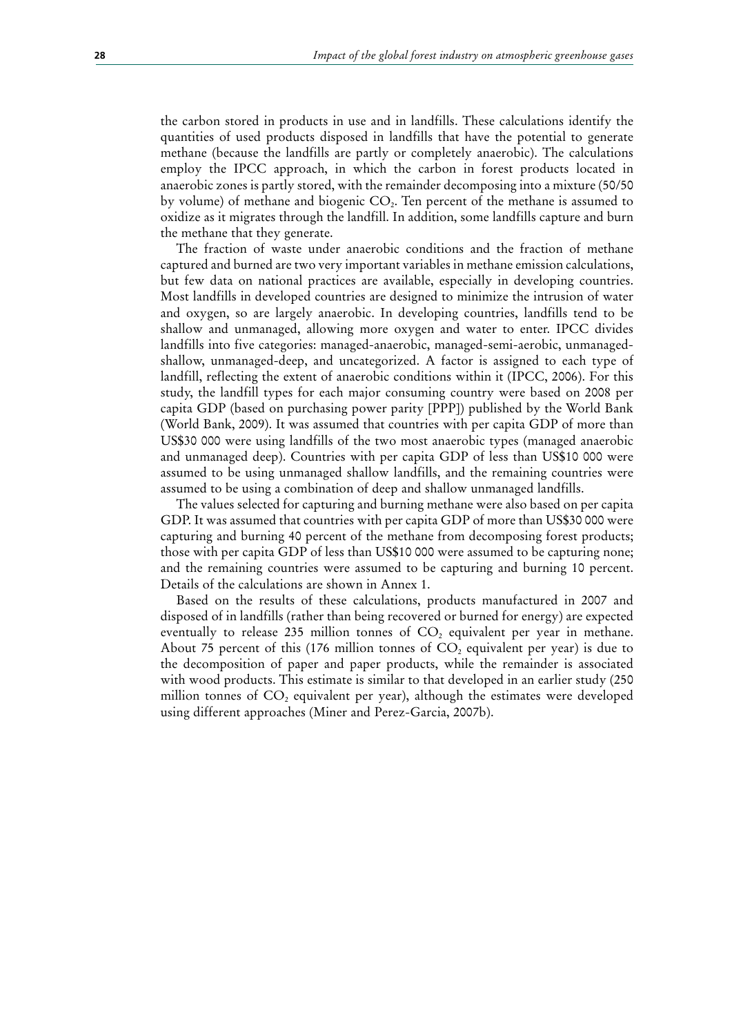the carbon stored in products in use and in landfills. These calculations identify the quantities of used products disposed in landfills that have the potential to generate methane (because the landfills are partly or completely anaerobic). The calculations employ the IPCC approach, in which the carbon in forest products located in anaerobic zones is partly stored, with the remainder decomposing into a mixture (50/50 by volume) of methane and biogenic $CO_2$. Ten percent of the methane is assumed to oxidize as it migrates through the landfill. In addition, some landfills capture and burn the methane that they generate.

The fraction of waste under anaerobic conditions and the fraction of methane captured and burned are two very important variables in methane emission calculations, but few data on national practices are available, especially in developing countries. Most landfills in developed countries are designed to minimize the intrusion of water and oxygen, so are largely anaerobic. In developing countries, landfills tend to be shallow and unmanaged, allowing more oxygen and water to enter. IPCC divides landfills into five categories: managed-anaerobic, managed-semi-aerobic, unmanaged-shallow, unmanaged-deep, and uncategorized. A factor is assigned to each type of landfill, reflecting the extent of anaerobic conditions within it (IPCC, 2006). For this study, the landfill types for each major consuming country were based on 2008 per capita GDP (based on purchasing power parity [PPP]) published by the World Bank (World Bank, 2009). It was assumed that countries with per capita GDP of more than US$30 000 were using landfills of the two most anaerobic types (managed anaerobic and unmanaged deep). Countries with per capita GDP of less than US$10 000 were assumed to be using unmanaged shallow landfills, and the remaining countries were assumed to be using a combination of deep and shallow unmanaged landfills.

The values selected for capturing and burning methane were also based on per capita GDP. It was assumed that countries with per capita GDP of more than US$30 000 were capturing and burning 40 percent of the methane from decomposing forest products; those with per capita GDP of less than US$10 000 were assumed to be capturing none; and the remaining countries were assumed to be capturing and burning 10 percent. Details of the calculations are shown in Annex 1.

Based on the results of these calculations, products manufactured in 2007 and disposed of in landfills (rather than being recovered or burned for energy) are expected eventually to release 235 million tonnes of $CO_2$ equivalent per year in methane. About 75 percent of this (176 million tonnes of $CO_2$ equivalent per year) is due to the decomposition of paper and paper products, while the remainder is associated with wood products. This estimate is similar to that developed in an earlier study (250 million tonnes of $CO_2$ equivalent per year), although the estimates were developed using different approaches (Miner and Perez-Garcia, 2007b).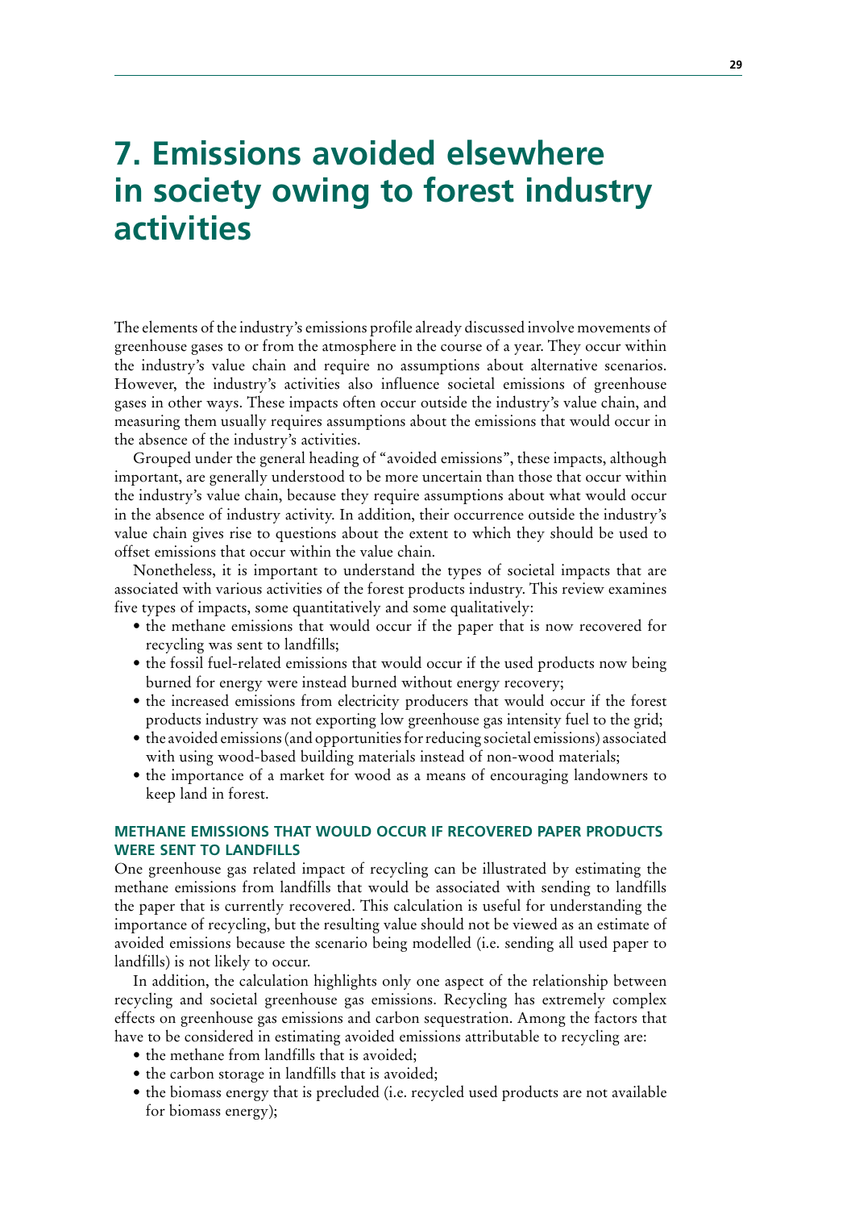# 7. Emissions avoided elsewhere in society owing to forest industry activities

The elements of the industry's emissions profile already discussed involve movements of greenhouse gases to or from the atmosphere in the course of a year. They occur within the industry's value chain and require no assumptions about alternative scenarios. However, the industry's activities also influence societal emissions of greenhouse gases in other ways. These impacts often occur outside the industry's value chain, and measuring them usually requires assumptions about the emissions that would occur in the absence of the industry's activities.

Grouped under the general heading of "avoided emissions", these impacts, although important, are generally understood to be more uncertain than those that occur within the industry's value chain, because they require assumptions about what would occur in the absence of industry activity. In addition, their occurrence outside the industry's value chain gives rise to questions about the extent to which they should be used to offset emissions that occur within the value chain.

Nonetheless, it is important to understand the types of societal impacts that are associated with various activities of the forest products industry. This review examines five types of impacts, some quantitatively and some qualitatively:

- the methane emissions that would occur if the paper that is now recovered for recycling was sent to landfills;
- the fossil fuel-related emissions that would occur if the used products now being burned for energy were instead burned without energy recovery;
- the increased emissions from electricity producers that would occur if the forest products industry was not exporting low greenhouse gas intensity fuel to the grid;
- the avoided emissions (and opportunities for reducing societal emissions) associated with using wood-based building materials instead of non-wood materials;
- the importance of a market for wood as a means of encouraging landowners to keep land in forest.

### METHANE EMISSIONS THAT WOULD OCCUR IF RECOVERED PAPER PRODUCTS WERE SENT TO LANDFILLS

One greenhouse gas related impact of recycling can be illustrated by estimating the methane emissions from landfills that would be associated with sending to landfills the paper that is currently recovered. This calculation is useful for understanding the importance of recycling, but the resulting value should not be viewed as an estimate of avoided emissions because the scenario being modelled (i.e. sending all used paper to landfills) is not likely to occur.

In addition, the calculation highlights only one aspect of the relationship between recycling and societal greenhouse gas emissions. Recycling has extremely complex effects on greenhouse gas emissions and carbon sequestration. Among the factors that have to be considered in estimating avoided emissions attributable to recycling are:

- the methane from landfills that is avoided;
- the carbon storage in landfills that is avoided;
- the biomass energy that is precluded (i.e. recycled used products are not available for biomass energy);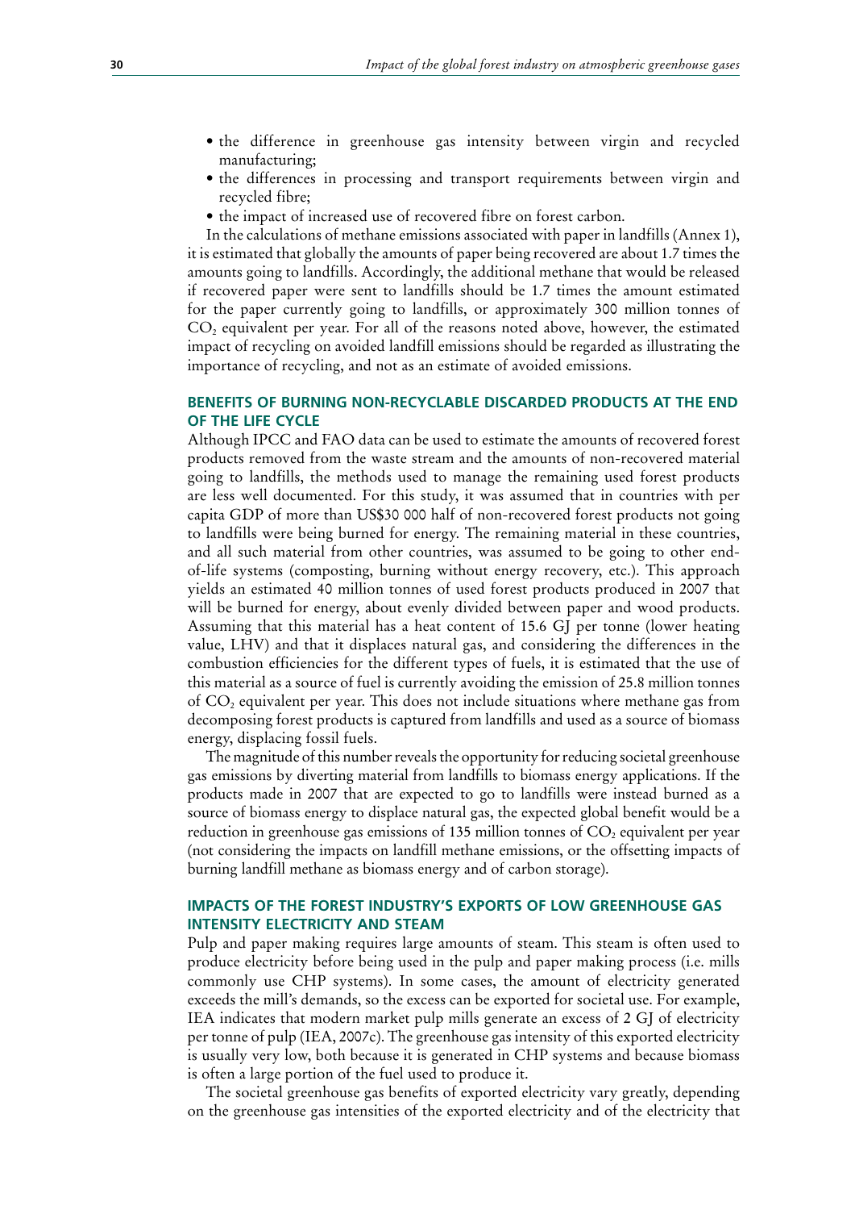- the difference in greenhouse gas intensity between virgin and recycled manufacturing;
- the differences in processing and transport requirements between virgin and recycled fibre;
- the impact of increased use of recovered fibre on forest carbon.

In the calculations of methane emissions associated with paper in landfills (Annex 1), it is estimated that globally the amounts of paper being recovered are about 1.7 times the amounts going to landfills. Accordingly, the additional methane that would be released if recovered paper were sent to landfills should be 1.7 times the amount estimated for the paper currently going to landfills, or approximately 300 million tonnes of $CO_2$ equivalent per year. For all of the reasons noted above, however, the estimated impact of recycling on avoided landfill emissions should be regarded as illustrating the importance of recycling, and not as an estimate of avoided emissions.

## BENEFITS OF BURNING NON-RECYCLABLE DISCARDED PRODUCTS AT THE END OF THE LIFE CYCLE

Although IPCC and FAO data can be used to estimate the amounts of recovered forest products removed from the waste stream and the amounts of non-recovered material going to landfills, the methods used to manage the remaining used forest products are less well documented. For this study, it was assumed that in countries with per capita GDP of more than US$30 000 half of non-recovered forest products not going to landfills were being burned for energy. The remaining material in these countries, and all such material from other countries, was assumed to be going to other end-of-life systems (composting, burning without energy recovery, etc.). This approach yields an estimated 40 million tonnes of used forest products produced in 2007 that will be burned for energy, about evenly divided between paper and wood products. Assuming that this material has a heat content of 15.6 GJ per tonne (lower heating value, LHV) and that it displaces natural gas, and considering the differences in the combustion efficiencies for the different types of fuels, it is estimated that the use of this material as a source of fuel is currently avoiding the emission of 25.8 million tonnes of $CO_2$ equivalent per year. This does not include situations where methane gas from decomposing forest products is captured from landfills and used as a source of biomass energy, displacing fossil fuels.

The magnitude of this number reveals the opportunity for reducing societal greenhouse gas emissions by diverting material from landfills to biomass energy applications. If the products made in 2007 that are expected to go to landfills were instead burned as a source of biomass energy to displace natural gas, the expected global benefit would be a reduction in greenhouse gas emissions of 135 million tonnes of $CO_2$ equivalent per year (not considering the impacts on landfill methane emissions, or the offsetting impacts of burning landfill methane as biomass energy and of carbon storage).

## IMPACTS OF THE FOREST INDUSTRY'S EXPORTS OF LOW GREENHOUSE GAS INTENSITY ELECTRICITY AND STEAM

Pulp and paper making requires large amounts of steam. This steam is often used to produce electricity before being used in the pulp and paper making process (i.e. mills commonly use CHP systems). In some cases, the amount of electricity generated exceeds the mill's demands, so the excess can be exported for societal use. For example, IEA indicates that modern market pulp mills generate an excess of 2 GJ of electricity per tonne of pulp (IEA, 2007c). The greenhouse gas intensity of this exported electricity is usually very low, both because it is generated in CHP systems and because biomass is often a large portion of the fuel used to produce it.

The societal greenhouse gas benefits of exported electricity vary greatly, depending on the greenhouse gas intensities of the exported electricity and of the electricity that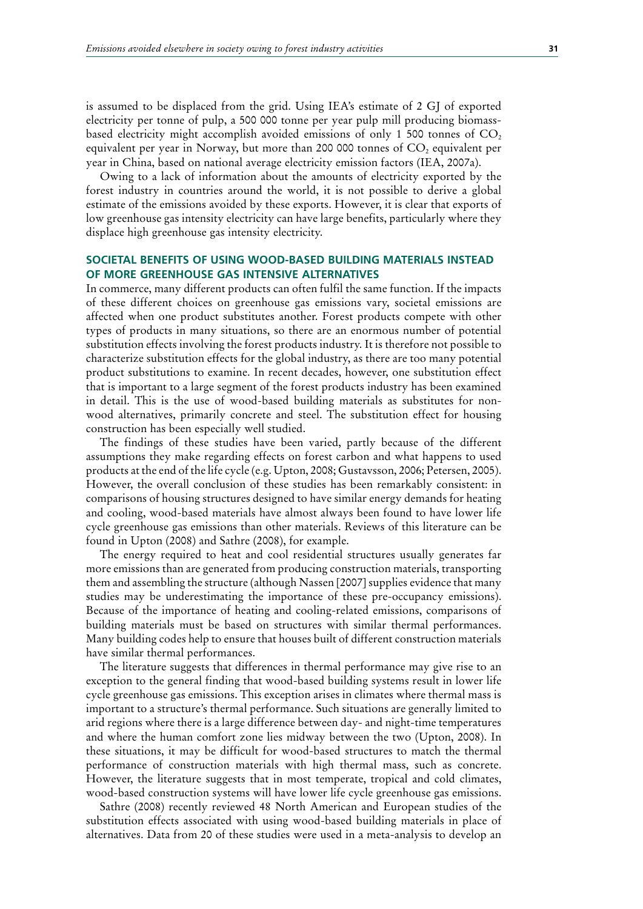is assumed to be displaced from the grid. Using IEA's estimate of 2 GJ of exported electricity per tonne of pulp, a 500 000 tonne per year pulp mill producing biomass-based electricity might accomplish avoided emissions of only 1 500 tonnes of $CO_2$ equivalent per year in Norway, but more than 200 000 tonnes of $CO_2$ equivalent per year in China, based on national average electricity emission factors (IEA, 2007a).

Owing to a lack of information about the amounts of electricity exported by the forest industry in countries around the world, it is not possible to derive a global estimate of the emissions avoided by these exports. However, it is clear that exports of low greenhouse gas intensity electricity can have large benefits, particularly where they displace high greenhouse gas intensity electricity.

## SOCIETAL BENEFITS OF USING WOOD-BASED BUILDING MATERIALS INSTEAD OF MORE GREENHOUSE GAS INTENSIVE ALTERNATIVES

In commerce, many different products can often fulfil the same function. If the impacts of these different choices on greenhouse gas emissions vary, societal emissions are affected when one product substitutes another. Forest products compete with other types of products in many situations, so there are an enormous number of potential substitution effects involving the forest products industry. It is therefore not possible to characterize substitution effects for the global industry, as there are too many potential product substitutions to examine. In recent decades, however, one substitution effect that is important to a large segment of the forest products industry has been examined in detail. This is the use of wood-based building materials as substitutes for non-wood alternatives, primarily concrete and steel. The substitution effect for housing construction has been especially well studied.

The findings of these studies have been varied, partly because of the different assumptions they make regarding effects on forest carbon and what happens to used products at the end of the life cycle (e.g. Upton, 2008; Gustavsson, 2006; Petersen, 2005). However, the overall conclusion of these studies has been remarkably consistent: in comparisons of housing structures designed to have similar energy demands for heating and cooling, wood-based materials have almost always been found to have lower life cycle greenhouse gas emissions than other materials. Reviews of this literature can be found in Upton (2008) and Sathre (2008), for example.

The energy required to heat and cool residential structures usually generates far more emissions than are generated from producing construction materials, transporting them and assembling the structure (although Nassen [2007] supplies evidence that many studies may be underestimating the importance of these pre-occupancy emissions). Because of the importance of heating and cooling-related emissions, comparisons of building materials must be based on structures with similar thermal performances. Many building codes help to ensure that houses built of different construction materials have similar thermal performances.

The literature suggests that differences in thermal performance may give rise to an exception to the general finding that wood-based building systems result in lower life cycle greenhouse gas emissions. This exception arises in climates where thermal mass is important to a structure's thermal performance. Such situations are generally limited to arid regions where there is a large difference between day- and night-time temperatures and where the human comfort zone lies midway between the two (Upton, 2008). In these situations, it may be difficult for wood-based structures to match the thermal performance of construction materials with high thermal mass, such as concrete. However, the literature suggests that in most temperate, tropical and cold climates, wood-based construction systems will have lower life cycle greenhouse gas emissions.

Sathre (2008) recently reviewed 48 North American and European studies of the substitution effects associated with using wood-based building materials in place of alternatives. Data from 20 of these studies were used in a meta-analysis to develop an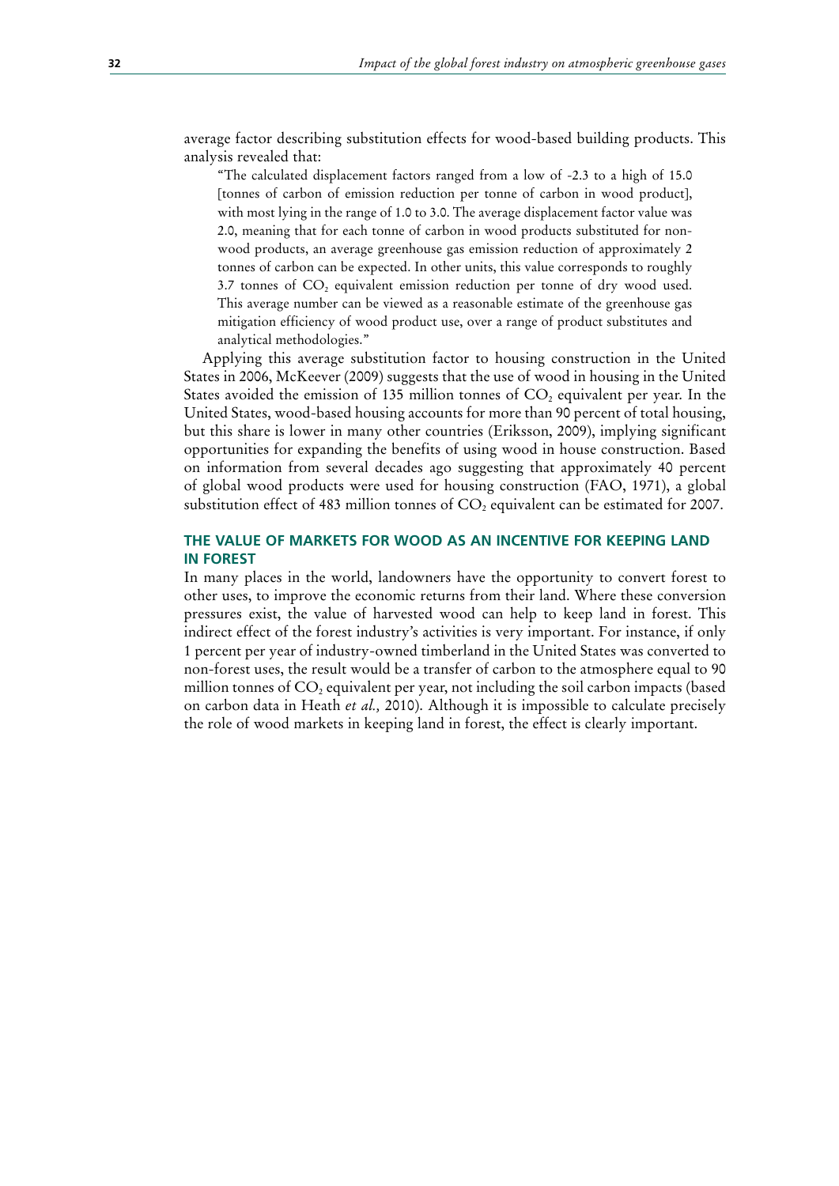average factor describing substitution effects for wood-based building products. This analysis revealed that:

> "The calculated displacement factors ranged from a low of -2.3 to a high of 15.0 [tonnes of carbon of emission reduction per tonne of carbon in wood product], with most lying in the range of 1.0 to 3.0. The average displacement factor value was 2.0, meaning that for each tonne of carbon in wood products substituted for non-wood products, an average greenhouse gas emission reduction of approximately 2 tonnes of carbon can be expected. In other units, this value corresponds to roughly 3.7 tonnes of $CO_2$ equivalent emission reduction per tonne of dry wood used. This average number can be viewed as a reasonable estimate of the greenhouse gas mitigation efficiency of wood product use, over a range of product substitutes and analytical methodologies."

Applying this average substitution factor to housing construction in the United States in 2006, McKeever (2009) suggests that the use of wood in housing in the United States avoided the emission of 135 million tonnes of $CO_2$ equivalent per year. In the United States, wood-based housing accounts for more than 90 percent of total housing, but this share is lower in many other countries (Eriksson, 2009), implying significant opportunities for expanding the benefits of using wood in house construction. Based on information from several decades ago suggesting that approximately 40 percent of global wood products were used for housing construction (FAO, 1971), a global substitution effect of 483 million tonnes of $CO_2$ equivalent can be estimated for 2007.

## THE VALUE OF MARKETS FOR WOOD AS AN INCENTIVE FOR KEEPING LAND IN FOREST

In many places in the world, landowners have the opportunity to convert forest to other uses, to improve the economic returns from their land. Where these conversion pressures exist, the value of harvested wood can help to keep land in forest. This indirect effect of the forest industry's activities is very important. For instance, if only 1 percent per year of industry-owned timberland in the United States was converted to non-forest uses, the result would be a transfer of carbon to the atmosphere equal to 90 million tonnes of $CO_2$ equivalent per year, not including the soil carbon impacts (based on carbon data in Heath *et al.,* 2010). Although it is impossible to calculate precisely the role of wood markets in keeping land in forest, the effect is clearly important.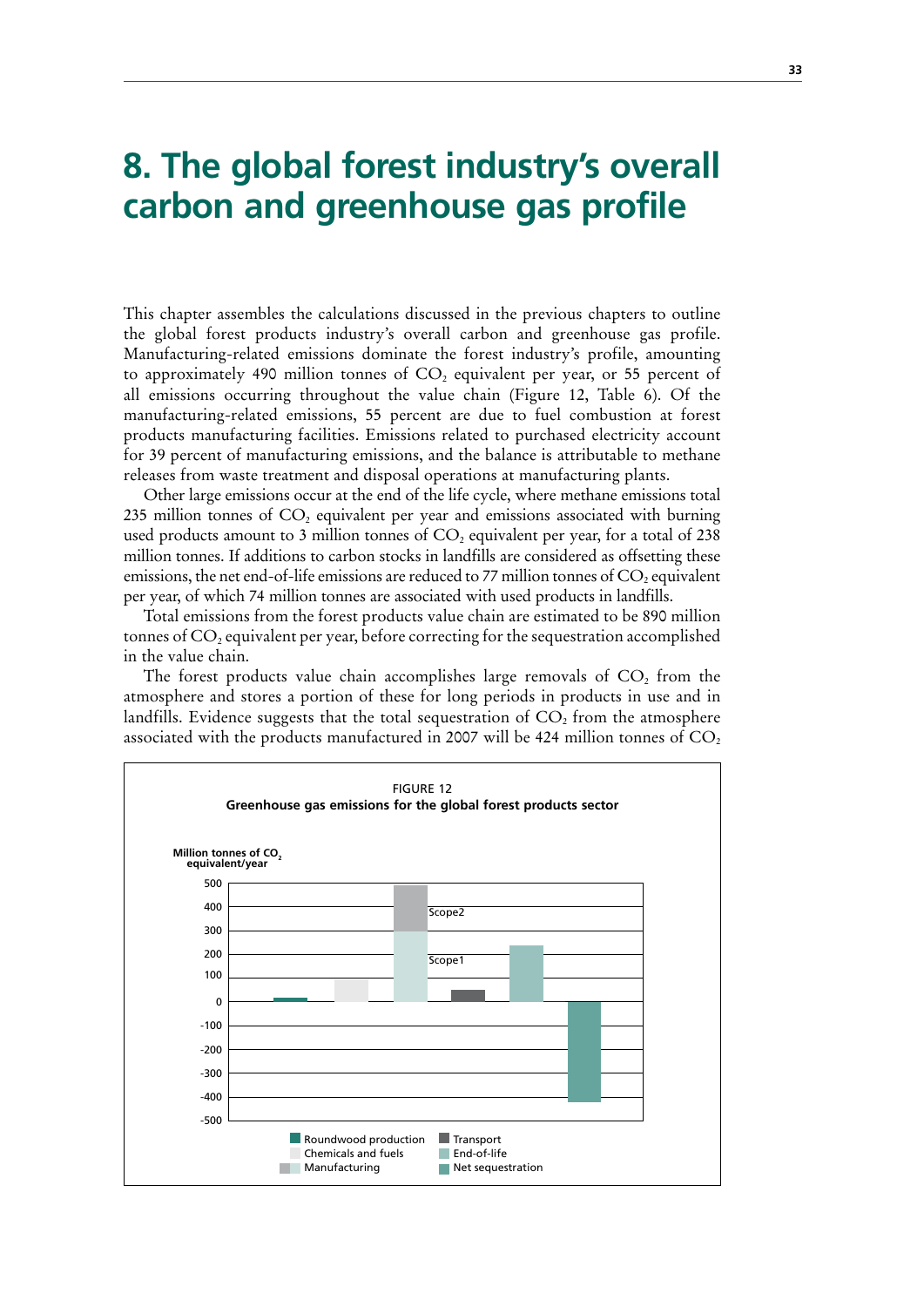# 8. The global forest industry's overall carbon and greenhouse gas profile

This chapter assembles the calculations discussed in the previous chapters to outline the global forest products industry's overall carbon and greenhouse gas profile. Manufacturing-related emissions dominate the forest industry's profile, amounting to approximately 490 million tonnes of $CO_2$ equivalent per year, or 55 percent of all emissions occurring throughout the value chain (Figure 12, Table 6). Of the manufacturing-related emissions, 55 percent are due to fuel combustion at forest products manufacturing facilities. Emissions related to purchased electricity account for 39 percent of manufacturing emissions, and the balance is attributable to methane releases from waste treatment and disposal operations at manufacturing plants.

Other large emissions occur at the end of the life cycle, where methane emissions total 235 million tonnes of $CO_2$ equivalent per year and emissions associated with burning used products amount to 3 million tonnes of $CO_2$ equivalent per year, for a total of 238 million tonnes. If additions to carbon stocks in landfills are considered as offsetting these emissions, the net end-of-life emissions are reduced to 77 million tonnes of $CO_2$ equivalent per year, of which 74 million tonnes are associated with used products in landfills.

Total emissions from the forest products value chain are estimated to be 890 million tonnes of $CO_2$ equivalent per year, before correcting for the sequestration accomplished in the value chain.

The forest products value chain accomplishes large removals of $CO_2$ from the atmosphere and stores a portion of these for long periods in products in use and in landfills. Evidence suggests that the total sequestration of $CO_2$ from the atmosphere associated with the products manufactured in 2007 will be 424 million tonnes of $CO_2$

FIGURE 12
**Greenhouse gas emissions for the global forest products sector**

Million tonnes of $CO_2$ equivalent/year

Scope2

Scope1

Roundwood production | Transport | Chemicals and fuels | End-of-life | Manufacturing | Net sequestration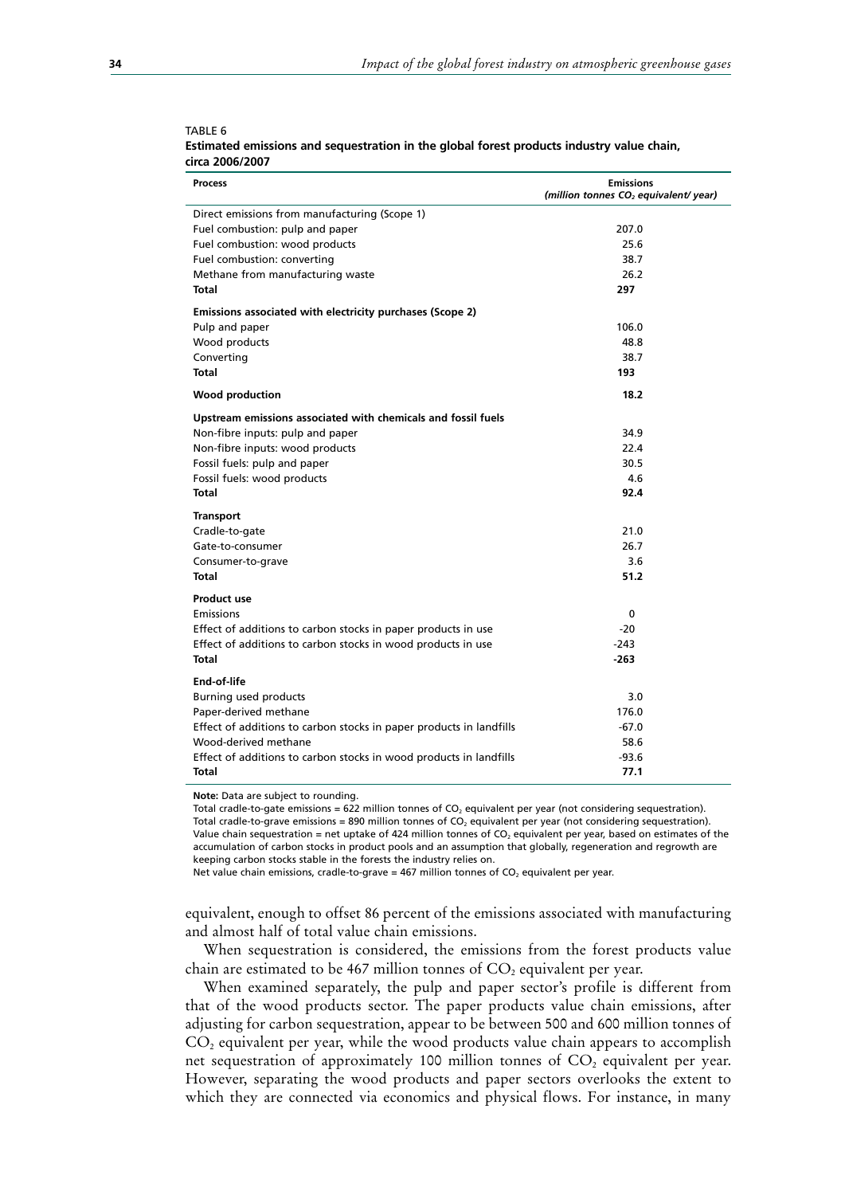TABLE 6

**Estimated emissions and sequestration in the global forest products industry value chain, circa 2006/2007**

| Process | Emissions *(million tonnes $CO_2$ equivalent/ year)* |
|---|---|
| Direct emissions from manufacturing (Scope 1) | |
| Fuel combustion: pulp and paper | 207.0 |
| Fuel combustion: wood products | 25.6 |
| Fuel combustion: converting | 38.7 |
| Methane from manufacturing waste | 26.2 |
| **Total** | **297** |
| **Emissions associated with electricity purchases (Scope 2)** | |
| Pulp and paper | 106.0 |
| Wood products | 48.8 |
| Converting | 38.7 |
| **Total** | **193** |
| **Wood production** | **18.2** |
| **Upstream emissions associated with chemicals and fossil fuels** | |
| Non-fibre inputs: pulp and paper | 34.9 |
| Non-fibre inputs: wood products | 22.4 |
| Fossil fuels: pulp and paper | 30.5 |
| Fossil fuels: wood products | 4.6 |
| **Total** | **92.4** |
| **Transport** | |
| Cradle-to-gate | 21.0 |
| Gate-to-consumer | 26.7 |
| Consumer-to-grave | 3.6 |
| **Total** | **51.2** |
| **Product use** | |
| Emissions | 0 |
| Effect of additions to carbon stocks in paper products in use | -20 |
| Effect of additions to carbon stocks in wood products in use | -243 |
| **Total** | **-263** |
| **End-of-life** | |
| Burning used products | 3.0 |
| Paper-derived methane | 176.0 |
| Effect of additions to carbon stocks in paper products in landfills | -67.0 |
| Wood-derived methane | 58.6 |
| Effect of additions to carbon stocks in wood products in landfills | -93.6 |
| **Total** | **77.1** |

**Note:** Data are subject to rounding.
Total cradle-to-gate emissions = 622 million tonnes of $CO_2$ equivalent per year (not considering sequestration).
Total cradle-to-grave emissions = 890 million tonnes of $CO_2$ equivalent per year (not considering sequestration).
Value chain sequestration = net uptake of 424 million tonnes of $CO_2$ equivalent per year, based on estimates of the accumulation of carbon stocks in product pools and an assumption that globally, regeneration and regrowth are keeping carbon stocks stable in the forests the industry relies on.
Net value chain emissions, cradle-to-grave = 467 million tonnes of $CO_2$ equivalent per year.

equivalent, enough to offset 86 percent of the emissions associated with manufacturing and almost half of total value chain emissions.

When sequestration is considered, the emissions from the forest products value chain are estimated to be 467 million tonnes of $CO_2$ equivalent per year.

When examined separately, the pulp and paper sector's profile is different from that of the wood products sector. The paper products value chain emissions, after adjusting for carbon sequestration, appear to be between 500 and 600 million tonnes of $CO_2$ equivalent per year, while the wood products value chain appears to accomplish net sequestration of approximately 100 million tonnes of $CO_2$ equivalent per year. However, separating the wood products and paper sectors overlooks the extent to which they are connected via economics and physical flows. For instance, in many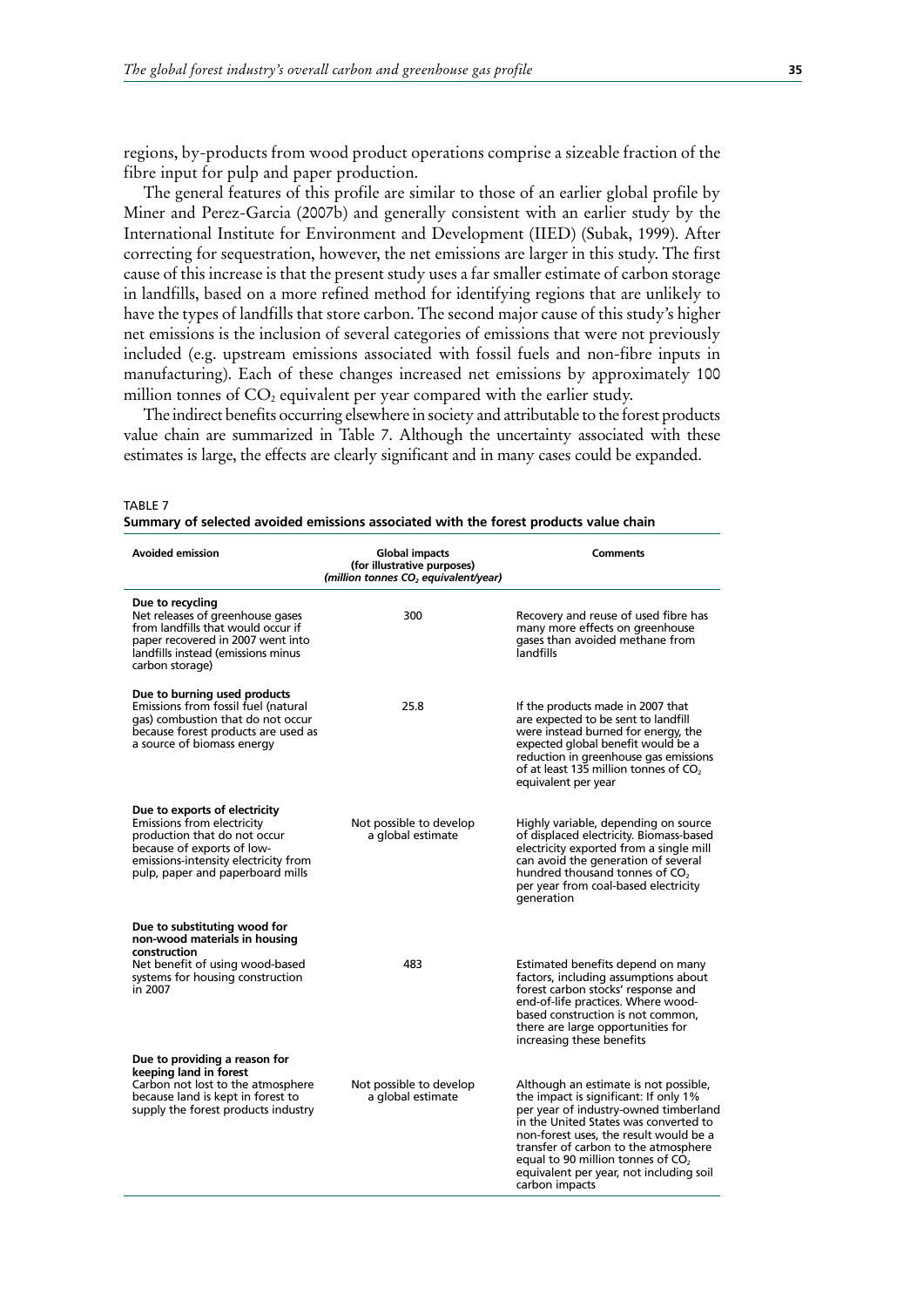regions, by-products from wood product operations comprise a sizeable fraction of the fibre input for pulp and paper production.

The general features of this profile are similar to those of an earlier global profile by Miner and Perez-Garcia (2007b) and generally consistent with an earlier study by the International Institute for Environment and Development (IIED) (Subak, 1999). After correcting for sequestration, however, the net emissions are larger in this study. The first cause of this increase is that the present study uses a far smaller estimate of carbon storage in landfills, based on a more refined method for identifying regions that are unlikely to have the types of landfills that store carbon. The second major cause of this study's higher net emissions is the inclusion of several categories of emissions that were not previously included (e.g. upstream emissions associated with fossil fuels and non-fibre inputs in manufacturing). Each of these changes increased net emissions by approximately 100 million tonnes of $CO_2$ equivalent per year compared with the earlier study.

The indirect benefits occurring elsewhere in society and attributable to the forest products value chain are summarized in Table 7. Although the uncertainty associated with these estimates is large, the effects are clearly significant and in many cases could be expanded.

TABLE 7
**Summary of selected avoided emissions associated with the forest products value chain**

| Avoided emission | Global impacts (for illustrative purposes) *(million tonnes $CO_2$ equivalent/year)* | Comments |
|---|---|---|
| **Due to recycling** Net releases of greenhouse gases from landfills that would occur if paper recovered in 2007 went into landfills instead (emissions minus carbon storage) | 300 | Recovery and reuse of used fibre has many more effects on greenhouse gases than avoided methane from landfills |
| **Due to burning used products** Emissions from fossil fuel (natural gas) combustion that do not occur because forest products are used as a source of biomass energy | 25.8 | If the products made in 2007 that are expected to be sent to landfill were instead burned for energy, the expected global benefit would be a reduction in greenhouse gas emissions of at least 135 million tonnes of $CO_2$ equivalent per year |
| **Due to exports of electricity** Emissions from electricity production that do not occur because of exports of low-emissions-intensity electricity from pulp, paper and paperboard mills | Not possible to develop a global estimate | Highly variable, depending on source of displaced electricity. Biomass-based electricity exported from a single mill can avoid the generation of several hundred thousand tonnes of $CO_2$ per year from coal-based electricity generation |
| **Due to substituting wood for non-wood materials in housing construction** Net benefit of using wood-based systems for housing construction in 2007 | 483 | Estimated benefits depend on many factors, including assumptions about forest carbon stocks' response and end-of-life practices. Where wood-based construction is not common, there are large opportunities for increasing these benefits |
| **Due to providing a reason for keeping land in forest** Carbon not lost to the atmosphere because land is kept in forest to supply the forest products industry | Not possible to develop a global estimate | Although an estimate is not possible, the impact is significant: If only 1% per year of industry-owned timberland in the United States was converted to non-forest uses, the result would be a transfer of carbon to the atmosphere equal to 90 million tonnes of $CO_2$ equivalent per year, not including soil carbon impacts |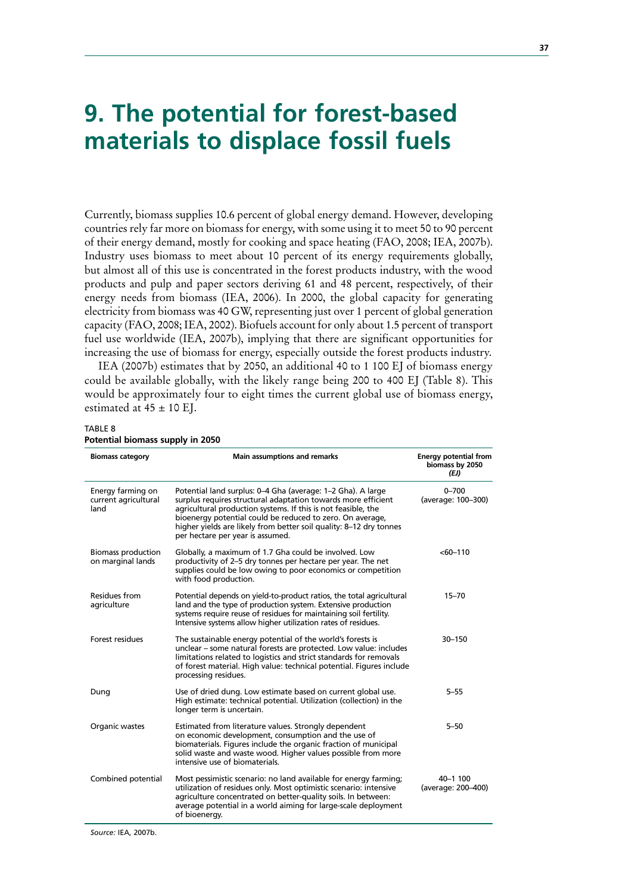# 9. The potential for forest-based materials to displace fossil fuels

Currently, biomass supplies 10.6 percent of global energy demand. However, developing countries rely far more on biomass for energy, with some using it to meet 50 to 90 percent of their energy demand, mostly for cooking and space heating (FAO, 2008; IEA, 2007b). Industry uses biomass to meet about 10 percent of its energy requirements globally, but almost all of this use is concentrated in the forest products industry, with the wood products and pulp and paper sectors deriving 61 and 48 percent, respectively, of their energy needs from biomass (IEA, 2006). In 2000, the global capacity for generating electricity from biomass was 40 GW, representing just over 1 percent of global generation capacity (FAO, 2008; IEA, 2002). Biofuels account for only about 1.5 percent of transport fuel use worldwide (IEA, 2007b), implying that there are significant opportunities for increasing the use of biomass for energy, especially outside the forest products industry.

IEA (2007b) estimates that by 2050, an additional 40 to 1 100 EJ of biomass energy could be available globally, with the likely range being 200 to 400 EJ (Table 8). This would be approximately four to eight times the current global use of biomass energy, estimated at 45 ± 10 EJ.

TABLE 8
**Potential biomass supply in 2050**

| Biomass category | Main assumptions and remarks | Energy potential from biomass by 2050 *(EJ)* |
|---|---|---|
| Energy farming on current agricultural land | Potential land surplus: 0–4 Gha (average: 1–2 Gha). A large surplus requires structural adaptation towards more efficient agricultural production systems. If this is not feasible, the bioenergy potential could be reduced to zero. On average, higher yields are likely from better soil quality: 8–12 dry tonnes per hectare per year is assumed. | 0–700 (average: 100–300) |
| Biomass production on marginal lands | Globally, a maximum of 1.7 Gha could be involved. Low productivity of 2–5 dry tonnes per hectare per year. The net supplies could be low owing to poor economics or competition with food production. | <60–110 |
| Residues from agriculture | Potential depends on yield-to-product ratios, the total agricultural land and the type of production system. Extensive production systems require reuse of residues for maintaining soil fertility. Intensive systems allow higher utilization rates of residues. | 15–70 |
| Forest residues | The sustainable energy potential of the world's forests is unclear – some natural forests are protected. Low value: includes limitations related to logistics and strict standards for removals of forest material. High value: technical potential. Figures include processing residues. | 30–150 |
| Dung | Use of dried dung. Low estimate based on current global use. High estimate: technical potential. Utilization (collection) in the longer term is uncertain. | 5–55 |
| Organic wastes | Estimated from literature values. Strongly dependent on economic development, consumption and the use of biomaterials. Figures include the organic fraction of municipal solid waste and waste wood. Higher values possible from more intensive use of biomaterials. | 5–50 |
| Combined potential | Most pessimistic scenario: no land available for energy farming; utilization of residues only. Most optimistic scenario: intensive agriculture concentrated on better-quality soils. In between: average potential in a world aiming for large-scale deployment of bioenergy. | 40–1 100 (average: 200–400) |

*Source:* IEA, 2007b.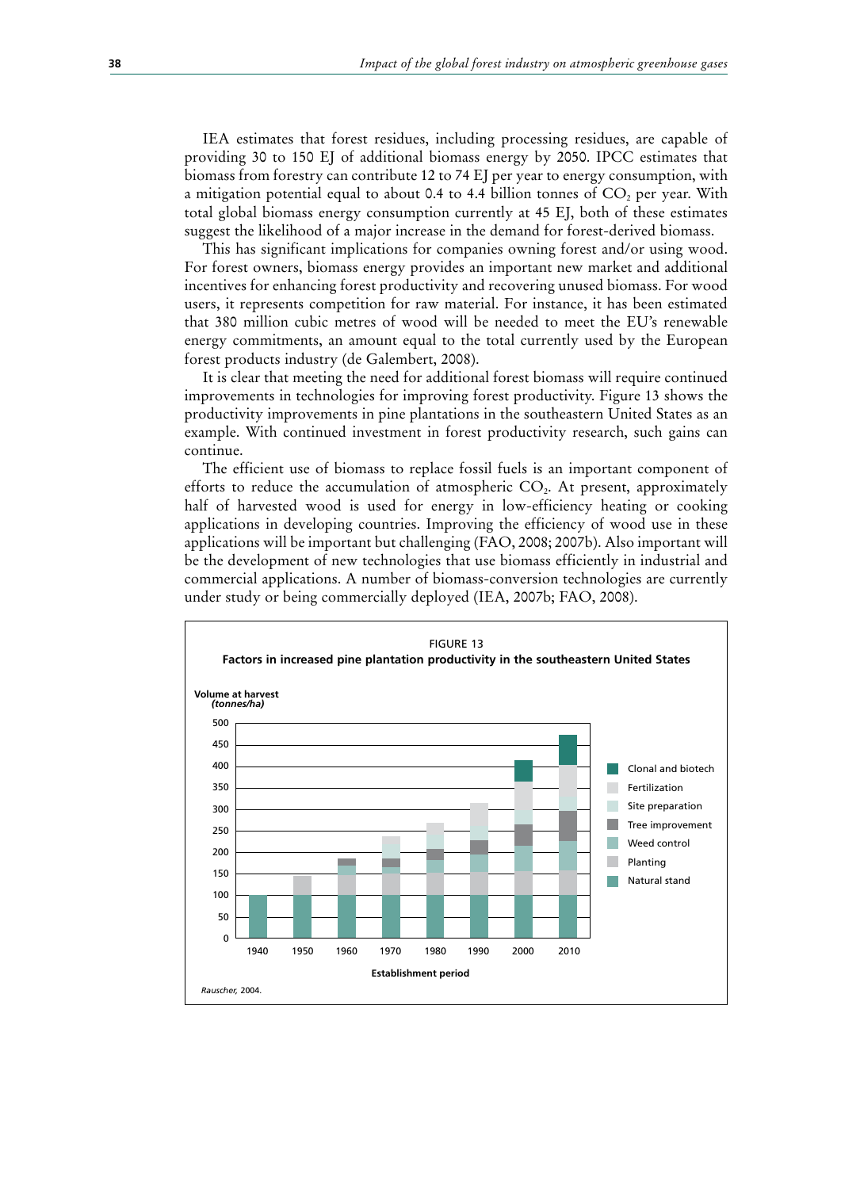IEA estimates that forest residues, including processing residues, are capable of providing 30 to 150 EJ of additional biomass energy by 2050. IPCC estimates that biomass from forestry can contribute 12 to 74 EJ per year to energy consumption, with a mitigation potential equal to about 0.4 to 4.4 billion tonnes of $CO_2$ per year. With total global biomass energy consumption currently at 45 EJ, both of these estimates suggest the likelihood of a major increase in the demand for forest-derived biomass.

This has significant implications for companies owning forest and/or using wood. For forest owners, biomass energy provides an important new market and additional incentives for enhancing forest productivity and recovering unused biomass. For wood users, it represents competition for raw material. For instance, it has been estimated that 380 million cubic metres of wood will be needed to meet the EU's renewable energy commitments, an amount equal to the total currently used by the European forest products industry (de Galembert, 2008).

It is clear that meeting the need for additional forest biomass will require continued improvements in technologies for improving forest productivity. Figure 13 shows the productivity improvements in pine plantations in the southeastern United States as an example. With continued investment in forest productivity research, such gains can continue.

The efficient use of biomass to replace fossil fuels is an important component of efforts to reduce the accumulation of atmospheric $CO_2$. At present, approximately half of harvested wood is used for energy in low-efficiency heating or cooking applications in developing countries. Improving the efficiency of wood use in these applications will be important but challenging (FAO, 2008; 2007b). Also important will be the development of new technologies that use biomass efficiently in industrial and commercial applications. A number of biomass-conversion technologies are currently under study or being commercially deployed (IEA, 2007b; FAO, 2008).

FIGURE 13
**Factors in increased pine plantation productivity in the southeastern United States**

*Rauscher, 2004.*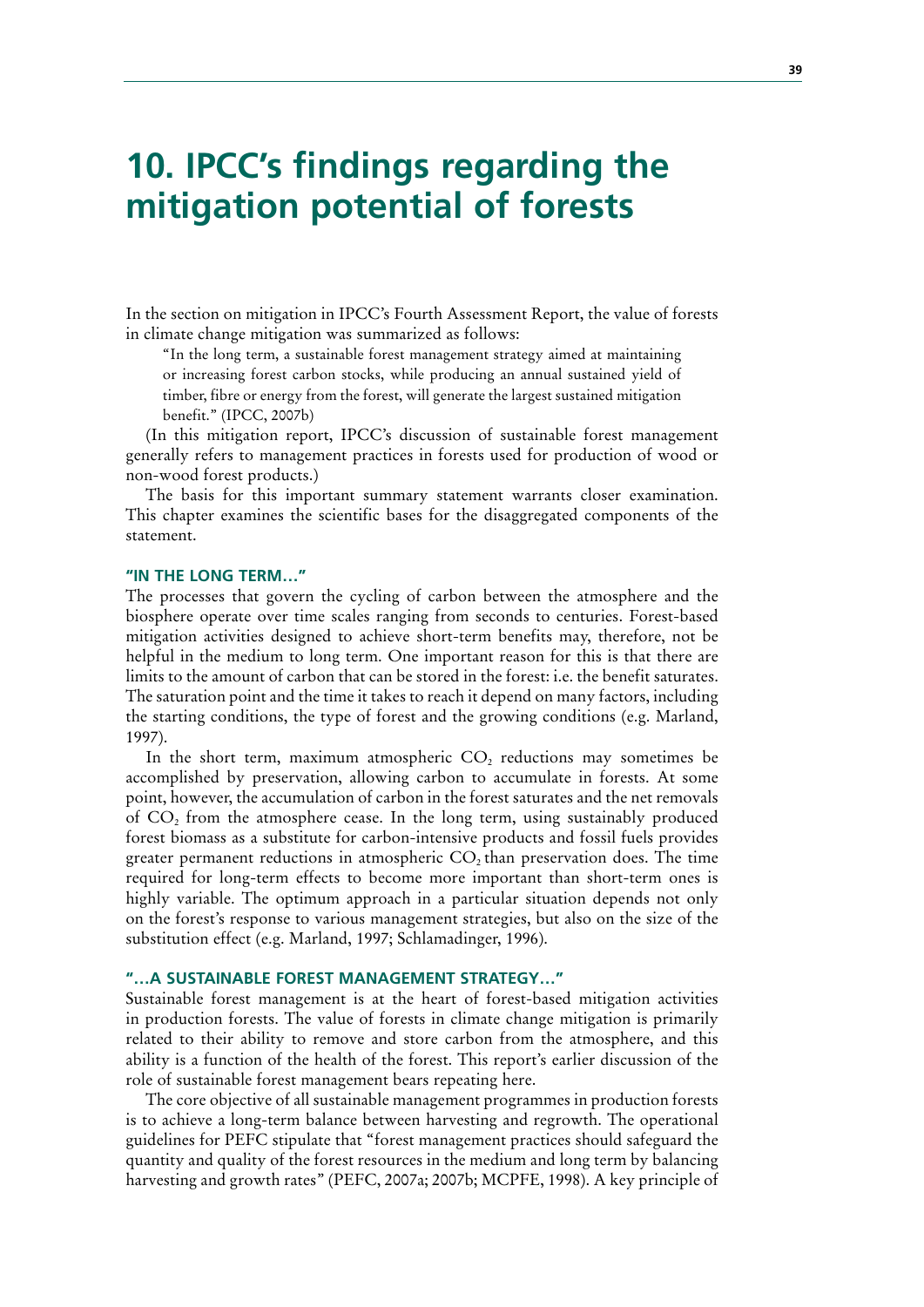# 10. IPCC's findings regarding the mitigation potential of forests

In the section on mitigation in IPCC's Fourth Assessment Report, the value of forests in climate change mitigation was summarized as follows:

> "In the long term, a sustainable forest management strategy aimed at maintaining or increasing forest carbon stocks, while producing an annual sustained yield of timber, fibre or energy from the forest, will generate the largest sustained mitigation benefit." (IPCC, 2007b)

(In this mitigation report, IPCC's discussion of sustainable forest management generally refers to management practices in forests used for production of wood or non-wood forest products.)

The basis for this important summary statement warrants closer examination. This chapter examines the scientific bases for the disaggregated components of the statement.

### "IN THE LONG TERM…"

The processes that govern the cycling of carbon between the atmosphere and the biosphere operate over time scales ranging from seconds to centuries. Forest-based mitigation activities designed to achieve short-term benefits may, therefore, not be helpful in the medium to long term. One important reason for this is that there are limits to the amount of carbon that can be stored in the forest: i.e. the benefit saturates. The saturation point and the time it takes to reach it depend on many factors, including the starting conditions, the type of forest and the growing conditions (e.g. Marland, 1997).

In the short term, maximum atmospheric $CO_2$ reductions may sometimes be accomplished by preservation, allowing carbon to accumulate in forests. At some point, however, the accumulation of carbon in the forest saturates and the net removals of $CO_2$ from the atmosphere cease. In the long term, using sustainably produced forest biomass as a substitute for carbon-intensive products and fossil fuels provides greater permanent reductions in atmospheric $CO_2$ than preservation does. The time required for long-term effects to become more important than short-term ones is highly variable. The optimum approach in a particular situation depends not only on the forest's response to various management strategies, but also on the size of the substitution effect (e.g. Marland, 1997; Schlamadinger, 1996).

### "…A SUSTAINABLE FOREST MANAGEMENT STRATEGY…"

Sustainable forest management is at the heart of forest-based mitigation activities in production forests. The value of forests in climate change mitigation is primarily related to their ability to remove and store carbon from the atmosphere, and this ability is a function of the health of the forest. This report's earlier discussion of the role of sustainable forest management bears repeating here.

The core objective of all sustainable management programmes in production forests is to achieve a long-term balance between harvesting and regrowth. The operational guidelines for PEFC stipulate that "forest management practices should safeguard the quantity and quality of the forest resources in the medium and long term by balancing harvesting and growth rates" (PEFC, 2007a; 2007b; MCPFE, 1998). A key principle of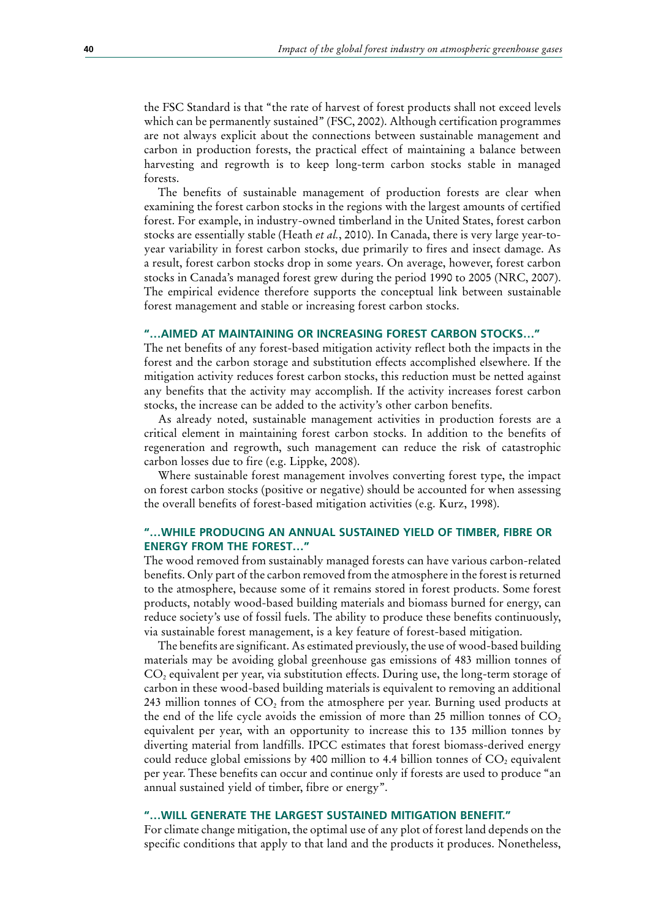the FSC Standard is that "the rate of harvest of forest products shall not exceed levels which can be permanently sustained" (FSC, 2002). Although certification programmes are not always explicit about the connections between sustainable management and carbon in production forests, the practical effect of maintaining a balance between harvesting and regrowth is to keep long-term carbon stocks stable in managed forests.

The benefits of sustainable management of production forests are clear when examining the forest carbon stocks in the regions with the largest amounts of certified forest. For example, in industry-owned timberland in the United States, forest carbon stocks are essentially stable (Heath *et al.*, 2010). In Canada, there is very large year-to-year variability in forest carbon stocks, due primarily to fires and insect damage. As a result, forest carbon stocks drop in some years. On average, however, forest carbon stocks in Canada's managed forest grew during the period 1990 to 2005 (NRC, 2007). The empirical evidence therefore supports the conceptual link between sustainable forest management and stable or increasing forest carbon stocks.

### "…AIMED AT MAINTAINING OR INCREASING FOREST CARBON STOCKS…"

The net benefits of any forest-based mitigation activity reflect both the impacts in the forest and the carbon storage and substitution effects accomplished elsewhere. If the mitigation activity reduces forest carbon stocks, this reduction must be netted against any benefits that the activity may accomplish. If the activity increases forest carbon stocks, the increase can be added to the activity's other carbon benefits.

As already noted, sustainable management activities in production forests are a critical element in maintaining forest carbon stocks. In addition to the benefits of regeneration and regrowth, such management can reduce the risk of catastrophic carbon losses due to fire (e.g. Lippke, 2008).

Where sustainable forest management involves converting forest type, the impact on forest carbon stocks (positive or negative) should be accounted for when assessing the overall benefits of forest-based mitigation activities (e.g. Kurz, 1998).

### "…WHILE PRODUCING AN ANNUAL SUSTAINED YIELD OF TIMBER, FIBRE OR ENERGY FROM THE FOREST…"

The wood removed from sustainably managed forests can have various carbon-related benefits. Only part of the carbon removed from the atmosphere in the forest is returned to the atmosphere, because some of it remains stored in forest products. Some forest products, notably wood-based building materials and biomass burned for energy, can reduce society's use of fossil fuels. The ability to produce these benefits continuously, via sustainable forest management, is a key feature of forest-based mitigation.

The benefits are significant. As estimated previously, the use of wood-based building materials may be avoiding global greenhouse gas emissions of 483 million tonnes of $CO_2$ equivalent per year, via substitution effects. During use, the long-term storage of carbon in these wood-based building materials is equivalent to removing an additional 243 million tonnes of $CO_2$ from the atmosphere per year. Burning used products at the end of the life cycle avoids the emission of more than 25 million tonnes of $CO_2$ equivalent per year, with an opportunity to increase this to 135 million tonnes by diverting material from landfills. IPCC estimates that forest biomass-derived energy could reduce global emissions by 400 million to 4.4 billion tonnes of $CO_2$ equivalent per year. These benefits can occur and continue only if forests are used to produce "an annual sustained yield of timber, fibre or energy".

### "…WILL GENERATE THE LARGEST SUSTAINED MITIGATION BENEFIT."

For climate change mitigation, the optimal use of any plot of forest land depends on the specific conditions that apply to that land and the products it produces. Nonetheless,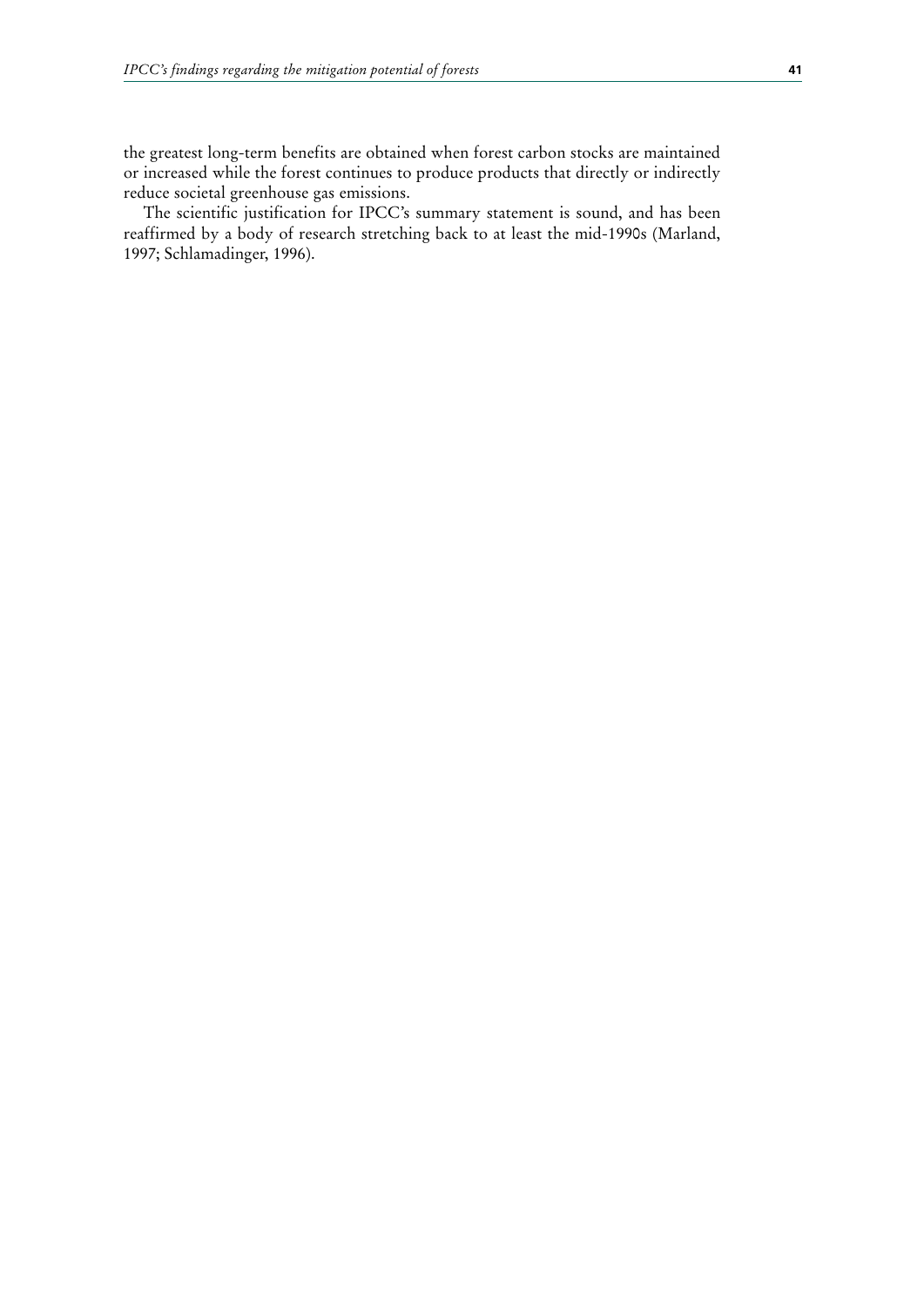the greatest long-term benefits are obtained when forest carbon stocks are maintained or increased while the forest continues to produce products that directly or indirectly reduce societal greenhouse gas emissions.

The scientific justification for IPCC's summary statement is sound, and has been reaffirmed by a body of research stretching back to at least the mid-1990s (Marland, 1997; Schlamadinger, 1996).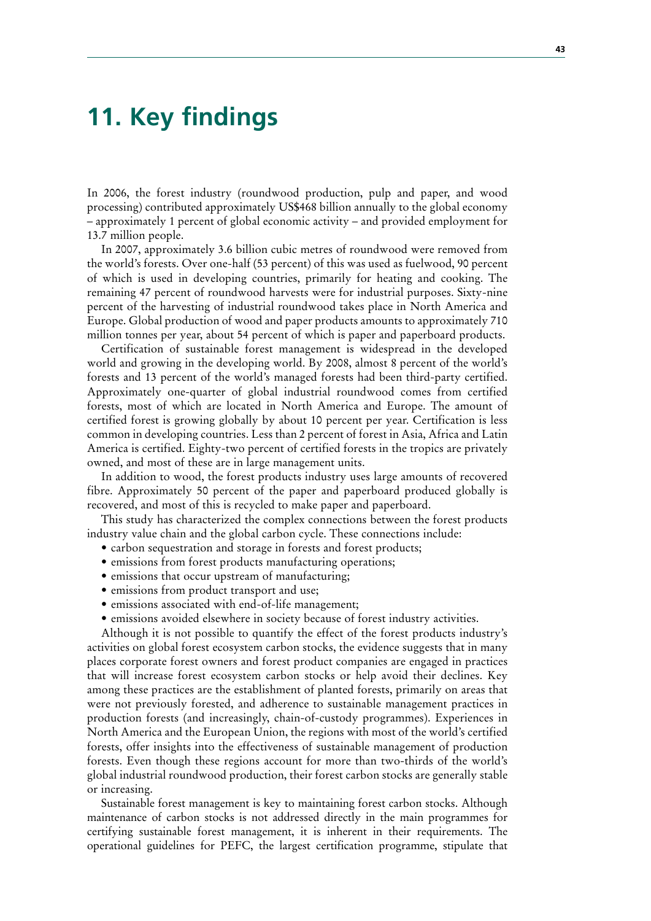# 11. Key findings

In 2006, the forest industry (roundwood production, pulp and paper, and wood processing) contributed approximately US$468 billion annually to the global economy – approximately 1 percent of global economic activity – and provided employment for 13.7 million people.

In 2007, approximately 3.6 billion cubic metres of roundwood were removed from the world's forests. Over one-half (53 percent) of this was used as fuelwood, 90 percent of which is used in developing countries, primarily for heating and cooking. The remaining 47 percent of roundwood harvests were for industrial purposes. Sixty-nine percent of the harvesting of industrial roundwood takes place in North America and Europe. Global production of wood and paper products amounts to approximately 710 million tonnes per year, about 54 percent of which is paper and paperboard products.

Certification of sustainable forest management is widespread in the developed world and growing in the developing world. By 2008, almost 8 percent of the world's forests and 13 percent of the world's managed forests had been third-party certified. Approximately one-quarter of global industrial roundwood comes from certified forests, most of which are located in North America and Europe. The amount of certified forest is growing globally by about 10 percent per year. Certification is less common in developing countries. Less than 2 percent of forest in Asia, Africa and Latin America is certified. Eighty-two percent of certified forests in the tropics are privately owned, and most of these are in large management units.

In addition to wood, the forest products industry uses large amounts of recovered fibre. Approximately 50 percent of the paper and paperboard produced globally is recovered, and most of this is recycled to make paper and paperboard.

This study has characterized the complex connections between the forest products industry value chain and the global carbon cycle. These connections include:

- carbon sequestration and storage in forests and forest products;
- emissions from forest products manufacturing operations;
- emissions that occur upstream of manufacturing;
- emissions from product transport and use;
- emissions associated with end-of-life management;
- emissions avoided elsewhere in society because of forest industry activities.

Although it is not possible to quantify the effect of the forest products industry's activities on global forest ecosystem carbon stocks, the evidence suggests that in many places corporate forest owners and forest product companies are engaged in practices that will increase forest ecosystem carbon stocks or help avoid their declines. Key among these practices are the establishment of planted forests, primarily on areas that were not previously forested, and adherence to sustainable management practices in production forests (and increasingly, chain-of-custody programmes). Experiences in North America and the European Union, the regions with most of the world's certified forests, offer insights into the effectiveness of sustainable management of production forests. Even though these regions account for more than two-thirds of the world's global industrial roundwood production, their forest carbon stocks are generally stable or increasing.

Sustainable forest management is key to maintaining forest carbon stocks. Although maintenance of carbon stocks is not addressed directly in the main programmes for certifying sustainable forest management, it is inherent in their requirements. The operational guidelines for PEFC, the largest certification programme, stipulate that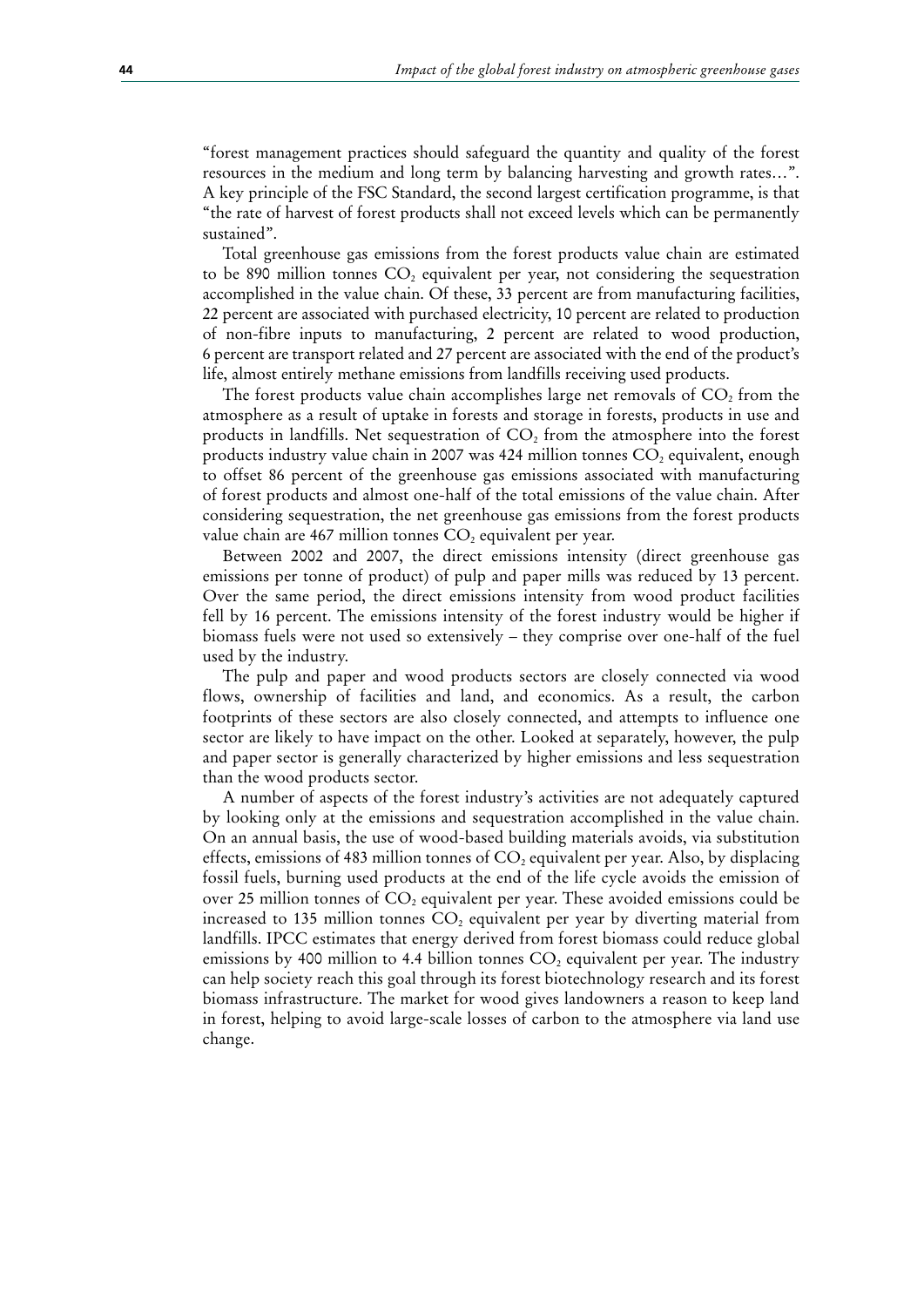"forest management practices should safeguard the quantity and quality of the forest resources in the medium and long term by balancing harvesting and growth rates…". A key principle of the FSC Standard, the second largest certification programme, is that "the rate of harvest of forest products shall not exceed levels which can be permanently sustained".

Total greenhouse gas emissions from the forest products value chain are estimated to be 890 million tonnes $CO_2$ equivalent per year, not considering the sequestration accomplished in the value chain. Of these, 33 percent are from manufacturing facilities, 22 percent are associated with purchased electricity, 10 percent are related to production of non-fibre inputs to manufacturing, 2 percent are related to wood production, 6 percent are transport related and 27 percent are associated with the end of the product's life, almost entirely methane emissions from landfills receiving used products.

The forest products value chain accomplishes large net removals of $CO_2$ from the atmosphere as a result of uptake in forests and storage in forests, products in use and products in landfills. Net sequestration of $CO_2$ from the atmosphere into the forest products industry value chain in 2007 was 424 million tonnes $CO_2$ equivalent, enough to offset 86 percent of the greenhouse gas emissions associated with manufacturing of forest products and almost one-half of the total emissions of the value chain. After considering sequestration, the net greenhouse gas emissions from the forest products value chain are 467 million tonnes $CO_2$ equivalent per year.

Between 2002 and 2007, the direct emissions intensity (direct greenhouse gas emissions per tonne of product) of pulp and paper mills was reduced by 13 percent. Over the same period, the direct emissions intensity from wood product facilities fell by 16 percent. The emissions intensity of the forest industry would be higher if biomass fuels were not used so extensively – they comprise over one-half of the fuel used by the industry.

The pulp and paper and wood products sectors are closely connected via wood flows, ownership of facilities and land, and economics. As a result, the carbon footprints of these sectors are also closely connected, and attempts to influence one sector are likely to have impact on the other. Looked at separately, however, the pulp and paper sector is generally characterized by higher emissions and less sequestration than the wood products sector.

A number of aspects of the forest industry's activities are not adequately captured by looking only at the emissions and sequestration accomplished in the value chain. On an annual basis, the use of wood-based building materials avoids, via substitution effects, emissions of 483 million tonnes of $CO_2$ equivalent per year. Also, by displacing fossil fuels, burning used products at the end of the life cycle avoids the emission of over 25 million tonnes of $CO_2$ equivalent per year. These avoided emissions could be increased to 135 million tonnes $CO_2$ equivalent per year by diverting material from landfills. IPCC estimates that energy derived from forest biomass could reduce global emissions by 400 million to 4.4 billion tonnes $CO_2$ equivalent per year. The industry can help society reach this goal through its forest biotechnology research and its forest biomass infrastructure. The market for wood gives landowners a reason to keep land in forest, helping to avoid large-scale losses of carbon to the atmosphere via land use change.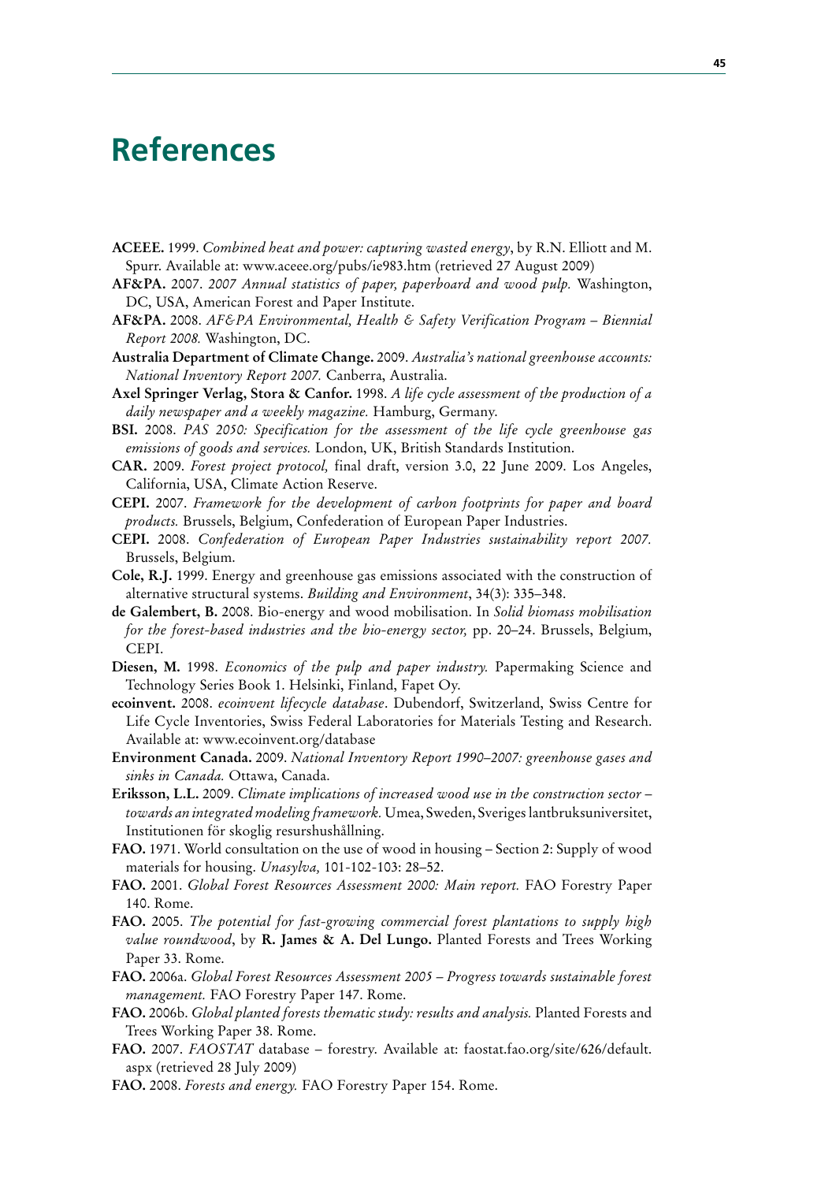# References

**ACEEE.** 1999. *Combined heat and power: capturing wasted energy*, by R.N. Elliott and M. Spurr. Available at: www.aceee.org/pubs/ie983.htm (retrieved 27 August 2009)

**AF&PA.** 2007. *2007 Annual statistics of paper, paperboard and wood pulp.* Washington, DC, USA, American Forest and Paper Institute.

**AF&PA.** 2008. *AF&PA Environmental, Health & Safety Verification Program – Biennial Report 2008.* Washington, DC.

**Australia Department of Climate Change.** 2009. *Australia's national greenhouse accounts: National Inventory Report 2007.* Canberra, Australia.

**Axel Springer Verlag, Stora & Canfor.** 1998. *A life cycle assessment of the production of a daily newspaper and a weekly magazine.* Hamburg, Germany.

**BSI.** 2008. *PAS 2050: Specification for the assessment of the life cycle greenhouse gas emissions of goods and services.* London, UK, British Standards Institution.

**CAR.** 2009. *Forest project protocol,* final draft, version 3.0, 22 June 2009. Los Angeles, California, USA, Climate Action Reserve.

**CEPI.** 2007. *Framework for the development of carbon footprints for paper and board products.* Brussels, Belgium, Confederation of European Paper Industries.

**CEPI.** 2008. *Confederation of European Paper Industries sustainability report 2007.* Brussels, Belgium.

**Cole, R.J.** 1999. Energy and greenhouse gas emissions associated with the construction of alternative structural systems. *Building and Environment*, 34(3): 335–348.

**de Galembert, B.** 2008. Bio-energy and wood mobilisation. In *Solid biomass mobilisation for the forest-based industries and the bio-energy sector,* pp. 20–24. Brussels, Belgium, CEPI.

**Diesen, M.** 1998. *Economics of the pulp and paper industry.* Papermaking Science and Technology Series Book 1. Helsinki, Finland, Fapet Oy.

**ecoinvent.** 2008. *ecoinvent lifecycle database*. Dubendorf, Switzerland, Swiss Centre for Life Cycle Inventories, Swiss Federal Laboratories for Materials Testing and Research. Available at: www.ecoinvent.org/database

**Environment Canada.** 2009. *National Inventory Report 1990–2007: greenhouse gases and sinks in Canada.* Ottawa, Canada.

**Eriksson, L.L.** 2009. *Climate implications of increased wood use in the construction sector – towards an integrated modeling framework.* Umea, Sweden, Sveriges lantbruksuniversitet, Institutionen för skoglig resurshushållning.

**FAO.** 1971. World consultation on the use of wood in housing – Section 2: Supply of wood materials for housing. *Unasylva,* 101-102-103: 28–52.

**FAO.** 2001. *Global Forest Resources Assessment 2000: Main report.* FAO Forestry Paper 140. Rome.

**FAO.** 2005. *The potential for fast-growing commercial forest plantations to supply high value roundwood*, by **R. James & A. Del Lungo.** Planted Forests and Trees Working Paper 33. Rome.

**FAO.** 2006a. *Global Forest Resources Assessment 2005 – Progress towards sustainable forest management.* FAO Forestry Paper 147. Rome.

**FAO.** 2006b. *Global planted forests thematic study: results and analysis.* Planted Forests and Trees Working Paper 38. Rome.

**FAO.** 2007. *FAOSTAT* database – forestry. Available at: faostat.fao.org/site/626/default.aspx (retrieved 28 July 2009)

**FAO.** 2008. *Forests and energy.* FAO Forestry Paper 154. Rome.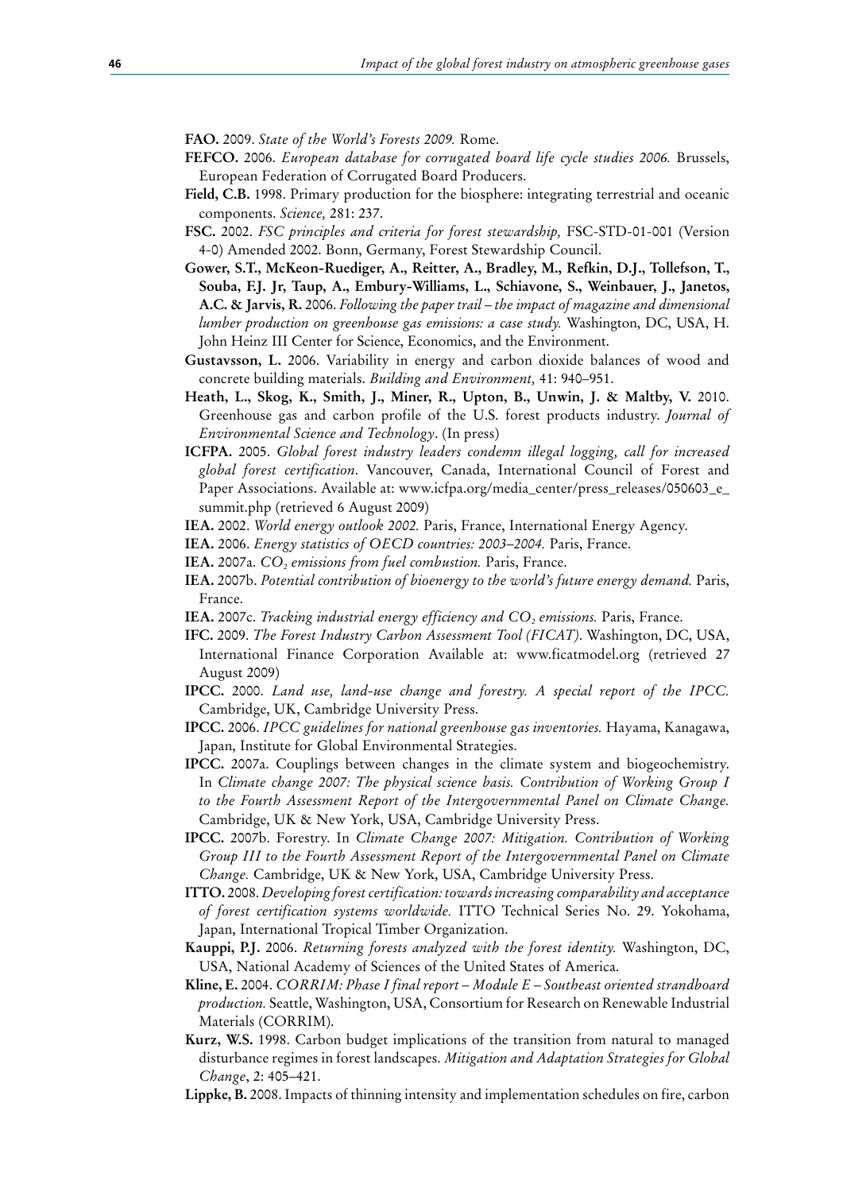**FAO.** 2009. *State of the World's Forests 2009.* Rome.

**FEFCO.** 2006. *European database for corrugated board life cycle studies 2006.* Brussels, European Federation of Corrugated Board Producers.

**Field, C.B.** 1998. Primary production for the biosphere: integrating terrestrial and oceanic components. *Science,* 281: 237.

**FSC.** 2002. *FSC principles and criteria for forest stewardship,* FSC-STD-01-001 (Version 4-0) Amended 2002. Bonn, Germany, Forest Stewardship Council.

**Gower, S.T., McKeon-Ruediger, A., Reitter, A., Bradley, M., Refkin, D.J., Tollefson, T., Souba, F.J. Jr, Taup, A., Embury-Williams, L., Schiavone, S., Weinbauer, J., Janetos, A.C. & Jarvis, R.** 2006. *Following the paper trail – the impact of magazine and dimensional lumber production on greenhouse gas emissions: a case study.* Washington, DC, USA, H. John Heinz III Center for Science, Economics, and the Environment.

**Gustavsson, L.** 2006. Variability in energy and carbon dioxide balances of wood and concrete building materials. *Building and Environment,* 41: 940–951.

**Heath, L., Skog, K., Smith, J., Miner, R., Upton, B., Unwin, J. & Maltby, V.** 2010. Greenhouse gas and carbon profile of the U.S. forest products industry. *Journal of Environmental Science and Technology*. (In press)

**ICFPA.** 2005. *Global forest industry leaders condemn illegal logging, call for increased global forest certification*. Vancouver, Canada, International Council of Forest and Paper Associations. Available at: www.icfpa.org/media_center/press_releases/050603_e_summit.php (retrieved 6 August 2009)

**IEA.** 2002. *World energy outlook 2002.* Paris, France, International Energy Agency.

**IEA.** 2006. *Energy statistics of OECD countries: 2003–2004.* Paris, France.

**IEA.** 2007a. *$CO_2$ emissions from fuel combustion.* Paris, France.

**IEA.** 2007b. *Potential contribution of bioenergy to the world's future energy demand.* Paris, France.

**IEA.** 2007c. *Tracking industrial energy efficiency and $CO_2$ emissions.* Paris, France.

**IFC.** 2009. *The Forest Industry Carbon Assessment Tool (FICAT)*. Washington, DC, USA, International Finance Corporation Available at: www.ficatmodel.org (retrieved 27 August 2009)

**IPCC.** 2000. *Land use, land-use change and forestry. A special report of the IPCC.* Cambridge, UK, Cambridge University Press.

**IPCC.** 2006. *IPCC guidelines for national greenhouse gas inventories.* Hayama, Kanagawa, Japan, Institute for Global Environmental Strategies.

**IPCC.** 2007a. Couplings between changes in the climate system and biogeochemistry. In *Climate change 2007: The physical science basis. Contribution of Working Group I to the Fourth Assessment Report of the Intergovernmental Panel on Climate Change.* Cambridge, UK & New York, USA, Cambridge University Press.

**IPCC.** 2007b. Forestry. In *Climate Change 2007: Mitigation. Contribution of Working Group III to the Fourth Assessment Report of the Intergovernmental Panel on Climate Change.* Cambridge, UK & New York, USA, Cambridge University Press.

**ITTO.** 2008. *Developing forest certification: towards increasing comparability and acceptance of forest certification systems worldwide.* ITTO Technical Series No. 29. Yokohama, Japan, International Tropical Timber Organization.

**Kauppi, P.J.** 2006. *Returning forests analyzed with the forest identity.* Washington, DC, USA, National Academy of Sciences of the United States of America.

**Kline, E.** 2004. *CORRIM: Phase I final report – Module E – Southeast oriented strandboard production.* Seattle, Washington, USA, Consortium for Research on Renewable Industrial Materials (CORRIM).

**Kurz, W.S.** 1998. Carbon budget implications of the transition from natural to managed disturbance regimes in forest landscapes. *Mitigation and Adaptation Strategies for Global Change*, 2: 405–421.

**Lippke, B.** 2008. Impacts of thinning intensity and implementation schedules on fire, carbon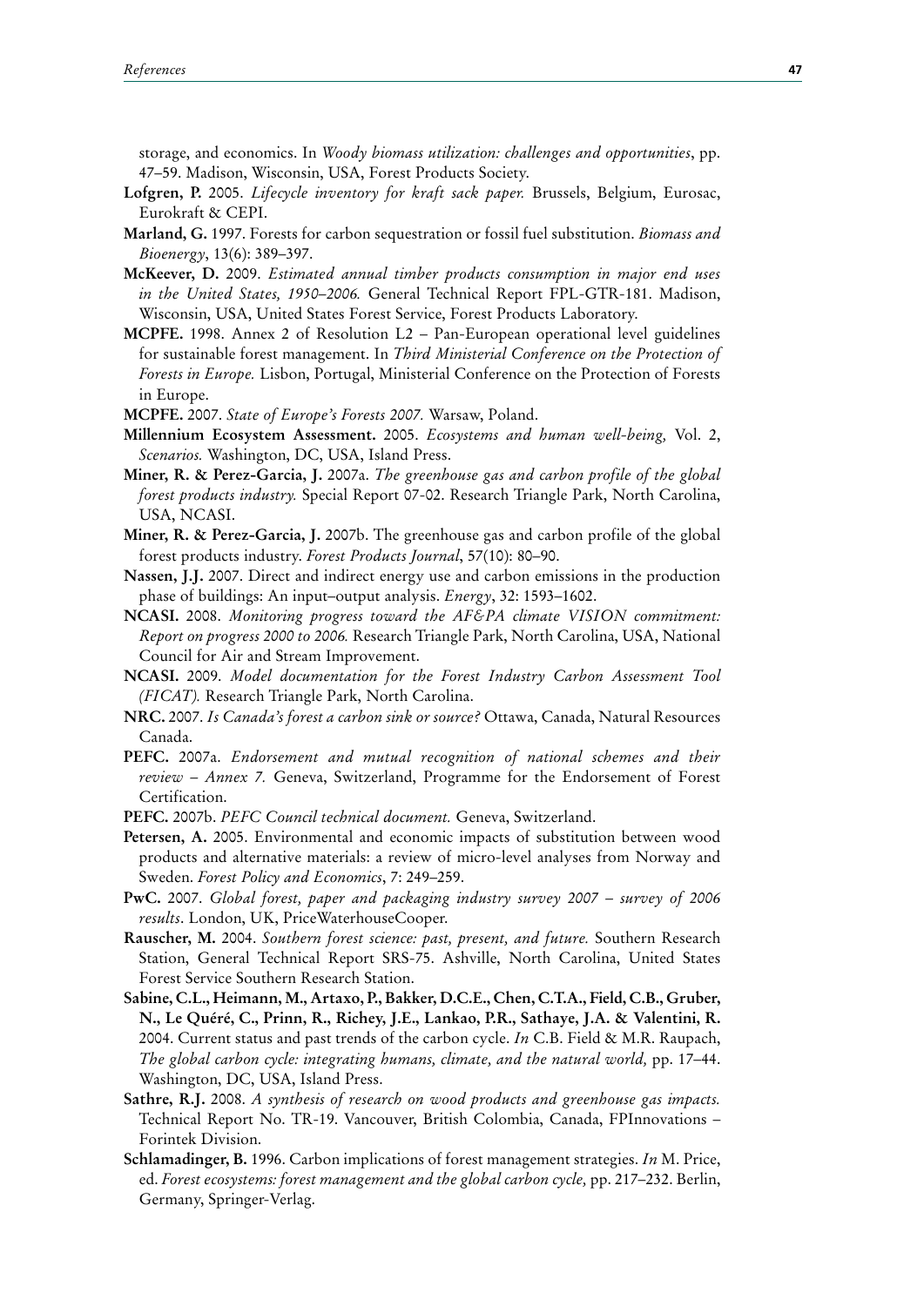storage, and economics. In *Woody biomass utilization: challenges and opportunities*, pp. 47–59. Madison, Wisconsin, USA, Forest Products Society.

**Lofgren, P.** 2005. *Lifecycle inventory for kraft sack paper.* Brussels, Belgium, Eurosac, Eurokraft & CEPI.

**Marland, G.** 1997. Forests for carbon sequestration or fossil fuel substitution. *Biomass and Bioenergy*, 13(6): 389–397.

**McKeever, D.** 2009. *Estimated annual timber products consumption in major end uses in the United States, 1950–2006.* General Technical Report FPL-GTR-181. Madison, Wisconsin, USA, United States Forest Service, Forest Products Laboratory.

**MCPFE.** 1998. Annex 2 of Resolution L2 – Pan-European operational level guidelines for sustainable forest management. In *Third Ministerial Conference on the Protection of Forests in Europe.* Lisbon, Portugal, Ministerial Conference on the Protection of Forests in Europe.

**MCPFE.** 2007. *State of Europe's Forests 2007.* Warsaw, Poland.

**Millennium Ecosystem Assessment.** 2005. *Ecosystems and human well-being,* Vol. 2, *Scenarios.* Washington, DC, USA, Island Press.

**Miner, R. & Perez-Garcia, J.** 2007a. *The greenhouse gas and carbon profile of the global forest products industry.* Special Report 07-02. Research Triangle Park, North Carolina, USA, NCASI.

**Miner, R. & Perez-Garcia, J.** 2007b. The greenhouse gas and carbon profile of the global forest products industry. *Forest Products Journal*, 57(10): 80–90.

**Nassen, J.J.** 2007. Direct and indirect energy use and carbon emissions in the production phase of buildings: An input–output analysis. *Energy*, 32: 1593–1602.

**NCASI.** 2008. *Monitoring progress toward the AF&PA climate VISION commitment: Report on progress 2000 to 2006.* Research Triangle Park, North Carolina, USA, National Council for Air and Stream Improvement.

**NCASI.** 2009. *Model documentation for the Forest Industry Carbon Assessment Tool (FICAT).* Research Triangle Park, North Carolina.

**NRC.** 2007. *Is Canada's forest a carbon sink or source?* Ottawa, Canada, Natural Resources Canada.

**PEFC.** 2007a. *Endorsement and mutual recognition of national schemes and their review – Annex 7.* Geneva, Switzerland, Programme for the Endorsement of Forest Certification.

**PEFC.** 2007b. *PEFC Council technical document.* Geneva, Switzerland.

**Petersen, A.** 2005. Environmental and economic impacts of substitution between wood products and alternative materials: a review of micro-level analyses from Norway and Sweden. *Forest Policy and Economics*, 7: 249–259.

**PwC.** 2007. *Global forest, paper and packaging industry survey 2007 – survey of 2006 results*. London, UK, PriceWaterhouseCooper.

**Rauscher, M.** 2004. *Southern forest science: past, present, and future.* Southern Research Station, General Technical Report SRS-75. Ashville, North Carolina, United States Forest Service Southern Research Station.

**Sabine, C.L., Heimann, M., Artaxo, P., Bakker, D.C.E., Chen, C.T.A., Field, C.B., Gruber, N., Le Quéré, C., Prinn, R., Richey, J.E., Lankao, P.R., Sathaye, J.A. & Valentini, R.** 2004. Current status and past trends of the carbon cycle. *In* C.B. Field & M.R. Raupach, *The global carbon cycle: integrating humans, climate, and the natural world,* pp. 17–44. Washington, DC, USA, Island Press.

**Sathre, R.J.** 2008. *A synthesis of research on wood products and greenhouse gas impacts.* Technical Report No. TR-19. Vancouver, British Colombia, Canada, FPInnovations – Forintek Division.

**Schlamadinger, B.** 1996. Carbon implications of forest management strategies. *In* M. Price, ed. *Forest ecosystems: forest management and the global carbon cycle,* pp. 217–232. Berlin, Germany, Springer-Verlag.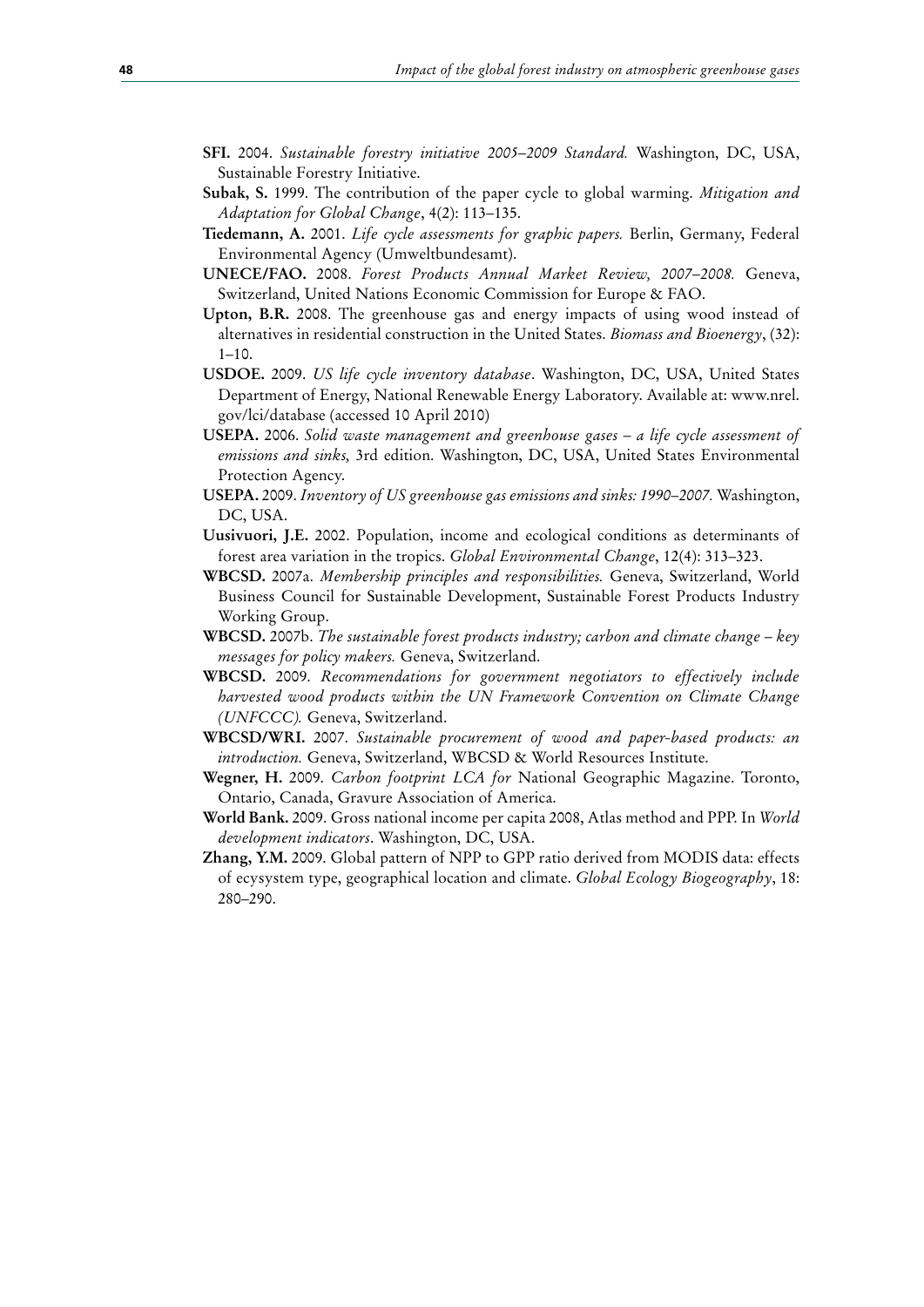**SFI.** 2004. *Sustainable forestry initiative 2005–2009 Standard.* Washington, DC, USA, Sustainable Forestry Initiative.

**Subak, S.** 1999. The contribution of the paper cycle to global warming. *Mitigation and Adaptation for Global Change*, 4(2): 113–135.

**Tiedemann, A.** 2001. *Life cycle assessments for graphic papers.* Berlin, Germany, Federal Environmental Agency (Umweltbundesamt).

**UNECE/FAO.** 2008. *Forest Products Annual Market Review, 2007–2008.* Geneva, Switzerland, United Nations Economic Commission for Europe & FAO.

**Upton, B.R.** 2008. The greenhouse gas and energy impacts of using wood instead of alternatives in residential construction in the United States. *Biomass and Bioenergy*, (32): 1–10.

**USDOE.** 2009. *US life cycle inventory database*. Washington, DC, USA, United States Department of Energy, National Renewable Energy Laboratory. Available at: www.nrel.gov/lci/database (accessed 10 April 2010)

**USEPA.** 2006. *Solid waste management and greenhouse gases – a life cycle assessment of emissions and sinks,* 3rd edition. Washington, DC, USA, United States Environmental Protection Agency.

**USEPA.** 2009. *Inventory of US greenhouse gas emissions and sinks: 1990–2007.* Washington, DC, USA.

**Uusivuori, J.E.** 2002. Population, income and ecological conditions as determinants of forest area variation in the tropics. *Global Environmental Change*, 12(4): 313–323.

**WBCSD.** 2007a. *Membership principles and responsibilities.* Geneva, Switzerland, World Business Council for Sustainable Development, Sustainable Forest Products Industry Working Group.

**WBCSD.** 2007b. *The sustainable forest products industry; carbon and climate change – key messages for policy makers.* Geneva, Switzerland.

**WBCSD.** 2009. *Recommendations for government negotiators to effectively include harvested wood products within the UN Framework Convention on Climate Change (UNFCCC).* Geneva, Switzerland.

**WBCSD/WRI.** 2007. *Sustainable procurement of wood and paper-based products: an introduction.* Geneva, Switzerland, WBCSD & World Resources Institute.

**Wegner, H.** 2009. *Carbon footprint LCA for* National Geographic Magazine. Toronto, Ontario, Canada, Gravure Association of America.

**World Bank.** 2009. Gross national income per capita 2008, Atlas method and PPP. In *World development indicators*. Washington, DC, USA.

**Zhang, Y.M.** 2009. Global pattern of NPP to GPP ratio derived from MODIS data: effects of ecysystem type, geographical location and climate. *Global Ecology Biogeography*, 18: 280–290.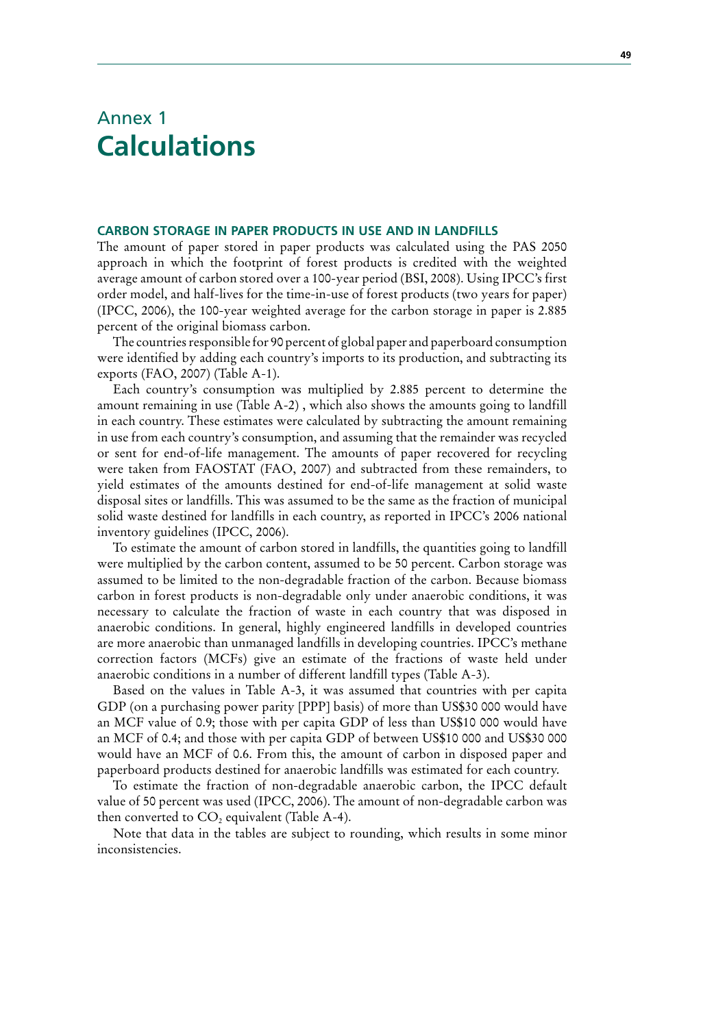# Annex 1
# Calculations

### CARBON STORAGE IN PAPER PRODUCTS IN USE AND IN LANDFILLS

The amount of paper stored in paper products was calculated using the PAS 2050 approach in which the footprint of forest products is credited with the weighted average amount of carbon stored over a 100-year period (BSI, 2008). Using IPCC's first order model, and half-lives for the time-in-use of forest products (two years for paper) (IPCC, 2006), the 100-year weighted average for the carbon storage in paper is 2.885 percent of the original biomass carbon.

The countries responsible for 90 percent of global paper and paperboard consumption were identified by adding each country's imports to its production, and subtracting its exports (FAO, 2007) (Table A-1).

Each country's consumption was multiplied by 2.885 percent to determine the amount remaining in use (Table A-2) , which also shows the amounts going to landfill in each country. These estimates were calculated by subtracting the amount remaining in use from each country's consumption, and assuming that the remainder was recycled or sent for end-of-life management. The amounts of paper recovered for recycling were taken from FAOSTAT (FAO, 2007) and subtracted from these remainders, to yield estimates of the amounts destined for end-of-life management at solid waste disposal sites or landfills. This was assumed to be the same as the fraction of municipal solid waste destined for landfills in each country, as reported in IPCC's 2006 national inventory guidelines (IPCC, 2006).

To estimate the amount of carbon stored in landfills, the quantities going to landfill were multiplied by the carbon content, assumed to be 50 percent. Carbon storage was assumed to be limited to the non-degradable fraction of the carbon. Because biomass carbon in forest products is non-degradable only under anaerobic conditions, it was necessary to calculate the fraction of waste in each country that was disposed in anaerobic conditions. In general, highly engineered landfills in developed countries are more anaerobic than unmanaged landfills in developing countries. IPCC's methane correction factors (MCFs) give an estimate of the fractions of waste held under anaerobic conditions in a number of different landfill types (Table A-3).

Based on the values in Table A-3, it was assumed that countries with per capita GDP (on a purchasing power parity [PPP] basis) of more than US$30 000 would have an MCF value of 0.9; those with per capita GDP of less than US$10 000 would have an MCF of 0.4; and those with per capita GDP of between US$10 000 and US$30 000 would have an MCF of 0.6. From this, the amount of carbon in disposed paper and paperboard products destined for anaerobic landfills was estimated for each country.

To estimate the fraction of non-degradable anaerobic carbon, the IPCC default value of 50 percent was used (IPCC, 2006). The amount of non-degradable carbon was then converted to $CO_2$ equivalent (Table A-4).

Note that data in the tables are subject to rounding, which results in some minor inconsistencies.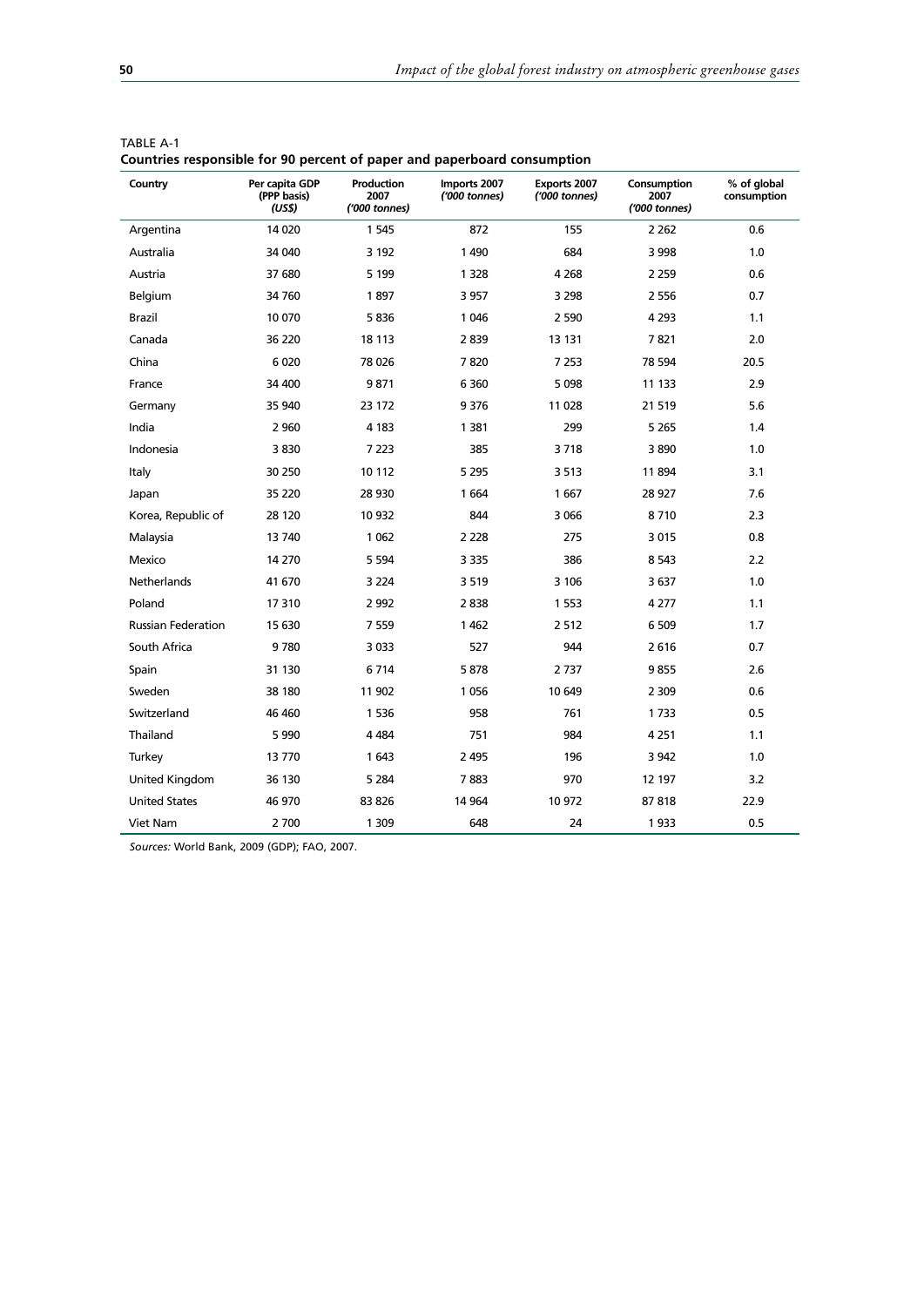TABLE A-1
**Countries responsible for 90 percent of paper and paperboard consumption**

| Country | Per capita GDP (PPP basis) *(US$)* | Production 2007 *('000 tonnes)* | Imports 2007 *('000 tonnes)* | Exports 2007 *('000 tonnes)* | Consumption 2007 *('000 tonnes)* | % of global consumption |
|---|---|---|---|---|---|---|
| Argentina | 14 020 | 1 545 | 872 | 155 | 2 262 | 0.6 |
| Australia | 34 040 | 3 192 | 1 490 | 684 | 3 998 | 1.0 |
| Austria | 37 680 | 5 199 | 1 328 | 4 268 | 2 259 | 0.6 |
| Belgium | 34 760 | 1 897 | 3 957 | 3 298 | 2 556 | 0.7 |
| Brazil | 10 070 | 5 836 | 1 046 | 2 590 | 4 293 | 1.1 |
| Canada | 36 220 | 18 113 | 2 839 | 13 131 | 7 821 | 2.0 |
| China | 6 020 | 78 026 | 7 820 | 7 253 | 78 594 | 20.5 |
| France | 34 400 | 9 871 | 6 360 | 5 098 | 11 133 | 2.9 |
| Germany | 35 940 | 23 172 | 9 376 | 11 028 | 21 519 | 5.6 |
| India | 2 960 | 4 183 | 1 381 | 299 | 5 265 | 1.4 |
| Indonesia | 3 830 | 7 223 | 385 | 3 718 | 3 890 | 1.0 |
| Italy | 30 250 | 10 112 | 5 295 | 3 513 | 11 894 | 3.1 |
| Japan | 35 220 | 28 930 | 1 664 | 1 667 | 28 927 | 7.6 |
| Korea, Republic of | 28 120 | 10 932 | 844 | 3 066 | 8 710 | 2.3 |
| Malaysia | 13 740 | 1 062 | 2 228 | 275 | 3 015 | 0.8 |
| Mexico | 14 270 | 5 594 | 3 335 | 386 | 8 543 | 2.2 |
| Netherlands | 41 670 | 3 224 | 3 519 | 3 106 | 3 637 | 1.0 |
| Poland | 17 310 | 2 992 | 2 838 | 1 553 | 4 277 | 1.1 |
| Russian Federation | 15 630 | 7 559 | 1 462 | 2 512 | 6 509 | 1.7 |
| South Africa | 9 780 | 3 033 | 527 | 944 | 2 616 | 0.7 |
| Spain | 31 130 | 6 714 | 5 878 | 2 737 | 9 855 | 2.6 |
| Sweden | 38 180 | 11 902 | 1 056 | 10 649 | 2 309 | 0.6 |
| Switzerland | 46 460 | 1 536 | 958 | 761 | 1 733 | 0.5 |
| Thailand | 5 990 | 4 484 | 751 | 984 | 4 251 | 1.1 |
| Turkey | 13 770 | 1 643 | 2 495 | 196 | 3 942 | 1.0 |
| United Kingdom | 36 130 | 5 284 | 7 883 | 970 | 12 197 | 3.2 |
| United States | 46 970 | 83 826 | 14 964 | 10 972 | 87 818 | 22.9 |
| Viet Nam | 2 700 | 1 309 | 648 | 24 | 1 933 | 0.5 |

*Sources:* World Bank, 2009 (GDP); FAO, 2007.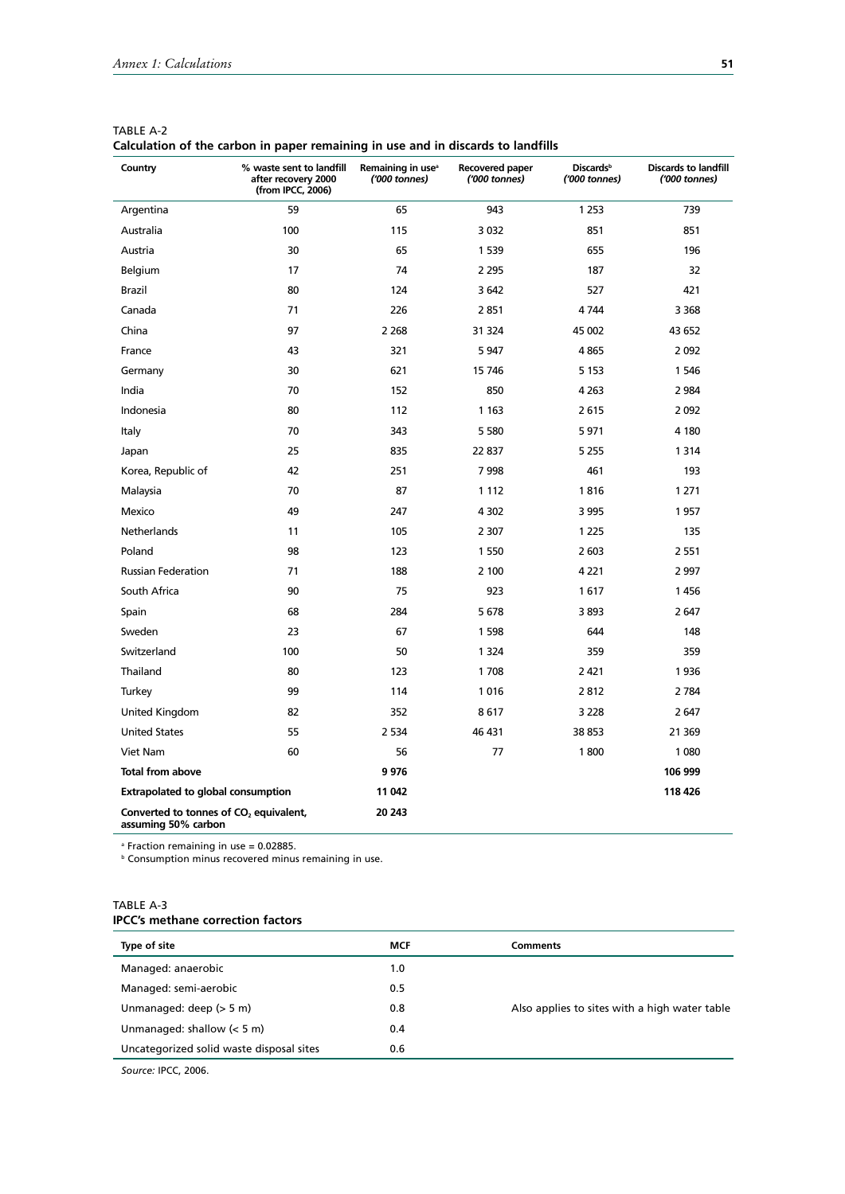TABLE A-2
**Calculation of the carbon in paper remaining in use and in discards to landfills**

| Country | % waste sent to landfill after recovery 2000 (from IPCC, 2006) | Remaining in use[a] *('000 tonnes)* | Recovered paper *('000 tonnes)* | Discards[b] *('000 tonnes)* | Discards to landfill *('000 tonnes)* |
|---|---|---|---|---|---|
| Argentina | 59 | 65 | 943 | 1 253 | 739 |
| Australia | 100 | 115 | 3 032 | 851 | 851 |
| Austria | 30 | 65 | 1 539 | 655 | 196 |
| Belgium | 17 | 74 | 2 295 | 187 | 32 |
| Brazil | 80 | 124 | 3 642 | 527 | 421 |
| Canada | 71 | 226 | 2 851 | 4 744 | 3 368 |
| China | 97 | 2 268 | 31 324 | 45 002 | 43 652 |
| France | 43 | 321 | 5 947 | 4 865 | 2 092 |
| Germany | 30 | 621 | 15 746 | 5 153 | 1 546 |
| India | 70 | 152 | 850 | 4 263 | 2 984 |
| Indonesia | 80 | 112 | 1 163 | 2 615 | 2 092 |
| Italy | 70 | 343 | 5 580 | 5 971 | 4 180 |
| Japan | 25 | 835 | 22 837 | 5 255 | 1 314 |
| Korea, Republic of | 42 | 251 | 7 998 | 461 | 193 |
| Malaysia | 70 | 87 | 1 112 | 1 816 | 1 271 |
| Mexico | 49 | 247 | 4 302 | 3 995 | 1 957 |
| Netherlands | 11 | 105 | 2 307 | 1 225 | 135 |
| Poland | 98 | 123 | 1 550 | 2 603 | 2 551 |
| Russian Federation | 71 | 188 | 2 100 | 4 221 | 2 997 |
| South Africa | 90 | 75 | 923 | 1 617 | 1 456 |
| Spain | 68 | 284 | 5 678 | 3 893 | 2 647 |
| Sweden | 23 | 67 | 1 598 | 644 | 148 |
| Switzerland | 100 | 50 | 1 324 | 359 | 359 |
| Thailand | 80 | 123 | 1 708 | 2 421 | 1 936 |
| Turkey | 99 | 114 | 1 016 | 2 812 | 2 784 |
| United Kingdom | 82 | 352 | 8 617 | 3 228 | 2 647 |
| United States | 55 | 2 534 | 46 431 | 38 853 | 21 369 |
| Viet Nam | 60 | 56 | 77 | 1 800 | 1 080 |
| **Total from above** | | **9 976** | | | **106 999** |
| **Extrapolated to global consumption** | | **11 042** | | | **118 426** |
| **Converted to tonnes of $CO_2$ equivalent, assuming 50% carbon** | | **20 243** | | | |

[a] Fraction remaining in use = 0.02885.
[b] Consumption minus recovered minus remaining in use.

TABLE A-3
**IPCC's methane correction factors**

| Type of site | MCF | Comments |
|---|---|---|
| Managed: anaerobic | 1.0 | |
| Managed: semi-aerobic | 0.5 | |
| Unmanaged: deep (> 5 m) | 0.8 | Also applies to sites with a high water table |
| Unmanaged: shallow (< 5 m) | 0.4 | |
| Uncategorized solid waste disposal sites | 0.6 | |

*Source:* IPCC, 2006.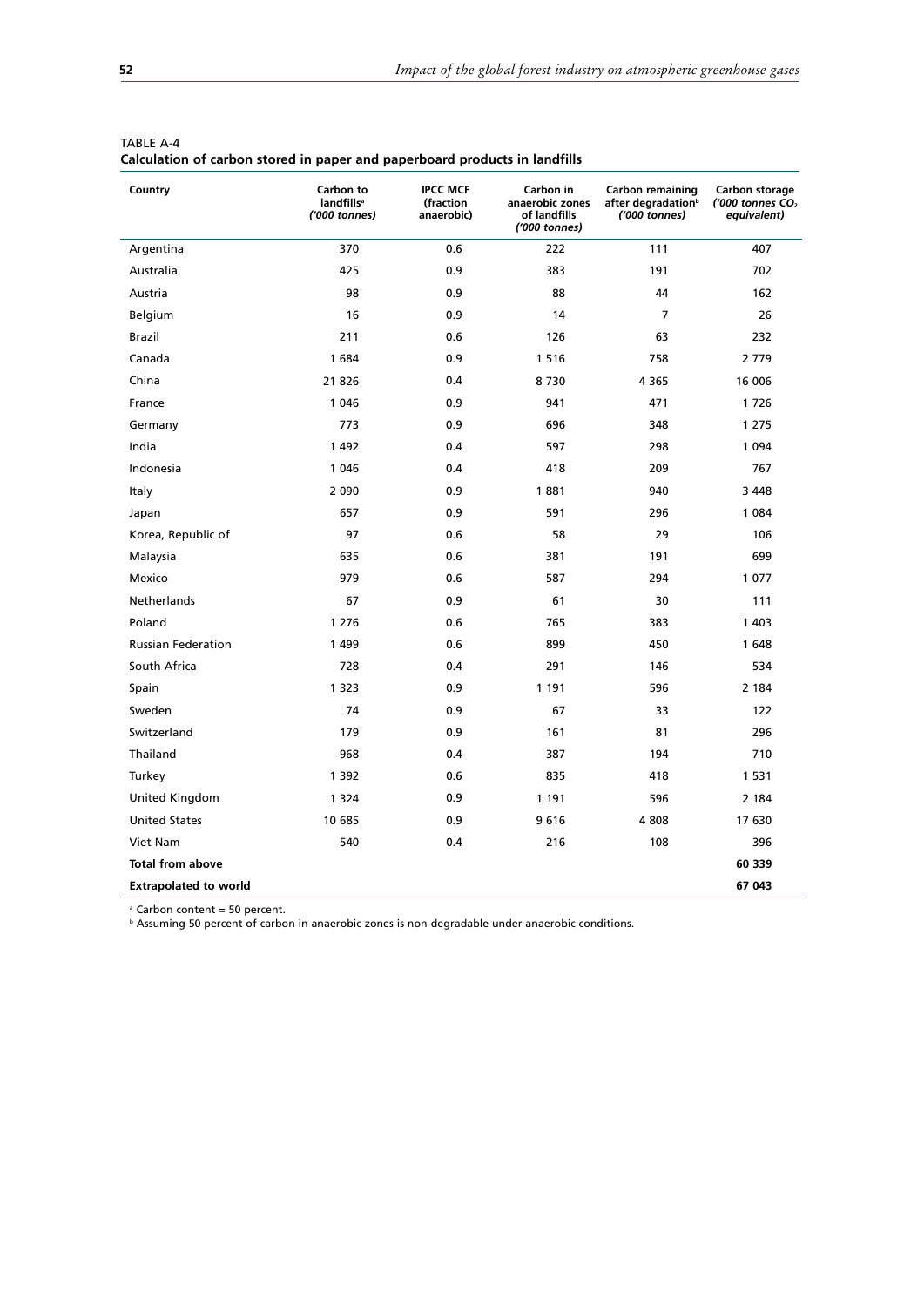TABLE A-4
**Calculation of carbon stored in paper and paperboard products in landfills**

| Country | Carbon to landfills[a] *('000 tonnes)* | IPCC MCF (fraction anaerobic) | Carbon in anaerobic zones of landfills *('000 tonnes)* | Carbon remaining after degradation[b] *('000 tonnes)* | Carbon storage *('000 tonnes $CO_2$ equivalent)* |
|---|---|---|---|---|---|
| Argentina | 370 | 0.6 | 222 | 111 | 407 |
| Australia | 425 | 0.9 | 383 | 191 | 702 |
| Austria | 98 | 0.9 | 88 | 44 | 162 |
| Belgium | 16 | 0.9 | 14 | 7 | 26 |
| Brazil | 211 | 0.6 | 126 | 63 | 232 |
| Canada | 1 684 | 0.9 | 1 516 | 758 | 2 779 |
| China | 21 826 | 0.4 | 8 730 | 4 365 | 16 006 |
| France | 1 046 | 0.9 | 941 | 471 | 1 726 |
| Germany | 773 | 0.9 | 696 | 348 | 1 275 |
| India | 1 492 | 0.4 | 597 | 298 | 1 094 |
| Indonesia | 1 046 | 0.4 | 418 | 209 | 767 |
| Italy | 2 090 | 0.9 | 1 881 | 940 | 3 448 |
| Japan | 657 | 0.9 | 591 | 296 | 1 084 |
| Korea, Republic of | 97 | 0.6 | 58 | 29 | 106 |
| Malaysia | 635 | 0.6 | 381 | 191 | 699 |
| Mexico | 979 | 0.6 | 587 | 294 | 1 077 |
| Netherlands | 67 | 0.9 | 61 | 30 | 111 |
| Poland | 1 276 | 0.6 | 765 | 383 | 1 403 |
| Russian Federation | 1 499 | 0.6 | 899 | 450 | 1 648 |
| South Africa | 728 | 0.4 | 291 | 146 | 534 |
| Spain | 1 323 | 0.9 | 1 191 | 596 | 2 184 |
| Sweden | 74 | 0.9 | 67 | 33 | 122 |
| Switzerland | 179 | 0.9 | 161 | 81 | 296 |
| Thailand | 968 | 0.4 | 387 | 194 | 710 |
| Turkey | 1 392 | 0.6 | 835 | 418 | 1 531 |
| United Kingdom | 1 324 | 0.9 | 1 191 | 596 | 2 184 |
| United States | 10 685 | 0.9 | 9 616 | 4 808 | 17 630 |
| Viet Nam | 540 | 0.4 | 216 | 108 | 396 |
| **Total from above** | | | | | **60 339** |
| **Extrapolated to world** | | | | | **67 043** |

[a] Carbon content = 50 percent.
[b] Assuming 50 percent of carbon in anaerobic zones is non-degradable under anaerobic conditions.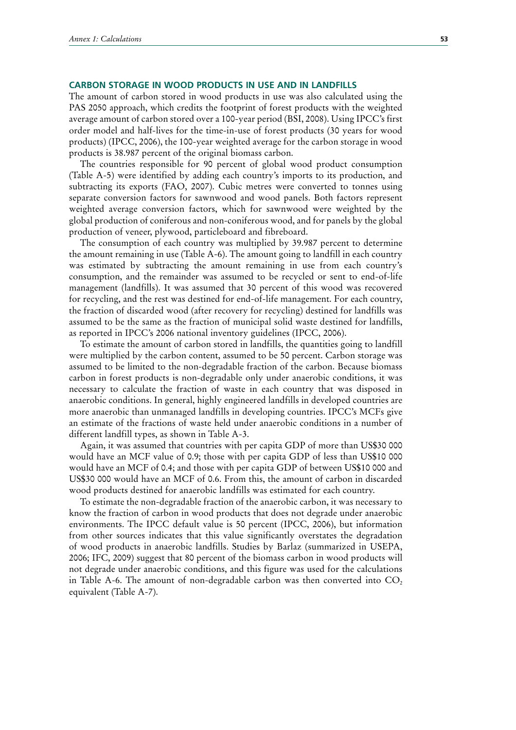## CARBON STORAGE IN WOOD PRODUCTS IN USE AND IN LANDFILLS

The amount of carbon stored in wood products in use was also calculated using the PAS 2050 approach, which credits the footprint of forest products with the weighted average amount of carbon stored over a 100-year period (BSI, 2008). Using IPCC's first order model and half-lives for the time-in-use of forest products (30 years for wood products) (IPCC, 2006), the 100-year weighted average for the carbon storage in wood products is 38.987 percent of the original biomass carbon.

The countries responsible for 90 percent of global wood product consumption (Table A-5) were identified by adding each country's imports to its production, and subtracting its exports (FAO, 2007). Cubic metres were converted to tonnes using separate conversion factors for sawnwood and wood panels. Both factors represent weighted average conversion factors, which for sawnwood were weighted by the global production of coniferous and non-coniferous wood, and for panels by the global production of veneer, plywood, particleboard and fibreboard.

The consumption of each country was multiplied by 39.987 percent to determine the amount remaining in use (Table A-6). The amount going to landfill in each country was estimated by subtracting the amount remaining in use from each country's consumption, and the remainder was assumed to be recycled or sent to end-of-life management (landfills). It was assumed that 30 percent of this wood was recovered for recycling, and the rest was destined for end-of-life management. For each country, the fraction of discarded wood (after recovery for recycling) destined for landfills was assumed to be the same as the fraction of municipal solid waste destined for landfills, as reported in IPCC's 2006 national inventory guidelines (IPCC, 2006).

To estimate the amount of carbon stored in landfills, the quantities going to landfill were multiplied by the carbon content, assumed to be 50 percent. Carbon storage was assumed to be limited to the non-degradable fraction of the carbon. Because biomass carbon in forest products is non-degradable only under anaerobic conditions, it was necessary to calculate the fraction of waste in each country that was disposed in anaerobic conditions. In general, highly engineered landfills in developed countries are more anaerobic than unmanaged landfills in developing countries. IPCC's MCFs give an estimate of the fractions of waste held under anaerobic conditions in a number of different landfill types, as shown in Table A-3.

Again, it was assumed that countries with per capita GDP of more than US$30 000 would have an MCF value of 0.9; those with per capita GDP of less than US$10 000 would have an MCF of 0.4; and those with per capita GDP of between US$10 000 and US$30 000 would have an MCF of 0.6. From this, the amount of carbon in discarded wood products destined for anaerobic landfills was estimated for each country.

To estimate the non-degradable fraction of the anaerobic carbon, it was necessary to know the fraction of carbon in wood products that does not degrade under anaerobic environments. The IPCC default value is 50 percent (IPCC, 2006), but information from other sources indicates that this value significantly overstates the degradation of wood products in anaerobic landfills. Studies by Barlaz (summarized in USEPA, 2006; IFC, 2009) suggest that 80 percent of the biomass carbon in wood products will not degrade under anaerobic conditions, and this figure was used for the calculations in Table A-6. The amount of non-degradable carbon was then converted into $CO_2$ equivalent (Table A-7).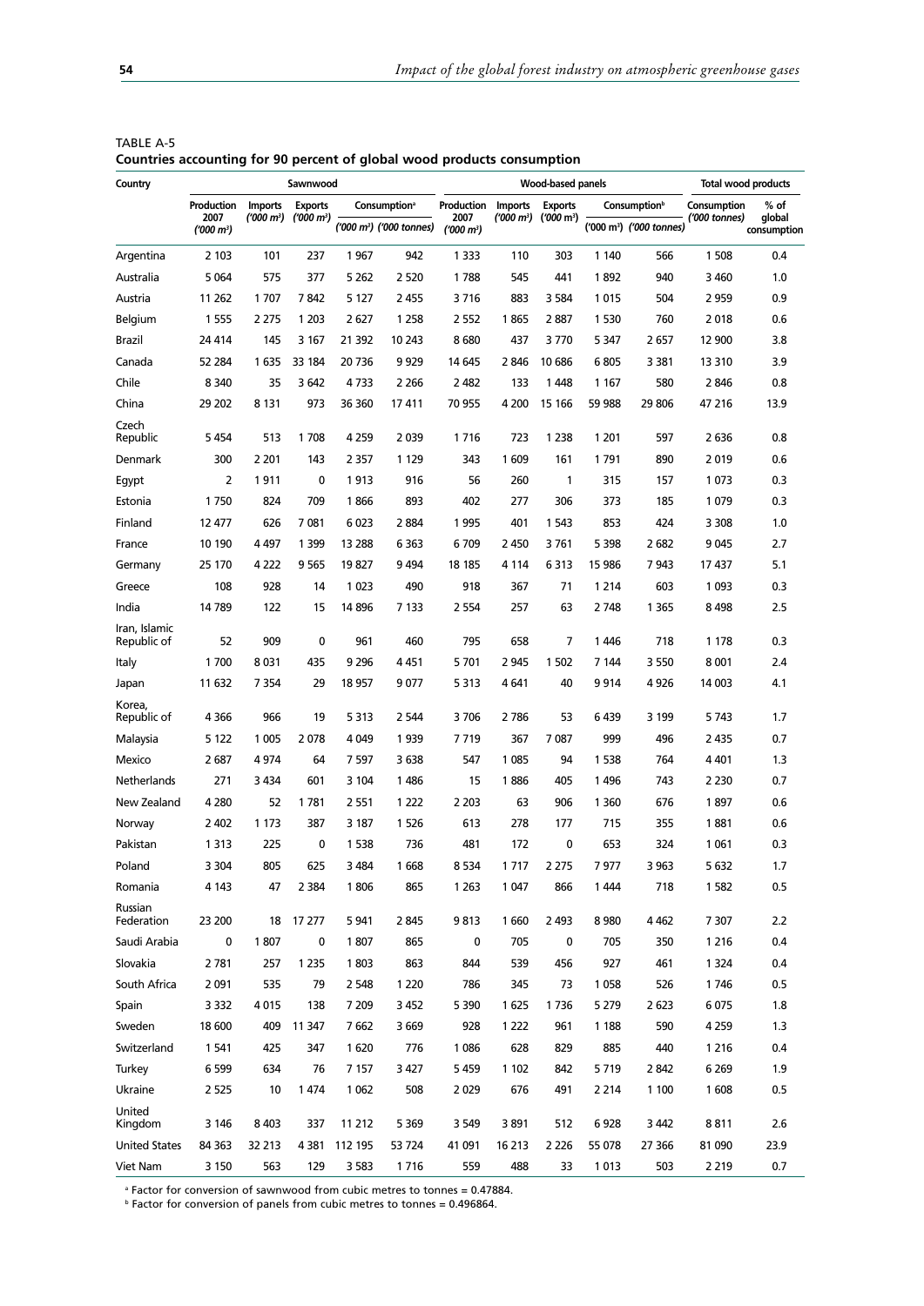TABLE A-5
**Countries accounting for 90 percent of global wood products consumption**

| Country | Sawnwood | | | | | Wood-based panels | | | | | Total wood products | |
|---|---|---|---|---|---|---|---|---|---|---|---|---|
| | Production 2007 ('000 m³) | Imports ('000 m³) | Exports ('000 m³) | Consumption[a] ('000 m³) | Consumption[a] ('000 tonnes) | Production 2007 ('000 m³) | Imports ('000 m³) | Exports ('000 m³) | Consumption[b] ('000 m³) | Consumption[b] ('000 tonnes) | Consumption ('000 tonnes) | % of global consumption |
| Argentina | 2 103 | 101 | 237 | 1 967 | 942 | 1 333 | 110 | 303 | 1 140 | 566 | 1 508 | 0.4 |
| Australia | 5 064 | 575 | 377 | 5 262 | 2 520 | 1 788 | 545 | 441 | 1 892 | 940 | 3 460 | 1.0 |
| Austria | 11 262 | 1 707 | 7 842 | 5 127 | 2 455 | 3 716 | 883 | 3 584 | 1 015 | 504 | 2 959 | 0.9 |
| Belgium | 1 555 | 2 275 | 1 203 | 2 627 | 1 258 | 2 552 | 1 865 | 2 887 | 1 530 | 760 | 2 018 | 0.6 |
| Brazil | 24 414 | 145 | 3 167 | 21 392 | 10 243 | 8 680 | 437 | 3 770 | 5 347 | 2 657 | 12 900 | 3.8 |
| Canada | 52 284 | 1 635 | 33 184 | 20 736 | 9 929 | 14 645 | 2 846 | 10 686 | 6 805 | 3 381 | 13 310 | 3.9 |
| Chile | 8 340 | 35 | 3 642 | 4 733 | 2 266 | 2 482 | 133 | 1 448 | 1 167 | 580 | 2 846 | 0.8 |
| China | 29 202 | 8 131 | 973 | 36 360 | 17 411 | 70 955 | 4 200 | 15 166 | 59 988 | 29 806 | 47 216 | 13.9 |
| Czech Republic | 5 454 | 513 | 1 708 | 4 259 | 2 039 | 1 716 | 723 | 1 238 | 1 201 | 597 | 2 636 | 0.8 |
| Denmark | 300 | 2 201 | 143 | 2 357 | 1 129 | 343 | 1 609 | 161 | 1 791 | 890 | 2 019 | 0.6 |
| Egypt | 2 | 1 911 | 0 | 1 913 | 916 | 56 | 260 | 1 | 315 | 157 | 1 073 | 0.3 |
| Estonia | 1 750 | 824 | 709 | 1 866 | 893 | 402 | 277 | 306 | 373 | 185 | 1 079 | 0.3 |
| Finland | 12 477 | 626 | 7 081 | 6 023 | 2 884 | 1 995 | 401 | 1 543 | 853 | 424 | 3 308 | 1.0 |
| France | 10 190 | 4 497 | 1 399 | 13 288 | 6 363 | 6 709 | 2 450 | 3 761 | 5 398 | 2 682 | 9 045 | 2.7 |
| Germany | 25 170 | 4 222 | 9 565 | 19 827 | 9 494 | 18 185 | 4 114 | 6 313 | 15 986 | 7 943 | 17 437 | 5.1 |
| Greece | 108 | 928 | 14 | 1 023 | 490 | 918 | 367 | 71 | 1 214 | 603 | 1 093 | 0.3 |
| India | 14 789 | 122 | 15 | 14 896 | 7 133 | 2 554 | 257 | 63 | 2 748 | 1 365 | 8 498 | 2.5 |
| Iran, Islamic Republic of | 52 | 909 | 0 | 961 | 460 | 795 | 658 | 7 | 1 446 | 718 | 1 178 | 0.3 |
| Italy | 1 700 | 8 031 | 435 | 9 296 | 4 451 | 5 701 | 2 945 | 1 502 | 7 144 | 3 550 | 8 001 | 2.4 |
| Japan | 11 632 | 7 354 | 29 | 18 957 | 9 077 | 5 313 | 4 641 | 40 | 9 914 | 4 926 | 14 003 | 4.1 |
| Korea, Republic of | 4 366 | 966 | 19 | 5 313 | 2 544 | 3 706 | 2 786 | 53 | 6 439 | 3 199 | 5 743 | 1.7 |
| Malaysia | 5 122 | 1 005 | 2 078 | 4 049 | 1 939 | 7 719 | 367 | 7 087 | 999 | 496 | 2 435 | 0.7 |
| Mexico | 2 687 | 4 974 | 64 | 7 597 | 3 638 | 547 | 1 085 | 94 | 1 538 | 764 | 4 401 | 1.3 |
| Netherlands | 271 | 3 434 | 601 | 3 104 | 1 486 | 15 | 1 886 | 405 | 1 496 | 743 | 2 230 | 0.7 |
| New Zealand | 4 280 | 52 | 1 781 | 2 551 | 1 222 | 2 203 | 63 | 906 | 1 360 | 676 | 1 897 | 0.6 |
| Norway | 2 402 | 1 173 | 387 | 3 187 | 1 526 | 613 | 278 | 177 | 715 | 355 | 1 881 | 0.6 |
| Pakistan | 1 313 | 225 | 0 | 1 538 | 736 | 481 | 172 | 0 | 653 | 324 | 1 061 | 0.3 |
| Poland | 3 304 | 805 | 625 | 3 484 | 1 668 | 8 534 | 1 717 | 2 275 | 7 977 | 3 963 | 5 632 | 1.7 |
| Romania | 4 143 | 47 | 2 384 | 1 806 | 865 | 1 263 | 1 047 | 866 | 1 444 | 718 | 1 582 | 0.5 |
| Russian Federation | 23 200 | 18 | 17 277 | 5 941 | 2 845 | 9 813 | 1 660 | 2 493 | 8 980 | 4 462 | 7 307 | 2.2 |
| Saudi Arabia | 0 | 1 807 | 0 | 1 807 | 865 | 0 | 705 | 0 | 705 | 350 | 1 216 | 0.4 |
| Slovakia | 2 781 | 257 | 1 235 | 1 803 | 863 | 844 | 539 | 456 | 927 | 461 | 1 324 | 0.4 |
| South Africa | 2 091 | 535 | 79 | 2 548 | 1 220 | 786 | 345 | 73 | 1 058 | 526 | 1 746 | 0.5 |
| Spain | 3 332 | 4 015 | 138 | 7 209 | 3 452 | 5 390 | 1 625 | 1 736 | 5 279 | 2 623 | 6 075 | 1.8 |
| Sweden | 18 600 | 409 | 11 347 | 7 662 | 3 669 | 928 | 1 222 | 961 | 1 188 | 590 | 4 259 | 1.3 |
| Switzerland | 1 541 | 425 | 347 | 1 620 | 776 | 1 086 | 628 | 829 | 885 | 440 | 1 216 | 0.4 |
| Turkey | 6 599 | 634 | 76 | 7 157 | 3 427 | 5 459 | 1 102 | 842 | 5 719 | 2 842 | 6 269 | 1.9 |
| Ukraine | 2 525 | 10 | 1 474 | 1 062 | 508 | 2 029 | 676 | 491 | 2 214 | 1 100 | 1 608 | 0.5 |
| United Kingdom | 3 146 | 8 403 | 337 | 11 212 | 5 369 | 3 549 | 3 891 | 512 | 6 928 | 3 442 | 8 811 | 2.6 |
| United States | 84 363 | 32 213 | 4 381 | 112 195 | 53 724 | 41 091 | 16 213 | 2 226 | 55 078 | 27 366 | 81 090 | 23.9 |
| Viet Nam | 3 150 | 563 | 129 | 3 583 | 1 716 | 559 | 488 | 33 | 1 013 | 503 | 2 219 | 0.7 |

[a] Factor for conversion of sawnwood from cubic metres to tonnes = 0.47884.
[b] Factor for conversion of panels from cubic metres to tonnes = 0.496864.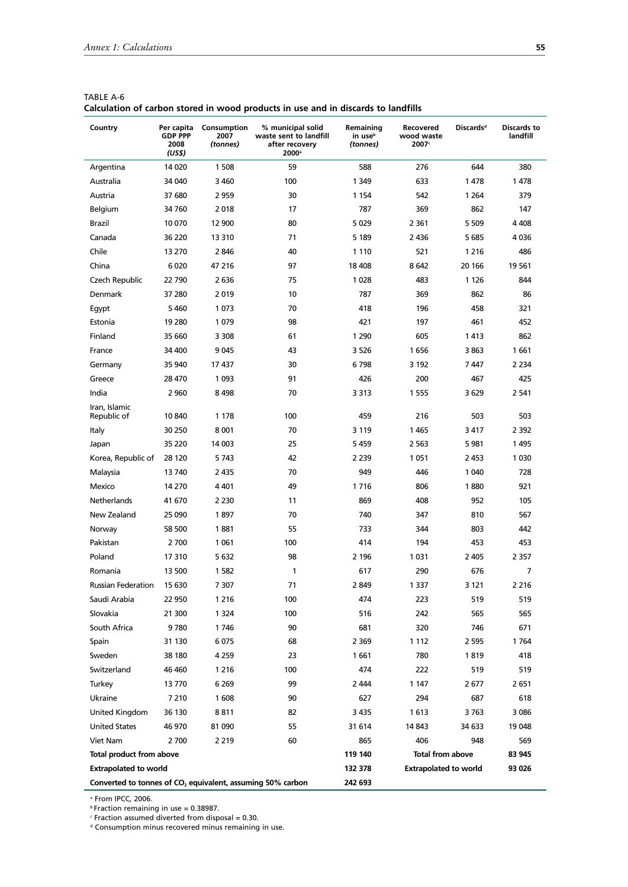TABLE A-6
**Calculation of carbon stored in wood products in use and in discards to landfills**

| Country | Per capita GDP PPP 2008 *(US$)* | Consumption 2007 *(tonnes)* | % municipal solid waste sent to landfill after recovery 2000[a] | Remaining in use[b] *(tonnes)* | Recovered wood waste 2007[c] | Discards[d] | Discards to landfill |
|---|---|---|---|---|---|---|---|
| Argentina | 14 020 | 1 508 | 59 | 588 | 276 | 644 | 380 |
| Australia | 34 040 | 3 460 | 100 | 1 349 | 633 | 1 478 | 1 478 |
| Austria | 37 680 | 2 959 | 30 | 1 154 | 542 | 1 264 | 379 |
| Belgium | 34 760 | 2 018 | 17 | 787 | 369 | 862 | 147 |
| Brazil | 10 070 | 12 900 | 80 | 5 029 | 2 361 | 5 509 | 4 408 |
| Canada | 36 220 | 13 310 | 71 | 5 189 | 2 436 | 5 685 | 4 036 |
| Chile | 13 270 | 2 846 | 40 | 1 110 | 521 | 1 216 | 486 |
| China | 6 020 | 47 216 | 97 | 18 408 | 8 642 | 20 166 | 19 561 |
| Czech Republic | 22 790 | 2 636 | 75 | 1 028 | 483 | 1 126 | 844 |
| Denmark | 37 280 | 2 019 | 10 | 787 | 369 | 862 | 86 |
| Egypt | 5 460 | 1 073 | 70 | 418 | 196 | 458 | 321 |
| Estonia | 19 280 | 1 079 | 98 | 421 | 197 | 461 | 452 |
| Finland | 35 660 | 3 308 | 61 | 1 290 | 605 | 1 413 | 862 |
| France | 34 400 | 9 045 | 43 | 3 526 | 1 656 | 3 863 | 1 661 |
| Germany | 35 940 | 17 437 | 30 | 6 798 | 3 192 | 7 447 | 2 234 |
| Greece | 28 470 | 1 093 | 91 | 426 | 200 | 467 | 425 |
| India | 2 960 | 8 498 | 70 | 3 313 | 1 555 | 3 629 | 2 541 |
| Iran, Islamic Republic of | 10 840 | 1 178 | 100 | 459 | 216 | 503 | 503 |
| Italy | 30 250 | 8 001 | 70 | 3 119 | 1 465 | 3 417 | 2 392 |
| Japan | 35 220 | 14 003 | 25 | 5 459 | 2 563 | 5 981 | 1 495 |
| Korea, Republic of | 28 120 | 5 743 | 42 | 2 239 | 1 051 | 2 453 | 1 030 |
| Malaysia | 13 740 | 2 435 | 70 | 949 | 446 | 1 040 | 728 |
| Mexico | 14 270 | 4 401 | 49 | 1 716 | 806 | 1 880 | 921 |
| Netherlands | 41 670 | 2 230 | 11 | 869 | 408 | 952 | 105 |
| New Zealand | 25 090 | 1 897 | 70 | 740 | 347 | 810 | 567 |
| Norway | 58 500 | 1 881 | 55 | 733 | 344 | 803 | 442 |
| Pakistan | 2 700 | 1 061 | 100 | 414 | 194 | 453 | 453 |
| Poland | 17 310 | 5 632 | 98 | 2 196 | 1 031 | 2 405 | 2 357 |
| Romania | 13 500 | 1 582 | 1 | 617 | 290 | 676 | 7 |
| Russian Federation | 15 630 | 7 307 | 71 | 2 849 | 1 337 | 3 121 | 2 216 |
| Saudi Arabia | 22 950 | 1 216 | 100 | 474 | 223 | 519 | 519 |
| Slovakia | 21 300 | 1 324 | 100 | 516 | 242 | 565 | 565 |
| South Africa | 9 780 | 1 746 | 90 | 681 | 320 | 746 | 671 |
| Spain | 31 130 | 6 075 | 68 | 2 369 | 1 112 | 2 595 | 1 764 |
| Sweden | 38 180 | 4 259 | 23 | 1 661 | 780 | 1 819 | 418 |
| Switzerland | 46 460 | 1 216 | 100 | 474 | 222 | 519 | 519 |
| Turkey | 13 770 | 6 269 | 99 | 2 444 | 1 147 | 2 677 | 2 651 |
| Ukraine | 7 210 | 1 608 | 90 | 627 | 294 | 687 | 618 |
| United Kingdom | 36 130 | 8 811 | 82 | 3 435 | 1 613 | 3 763 | 3 086 |
| United States | 46 970 | 81 090 | 55 | 31 614 | 14 843 | 34 633 | 19 048 |
| Viet Nam | 2 700 | 2 219 | 60 | 865 | 406 | 948 | 569 |
| **Total product from above** | | | | **119 140** | **Total from above** | | **83 945** |
| **Extrapolated to world** | | | | **132 378** | **Extrapolated to world** | | **93 026** |
| **Converted to tonnes of $CO_2$ equivalent, assuming 50% carbon** | | | | **242 693** | | | |

[a] From IPCC, 2006.
[b] Fraction remaining in use = 0.38987.
[c] Fraction assumed diverted from disposal = 0.30.
[d] Consumption minus recovered minus remaining in use.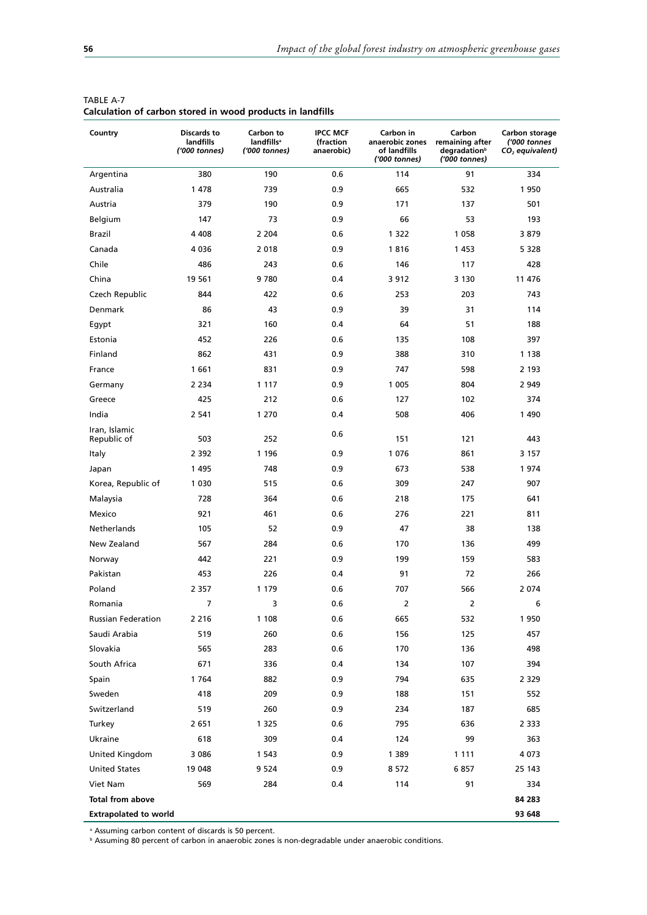TABLE A-7
**Calculation of carbon stored in wood products in landfills**

| Country | Discards to landfills *('000 tonnes)* | Carbon to landfills[a] *('000 tonnes)* | IPCC MCF (fraction anaerobic) | Carbon in anaerobic zones of landfills *('000 tonnes)* | Carbon remaining after degradation[b] *('000 tonnes)* | Carbon storage *('000 tonnes $CO_2$ equivalent)* |
|---|---|---|---|---|---|---|
| Argentina | 380 | 190 | 0.6 | 114 | 91 | 334 |
| Australia | 1 478 | 739 | 0.9 | 665 | 532 | 1 950 |
| Austria | 379 | 190 | 0.9 | 171 | 137 | 501 |
| Belgium | 147 | 73 | 0.9 | 66 | 53 | 193 |
| Brazil | 4 408 | 2 204 | 0.6 | 1 322 | 1 058 | 3 879 |
| Canada | 4 036 | 2 018 | 0.9 | 1 816 | 1 453 | 5 328 |
| Chile | 486 | 243 | 0.6 | 146 | 117 | 428 |
| China | 19 561 | 9 780 | 0.4 | 3 912 | 3 130 | 11 476 |
| Czech Republic | 844 | 422 | 0.6 | 253 | 203 | 743 |
| Denmark | 86 | 43 | 0.9 | 39 | 31 | 114 |
| Egypt | 321 | 160 | 0.4 | 64 | 51 | 188 |
| Estonia | 452 | 226 | 0.6 | 135 | 108 | 397 |
| Finland | 862 | 431 | 0.9 | 388 | 310 | 1 138 |
| France | 1 661 | 831 | 0.9 | 747 | 598 | 2 193 |
| Germany | 2 234 | 1 117 | 0.9 | 1 005 | 804 | 2 949 |
| Greece | 425 | 212 | 0.6 | 127 | 102 | 374 |
| India | 2 541 | 1 270 | 0.4 | 508 | 406 | 1 490 |
| Iran, Islamic Republic of | 503 | 252 | 0.6 | 151 | 121 | 443 |
| Italy | 2 392 | 1 196 | 0.9 | 1 076 | 861 | 3 157 |
| Japan | 1 495 | 748 | 0.9 | 673 | 538 | 1 974 |
| Korea, Republic of | 1 030 | 515 | 0.6 | 309 | 247 | 907 |
| Malaysia | 728 | 364 | 0.6 | 218 | 175 | 641 |
| Mexico | 921 | 461 | 0.6 | 276 | 221 | 811 |
| Netherlands | 105 | 52 | 0.9 | 47 | 38 | 138 |
| New Zealand | 567 | 284 | 0.6 | 170 | 136 | 499 |
| Norway | 442 | 221 | 0.9 | 199 | 159 | 583 |
| Pakistan | 453 | 226 | 0.4 | 91 | 72 | 266 |
| Poland | 2 357 | 1 179 | 0.6 | 707 | 566 | 2 074 |
| Romania | 7 | 3 | 0.6 | 2 | 2 | 6 |
| Russian Federation | 2 216 | 1 108 | 0.6 | 665 | 532 | 1 950 |
| Saudi Arabia | 519 | 260 | 0.6 | 156 | 125 | 457 |
| Slovakia | 565 | 283 | 0.6 | 170 | 136 | 498 |
| South Africa | 671 | 336 | 0.4 | 134 | 107 | 394 |
| Spain | 1 764 | 882 | 0.9 | 794 | 635 | 2 329 |
| Sweden | 418 | 209 | 0.9 | 188 | 151 | 552 |
| Switzerland | 519 | 260 | 0.9 | 234 | 187 | 685 |
| Turkey | 2 651 | 1 325 | 0.6 | 795 | 636 | 2 333 |
| Ukraine | 618 | 309 | 0.4 | 124 | 99 | 363 |
| United Kingdom | 3 086 | 1 543 | 0.9 | 1 389 | 1 111 | 4 073 |
| United States | 19 048 | 9 524 | 0.9 | 8 572 | 6 857 | 25 143 |
| Viet Nam | 569 | 284 | 0.4 | 114 | 91 | 334 |
| **Total from above** | | | | | | **84 283** |
| **Extrapolated to world** | | | | | | **93 648** |

[a] Assuming carbon content of discards is 50 percent.
[b] Assuming 80 percent of carbon in anaerobic zones is non-degradable under anaerobic conditions.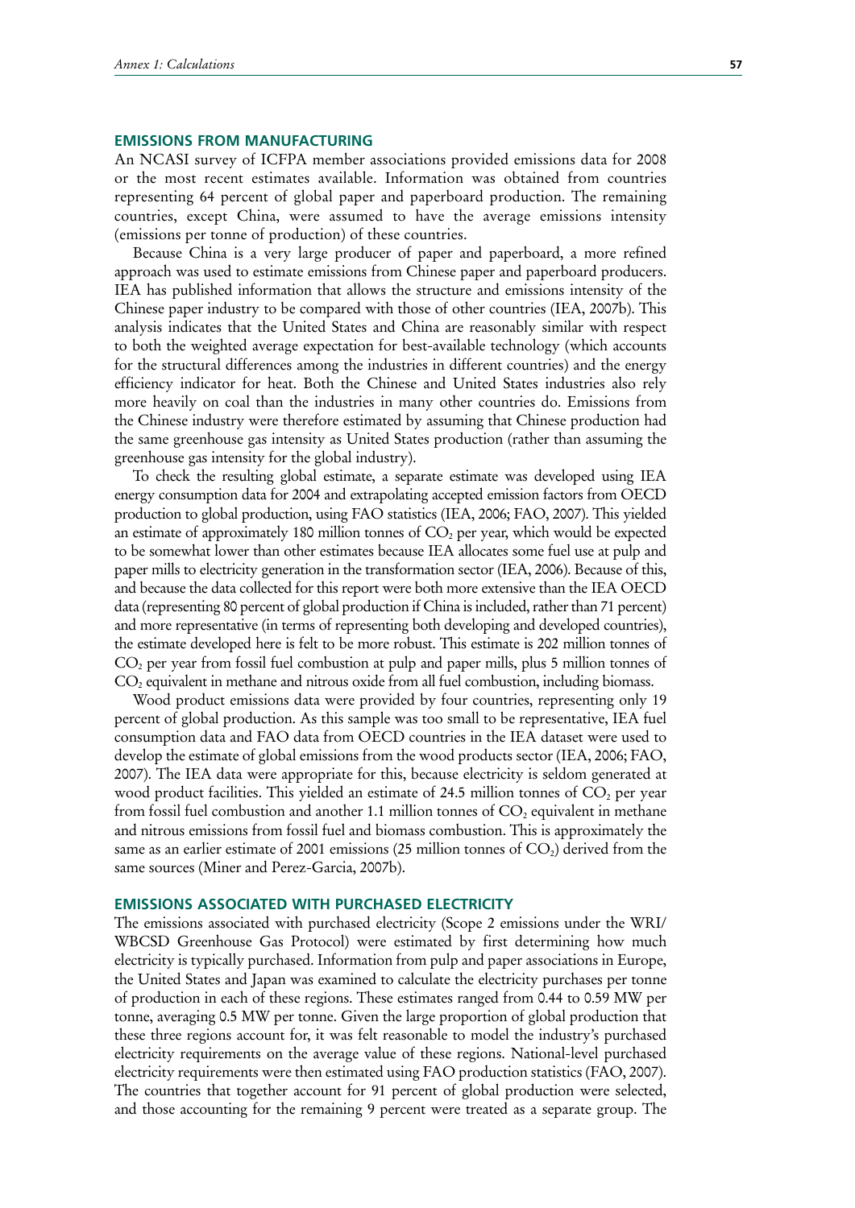## EMISSIONS FROM MANUFACTURING

An NCASI survey of ICFPA member associations provided emissions data for 2008 or the most recent estimates available. Information was obtained from countries representing 64 percent of global paper and paperboard production. The remaining countries, except China, were assumed to have the average emissions intensity (emissions per tonne of production) of these countries.

Because China is a very large producer of paper and paperboard, a more refined approach was used to estimate emissions from Chinese paper and paperboard producers. IEA has published information that allows the structure and emissions intensity of the Chinese paper industry to be compared with those of other countries (IEA, 2007b). This analysis indicates that the United States and China are reasonably similar with respect to both the weighted average expectation for best-available technology (which accounts for the structural differences among the industries in different countries) and the energy efficiency indicator for heat. Both the Chinese and United States industries also rely more heavily on coal than the industries in many other countries do. Emissions from the Chinese industry were therefore estimated by assuming that Chinese production had the same greenhouse gas intensity as United States production (rather than assuming the greenhouse gas intensity for the global industry).

To check the resulting global estimate, a separate estimate was developed using IEA energy consumption data for 2004 and extrapolating accepted emission factors from OECD production to global production, using FAO statistics (IEA, 2006; FAO, 2007). This yielded an estimate of approximately 180 million tonnes of $CO_2$ per year, which would be expected to be somewhat lower than other estimates because IEA allocates some fuel use at pulp and paper mills to electricity generation in the transformation sector (IEA, 2006). Because of this, and because the data collected for this report were both more extensive than the IEA OECD data (representing 80 percent of global production if China is included, rather than 71 percent) and more representative (in terms of representing both developing and developed countries), the estimate developed here is felt to be more robust. This estimate is 202 million tonnes of $CO_2$ per year from fossil fuel combustion at pulp and paper mills, plus 5 million tonnes of $CO_2$ equivalent in methane and nitrous oxide from all fuel combustion, including biomass.

Wood product emissions data were provided by four countries, representing only 19 percent of global production. As this sample was too small to be representative, IEA fuel consumption data and FAO data from OECD countries in the IEA dataset were used to develop the estimate of global emissions from the wood products sector (IEA, 2006; FAO, 2007). The IEA data were appropriate for this, because electricity is seldom generated at wood product facilities. This yielded an estimate of 24.5 million tonnes of $CO_2$ per year from fossil fuel combustion and another 1.1 million tonnes of $CO_2$ equivalent in methane and nitrous emissions from fossil fuel and biomass combustion. This is approximately the same as an earlier estimate of 2001 emissions (25 million tonnes of $CO_2$) derived from the same sources (Miner and Perez-Garcia, 2007b).

## EMISSIONS ASSOCIATED WITH PURCHASED ELECTRICITY

The emissions associated with purchased electricity (Scope 2 emissions under the WRI/WBCSD Greenhouse Gas Protocol) were estimated by first determining how much electricity is typically purchased. Information from pulp and paper associations in Europe, the United States and Japan was examined to calculate the electricity purchases per tonne of production in each of these regions. These estimates ranged from 0.44 to 0.59 MW per tonne, averaging 0.5 MW per tonne. Given the large proportion of global production that these three regions account for, it was felt reasonable to model the industry's purchased electricity requirements on the average value of these regions. National-level purchased electricity requirements were then estimated using FAO production statistics (FAO, 2007). The countries that together account for 91 percent of global production were selected, and those accounting for the remaining 9 percent were treated as a separate group. The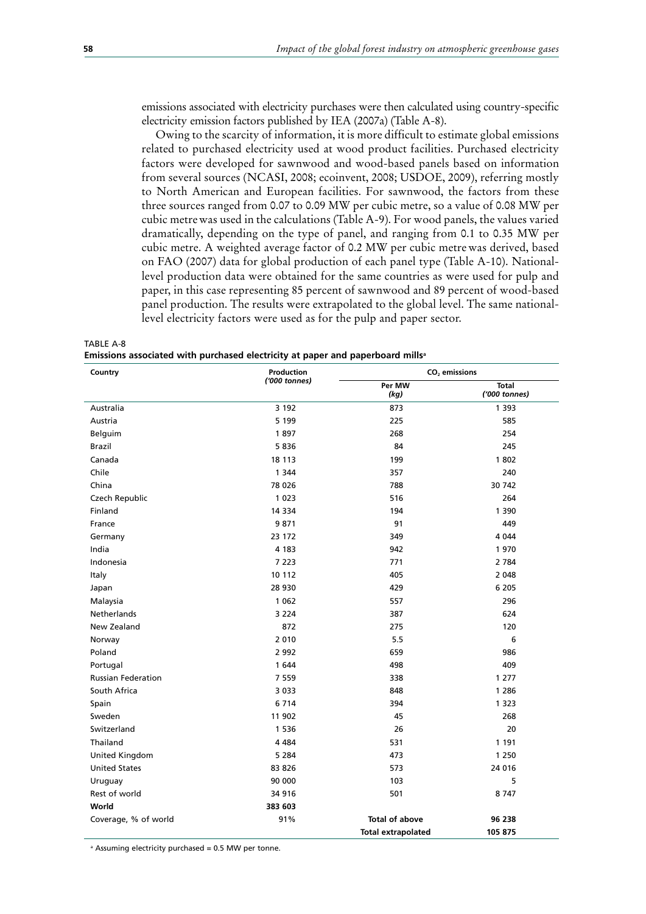emissions associated with electricity purchases were then calculated using country-specific electricity emission factors published by IEA (2007a) (Table A-8).

Owing to the scarcity of information, it is more difficult to estimate global emissions related to purchased electricity used at wood product facilities. Purchased electricity factors were developed for sawnwood and wood-based panels based on information from several sources (NCASI, 2008; ecoinvent, 2008; USDOE, 2009), referring mostly to North American and European facilities. For sawnwood, the factors from these three sources ranged from 0.07 to 0.09 MW per cubic metre, so a value of 0.08 MW per cubic metre was used in the calculations (Table A-9). For wood panels, the values varied dramatically, depending on the type of panel, and ranging from 0.1 to 0.35 MW per cubic metre. A weighted average factor of 0.2 MW per cubic metre was derived, based on FAO (2007) data for global production of each panel type (Table A-10). National-level production data were obtained for the same countries as were used for pulp and paper, in this case representing 85 percent of sawnwood and 89 percent of wood-based panel production. The results were extrapolated to the global level. The same national-level electricity factors were used as for the pulp and paper sector.

TABLE A-8
**Emissions associated with purchased electricity at paper and paperboard mills[a]**

| Country | Production *('000 tonnes)* | $CO_2$ emissions | |
|---|---|---|---|
| | | Per MW *(kg)* | Total *('000 tonnes)* |
| Australia | 3 192 | 873 | 1 393 |
| Austria | 5 199 | 225 | 585 |
| Belguim | 1 897 | 268 | 254 |
| Brazil | 5 836 | 84 | 245 |
| Canada | 18 113 | 199 | 1 802 |
| Chile | 1 344 | 357 | 240 |
| China | 78 026 | 788 | 30 742 |
| Czech Republic | 1 023 | 516 | 264 |
| Finland | 14 334 | 194 | 1 390 |
| France | 9 871 | 91 | 449 |
| Germany | 23 172 | 349 | 4 044 |
| India | 4 183 | 942 | 1 970 |
| Indonesia | 7 223 | 771 | 2 784 |
| Italy | 10 112 | 405 | 2 048 |
| Japan | 28 930 | 429 | 6 205 |
| Malaysia | 1 062 | 557 | 296 |
| Netherlands | 3 224 | 387 | 624 |
| New Zealand | 872 | 275 | 120 |
| Norway | 2 010 | 5.5 | 6 |
| Poland | 2 992 | 659 | 986 |
| Portugal | 1 644 | 498 | 409 |
| Russian Federation | 7 559 | 338 | 1 277 |
| South Africa | 3 033 | 848 | 1 286 |
| Spain | 6 714 | 394 | 1 323 |
| Sweden | 11 902 | 45 | 268 |
| Switzerland | 1 536 | 26 | 20 |
| Thailand | 4 484 | 531 | 1 191 |
| United Kingdom | 5 284 | 473 | 1 250 |
| United States | 83 826 | 573 | 24 016 |
| Uruguay | 90 000 | 103 | 5 |
| Rest of world | 34 916 | 501 | 8 747 |
| **World** | **383 603** | | |
| Coverage, % of world | 91% | **Total of above** | **96 238** |
| | | **Total extrapolated** | **105 875** |

[a] Assuming electricity purchased = 0.5 MW per tonne.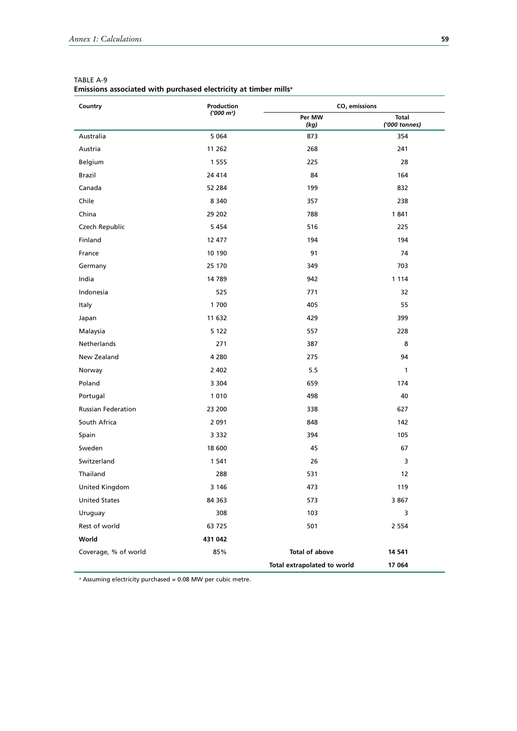TABLE A-9

**Emissions associated with purchased electricity at timber mills**[a]

| Country | Production ('000 $m^3$) | $CO_2$ emissions | |
|---|---|---|---|
| | | Per MW (kg) | Total ('000 tonnes) |
| Australia | 5 064 | 873 | 354 |
| Austria | 11 262 | 268 | 241 |
| Belgium | 1 555 | 225 | 28 |
| Brazil | 24 414 | 84 | 164 |
| Canada | 52 284 | 199 | 832 |
| Chile | 8 340 | 357 | 238 |
| China | 29 202 | 788 | 1 841 |
| Czech Republic | 5 454 | 516 | 225 |
| Finland | 12 477 | 194 | 194 |
| France | 10 190 | 91 | 74 |
| Germany | 25 170 | 349 | 703 |
| India | 14 789 | 942 | 1 114 |
| Indonesia | 525 | 771 | 32 |
| Italy | 1 700 | 405 | 55 |
| Japan | 11 632 | 429 | 399 |
| Malaysia | 5 122 | 557 | 228 |
| Netherlands | 271 | 387 | 8 |
| New Zealand | 4 280 | 275 | 94 |
| Norway | 2 402 | 5.5 | 1 |
| Poland | 3 304 | 659 | 174 |
| Portugal | 1 010 | 498 | 40 |
| Russian Federation | 23 200 | 338 | 627 |
| South Africa | 2 091 | 848 | 142 |
| Spain | 3 332 | 394 | 105 |
| Sweden | 18 600 | 45 | 67 |
| Switzerland | 1 541 | 26 | 3 |
| Thailand | 288 | 531 | 12 |
| United Kingdom | 3 146 | 473 | 119 |
| United States | 84 363 | 573 | 3 867 |
| Uruguay | 308 | 103 | 3 |
| Rest of world | 63 725 | 501 | 2 554 |
| **World** | **431 042** | | |
| Coverage, % of world | 85% | **Total of above** | **14 541** |
| | | **Total extrapolated to world** | **17 064** |

[a] Assuming electricity purchased = 0.08 MW per cubic metre.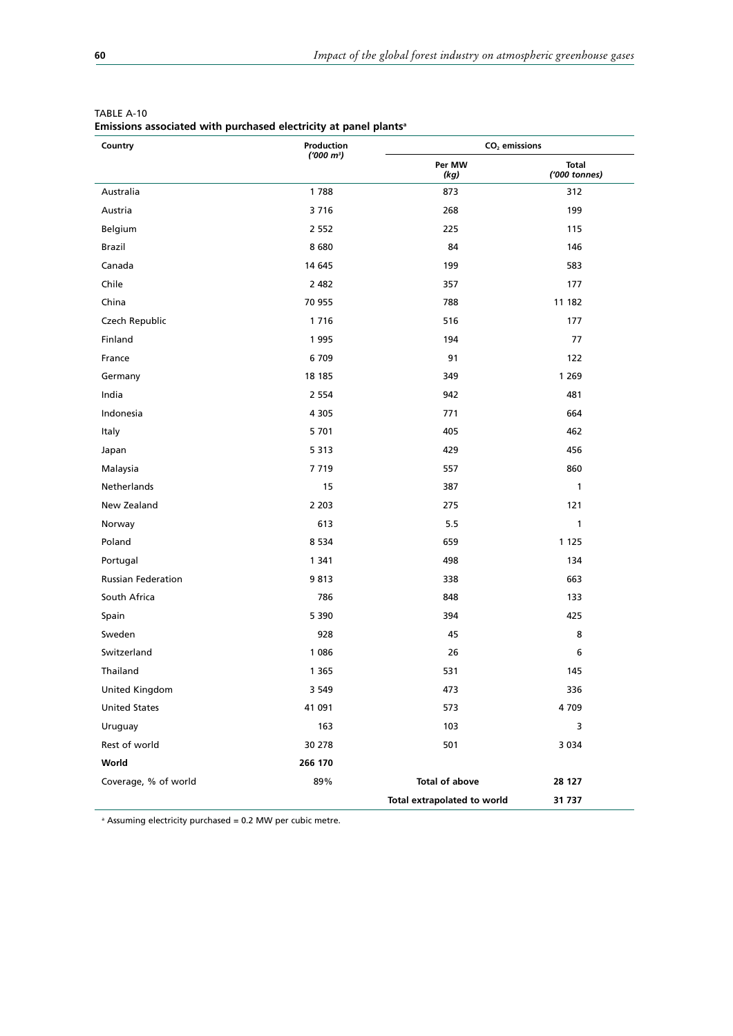TABLE A-10

**Emissions associated with purchased electricity at panel plants**[a]

| Country | Production ('000 m³) | $CO_2$ emissions | |
|---|---|---|---|
| | | Per MW (kg) | Total ('000 tonnes) |
| Australia | 1 788 | 873 | 312 |
| Austria | 3 716 | 268 | 199 |
| Belgium | 2 552 | 225 | 115 |
| Brazil | 8 680 | 84 | 146 |
| Canada | 14 645 | 199 | 583 |
| Chile | 2 482 | 357 | 177 |
| China | 70 955 | 788 | 11 182 |
| Czech Republic | 1 716 | 516 | 177 |
| Finland | 1 995 | 194 | 77 |
| France | 6 709 | 91 | 122 |
| Germany | 18 185 | 349 | 1 269 |
| India | 2 554 | 942 | 481 |
| Indonesia | 4 305 | 771 | 664 |
| Italy | 5 701 | 405 | 462 |
| Japan | 5 313 | 429 | 456 |
| Malaysia | 7 719 | 557 | 860 |
| Netherlands | 15 | 387 | 1 |
| New Zealand | 2 203 | 275 | 121 |
| Norway | 613 | 5.5 | 1 |
| Poland | 8 534 | 659 | 1 125 |
| Portugal | 1 341 | 498 | 134 |
| Russian Federation | 9 813 | 338 | 663 |
| South Africa | 786 | 848 | 133 |
| Spain | 5 390 | 394 | 425 |
| Sweden | 928 | 45 | 8 |
| Switzerland | 1 086 | 26 | 6 |
| Thailand | 1 365 | 531 | 145 |
| United Kingdom | 3 549 | 473 | 336 |
| United States | 41 091 | 573 | 4 709 |
| Uruguay | 163 | 103 | 3 |
| Rest of world | 30 278 | 501 | 3 034 |
| **World** | **266 170** | | |
| Coverage, % of world | 89% | **Total of above** | **28 127** |
| | | **Total extrapolated to world** | **31 737** |

[a] Assuming electricity purchased = 0.2 MW per cubic metre.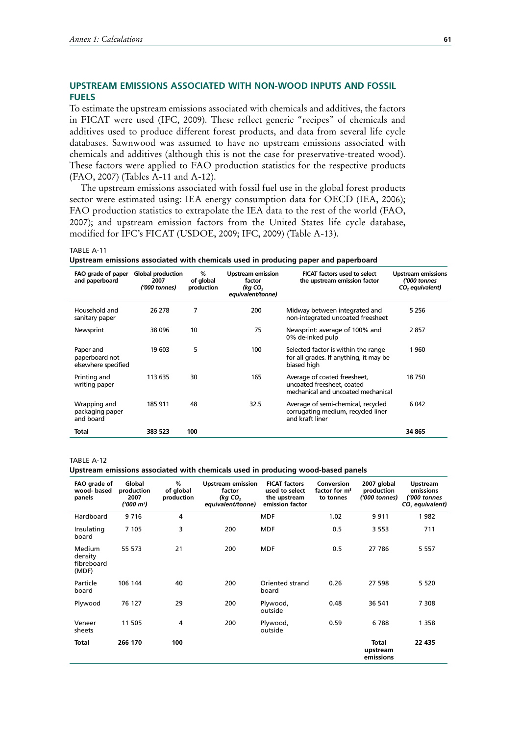## UPSTREAM EMISSIONS ASSOCIATED WITH NON-WOOD INPUTS AND FOSSIL FUELS

To estimate the upstream emissions associated with chemicals and additives, the factors in FICAT were used (IFC, 2009). These reflect generic "recipes" of chemicals and additives used to produce different forest products, and data from several life cycle databases. Sawnwood was assumed to have no upstream emissions associated with chemicals and additives (although this is not the case for preservative-treated wood). These factors were applied to FAO production statistics for the respective products (FAO, 2007) (Tables A-11 and A-12).

The upstream emissions associated with fossil fuel use in the global forest products sector were estimated using: IEA energy consumption data for OECD (IEA, 2006); FAO production statistics to extrapolate the IEA data to the rest of the world (FAO, 2007); and upstream emission factors from the United States life cycle database, modified for IFC's FICAT (USDOE, 2009; IFC, 2009) (Table A-13).

TABLE A-11

**Upstream emissions associated with chemicals used in producing paper and paperboard**

| FAO grade of paper and paperboard | Global production 2007 *('000 tonnes)* | % of global production | Upstream emission factor *(kg $CO_2$ equivalent/tonne)* | FICAT factors used to select the upstream emission factor | Upstream emissions *('000 tonnes $CO_2$ equivalent)* |
|---|---|---|---|---|---|
| Household and sanitary paper | 26 278 | 7 | 200 | Midway between integrated and non-integrated uncoated freesheet | 5 256 |
| Newsprint | 38 096 | 10 | 75 | Newsprint: average of 100% and 0% de-inked pulp | 2 857 |
| Paper and paperboard not elsewhere specified | 19 603 | 5 | 100 | Selected factor is within the range for all grades. If anything, it may be biased high | 1 960 |
| Printing and writing paper | 113 635 | 30 | 165 | Average of coated freesheet, uncoated freesheet, coated mechanical and uncoated mechanical | 18 750 |
| Wrapping and packaging paper and board | 185 911 | 48 | 32.5 | Average of semi-chemical, recycled corrugating medium, recycled liner and kraft liner | 6 042 |
| **Total** | **383 523** | **100** | | | **34 865** |

TABLE A-12

**Upstream emissions associated with chemicals used in producing wood-based panels**

| FAO grade of wood- based panels | Global production 2007 *('000 $m^3$)* | % of global production | Upstream emission factor *(kg $CO_2$ equivalent/tonne)* | FICAT factors used to select the upstream emission factor | Conversion factor for $m^3$ to tonnes | 2007 global production *('000 tonnes)* | Upstream emissions *('000 tonnes $CO_2$ equivalent)* |
|---|---|---|---|---|---|---|---|
| Hardboard | 9 716 | 4 | | MDF | 1.02 | 9 911 | 1 982 |
| Insulating board | 7 105 | 3 | 200 | MDF | 0.5 | 3 553 | 711 |
| Medium density fibreboard (MDF) | 55 573 | 21 | 200 | MDF | 0.5 | 27 786 | 5 557 |
| Particle board | 106 144 | 40 | 200 | Oriented strand board | 0.26 | 27 598 | 5 520 |
| Plywood | 76 127 | 29 | 200 | Plywood, outside | 0.48 | 36 541 | 7 308 |
| Veneer sheets | 11 505 | 4 | 200 | Plywood, outside | 0.59 | 6 788 | 1 358 |
| **Total** | **266 170** | **100** | | | | **Total upstream emissions** | **22 435** |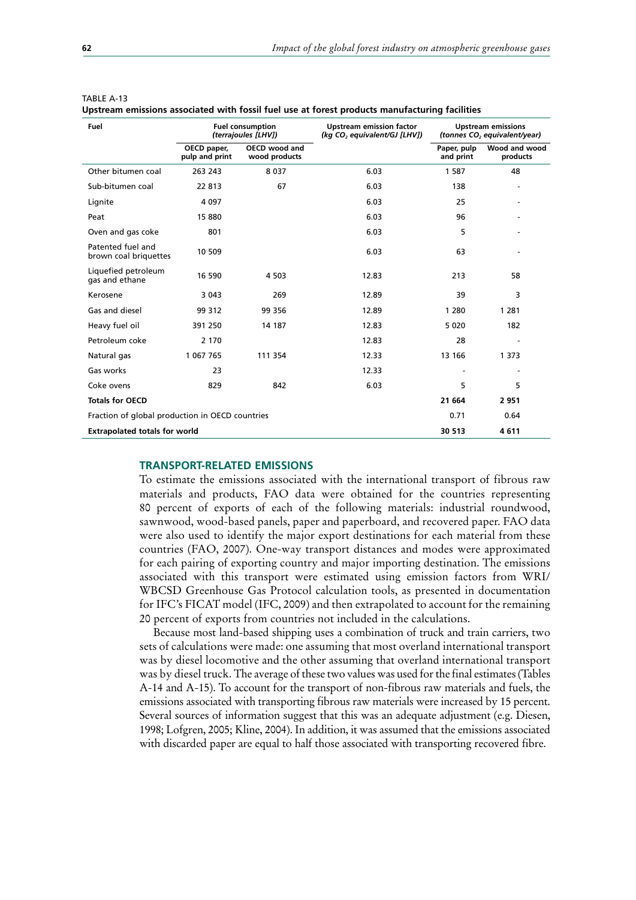TABLE A-13

**Upstream emissions associated with fossil fuel use at forest products manufacturing facilities**

| Fuel | Fuel consumption *(terrajoules [LHV])* | | Upstream emission factor *(kg $CO_2$ equivalent/GJ [LHV])* | Upstream emissions *(tonnes $CO_2$ equivalent/year)* | |
|---|---|---|---|---|---|
| | OECD paper, pulp and print | OECD wood and wood products | | Paper, pulp and print | Wood and wood products |
| Other bitumen coal | 263 243 | 8 037 | 6.03 | 1 587 | 48 |
| Sub-bitumen coal | 22 813 | 67 | 6.03 | 138 | - |
| Lignite | 4 097 | | 6.03 | 25 | - |
| Peat | 15 880 | | 6.03 | 96 | - |
| Oven and gas coke | 801 | | 6.03 | 5 | - |
| Patented fuel and brown coal briquettes | 10 509 | | 6.03 | 63 | - |
| Liquefied petroleum gas and ethane | 16 590 | 4 503 | 12.83 | 213 | 58 |
| Kerosene | 3 043 | 269 | 12.89 | 39 | 3 |
| Gas and diesel | 99 312 | 99 356 | 12.89 | 1 280 | 1 281 |
| Heavy fuel oil | 391 250 | 14 187 | 12.83 | 5 020 | 182 |
| Petroleum coke | 2 170 | | 12.83 | 28 | - |
| Natural gas | 1 067 765 | 111 354 | 12.33 | 13 166 | 1 373 |
| Gas works | 23 | | 12.33 | - | - |
| Coke ovens | 829 | 842 | 6.03 | 5 | 5 |
| **Totals for OECD** | | | | **21 664** | **2 951** |
| Fraction of global production in OECD countries | | | | 0.71 | 0.64 |
| **Extrapolated totals for world** | | | | **30 513** | **4 611** |

## TRANSPORT-RELATED EMISSIONS

To estimate the emissions associated with the international transport of fibrous raw materials and products, FAO data were obtained for the countries representing 80 percent of exports of each of the following materials: industrial roundwood, sawnwood, wood-based panels, paper and paperboard, and recovered paper. FAO data were also used to identify the major export destinations for each material from these countries (FAO, 2007). One-way transport distances and modes were approximated for each pairing of exporting country and major importing destination. The emissions associated with this transport were estimated using emission factors from WRI/WBCSD Greenhouse Gas Protocol calculation tools, as presented in documentation for IFC's FICAT model (IFC, 2009) and then extrapolated to account for the remaining 20 percent of exports from countries not included in the calculations.

Because most land-based shipping uses a combination of truck and train carriers, two sets of calculations were made: one assuming that most overland international transport was by diesel locomotive and the other assuming that overland international transport was by diesel truck. The average of these two values was used for the final estimates (Tables A-14 and A-15). To account for the transport of non-fibrous raw materials and fuels, the emissions associated with transporting fibrous raw materials were increased by 15 percent. Several sources of information suggest that this was an adequate adjustment (e.g. Diesen, 1998; Lofgren, 2005; Kline, 2004). In addition, it was assumed that the emissions associated with discarded paper are equal to half those associated with transporting recovered fibre.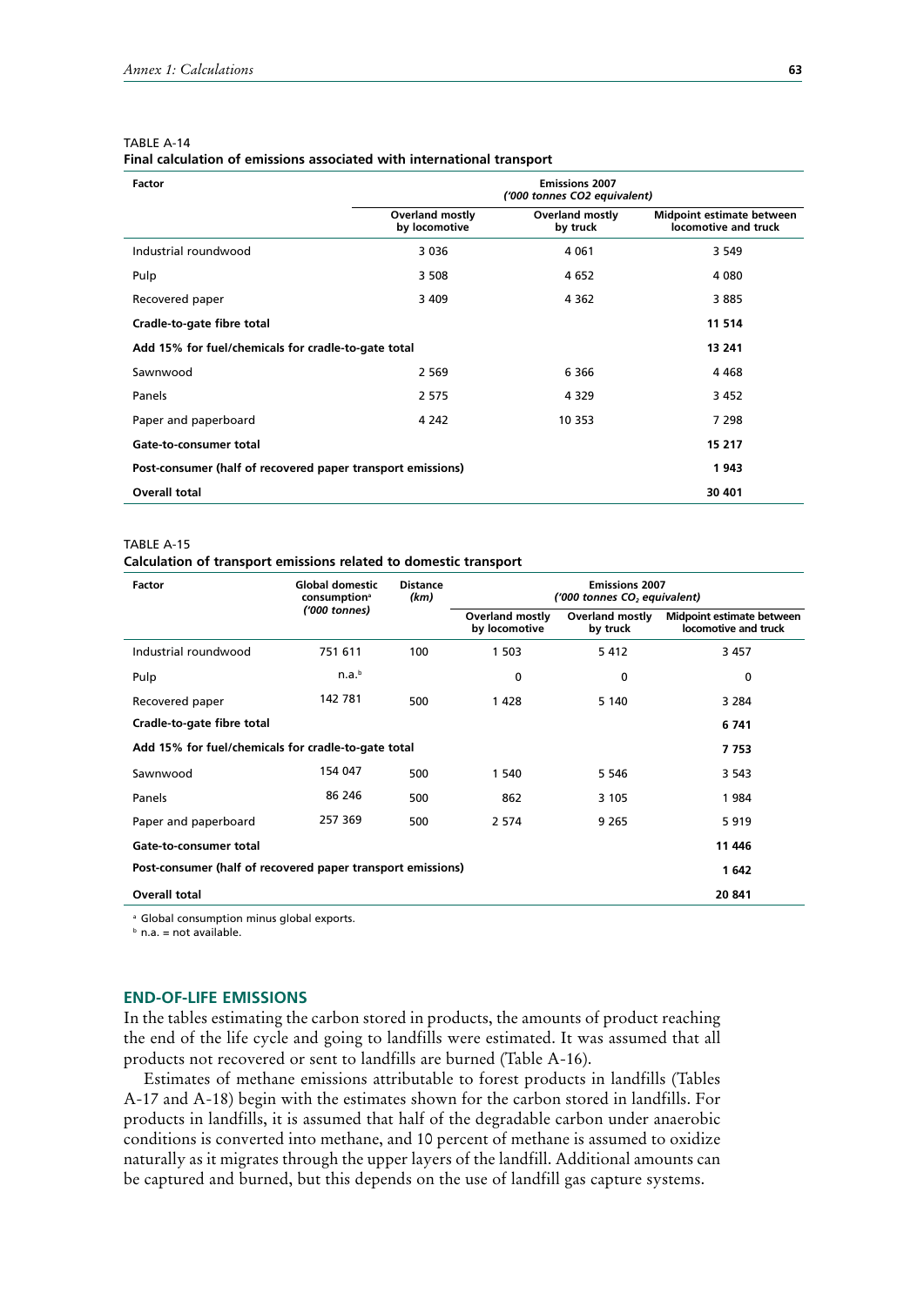TABLE A-14

**Final calculation of emissions associated with international transport**

| Factor | Emissions 2007 *('000 tonnes CO2 equivalent)* | | |
|---|---|---|---|
| | Overland mostly by locomotive | Overland mostly by truck | Midpoint estimate between locomotive and truck |
| Industrial roundwood | 3 036 | 4 061 | 3 549 |
| Pulp | 3 508 | 4 652 | 4 080 |
| Recovered paper | 3 409 | 4 362 | 3 885 |
| **Cradle-to-gate fibre total** | | | **11 514** |
| **Add 15% for fuel/chemicals for cradle-to-gate total** | | | **13 241** |
| Sawnwood | 2 569 | 6 366 | 4 468 |
| Panels | 2 575 | 4 329 | 3 452 |
| Paper and paperboard | 4 242 | 10 353 | 7 298 |
| **Gate-to-consumer total** | | | **15 217** |
| **Post-consumer (half of recovered paper transport emissions)** | | | **1 943** |
| **Overall total** | | | **30 401** |

TABLE A-15

**Calculation of transport emissions related to domestic transport**

| Factor | Global domestic consumption[a] *('000 tonnes)* | Distance *(km)* | Emissions 2007 *('000 tonnes $CO_2$ equivalent)* | | |
|---|---|---|---|---|---|
| | | | Overland mostly by locomotive | Overland mostly by truck | Midpoint estimate between locomotive and truck |
| Industrial roundwood | 751 611 | 100 | 1 503 | 5 412 | 3 457 |
| Pulp | n.a.[b] | | 0 | 0 | 0 |
| Recovered paper | 142 781 | 500 | 1 428 | 5 140 | 3 284 |
| **Cradle-to-gate fibre total** | | | | | **6 741** |
| **Add 15% for fuel/chemicals for cradle-to-gate total** | | | | | **7 753** |
| Sawnwood | 154 047 | 500 | 1 540 | 5 546 | 3 543 |
| Panels | 86 246 | 500 | 862 | 3 105 | 1 984 |
| Paper and paperboard | 257 369 | 500 | 2 574 | 9 265 | 5 919 |
| **Gate-to-consumer total** | | | | | **11 446** |
| **Post-consumer (half of recovered paper transport emissions)** | | | | | **1 642** |
| **Overall total** | | | | | **20 841** |

[a] Global consumption minus global exports.

[b] n.a. = not available.

## END-OF-LIFE EMISSIONS

In the tables estimating the carbon stored in products, the amounts of product reaching the end of the life cycle and going to landfills were estimated. It was assumed that all products not recovered or sent to landfills are burned (Table A-16).

Estimates of methane emissions attributable to forest products in landfills (Tables A-17 and A-18) begin with the estimates shown for the carbon stored in landfills. For products in landfills, it is assumed that half of the degradable carbon under anaerobic conditions is converted into methane, and 10 percent of methane is assumed to oxidize naturally as it migrates through the upper layers of the landfill. Additional amounts can be captured and burned, but this depends on the use of landfill gas capture systems.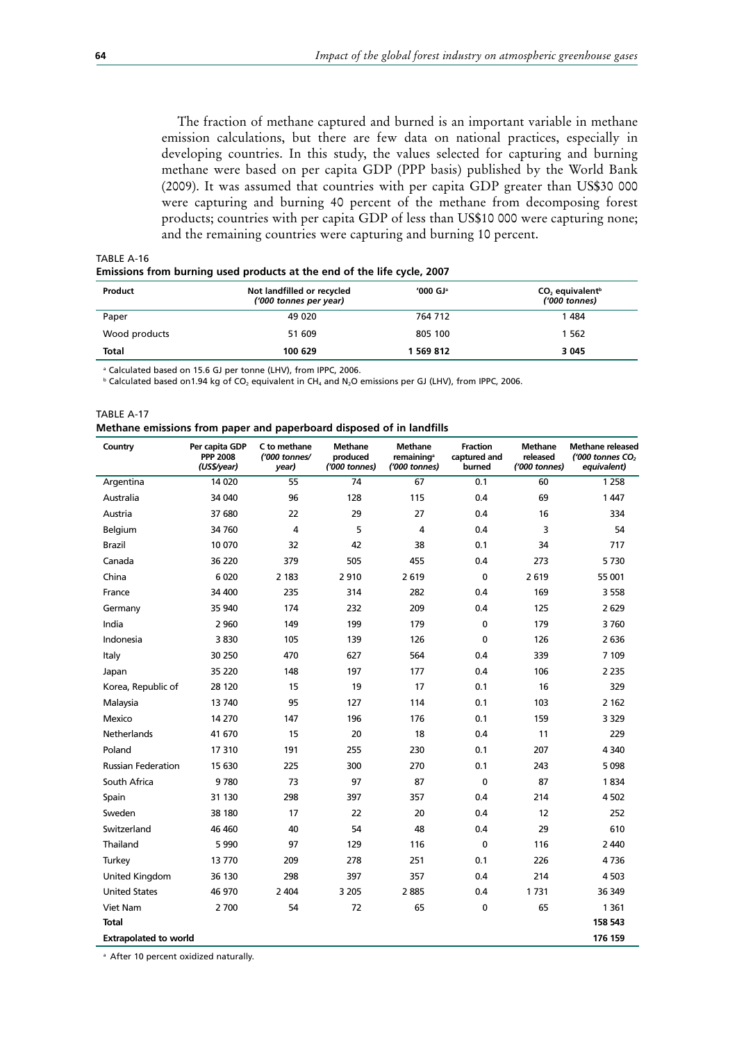The fraction of methane captured and burned is an important variable in methane emission calculations, but there are few data on national practices, especially in developing countries. In this study, the values selected for capturing and burning methane were based on per capita GDP (PPP basis) published by the World Bank (2009). It was assumed that countries with per capita GDP greater than US$30 000 were capturing and burning 40 percent of the methane from decomposing forest products; countries with per capita GDP of less than US$10 000 were capturing none; and the remaining countries were capturing and burning 10 percent.

TABLE A-16
**Emissions from burning used products at the end of the life cycle, 2007**

| Product | Not landfilled or recycled *('000 tonnes per year)* | '000 GJ[a] | $CO_2$ equivalent[b] *('000 tonnes)* |
|---|---|---|---|
| Paper | 49 020 | 764 712 | 1 484 |
| Wood products | 51 609 | 805 100 | 1 562 |
| **Total** | **100 629** | **1 569 812** | **3 045** |

[a] Calculated based on 15.6 GJ per tonne (LHV), from IPCC, 2006.
[b] Calculated based on1.94 kg of $CO_2$ equivalent in $CH_4$ and $N_2O$ emissions per GJ (LHV), from IPCC, 2006.

TABLE A-17
**Methane emissions from paper and paperboard disposed of in landfills**

| Country | Per capita GDP PPP 2008 *(US$/year)* | C to methane *('000 tonnes/ year)* | Methane produced *('000 tonnes)* | Methane remaining[a] *('000 tonnes)* | Fraction captured and burned | Methane released *('000 tonnes)* | Methane released *('000 tonnes $CO_2$ equivalent)* |
|---|---|---|---|---|---|---|---|
| Argentina | 14 020 | 55 | 74 | 67 | 0.1 | 60 | 1 258 |
| Australia | 34 040 | 96 | 128 | 115 | 0.4 | 69 | 1 447 |
| Austria | 37 680 | 22 | 29 | 27 | 0.4 | 16 | 334 |
| Belgium | 34 760 | 4 | 5 | 4 | 0.4 | 3 | 54 |
| Brazil | 10 070 | 32 | 42 | 38 | 0.1 | 34 | 717 |
| Canada | 36 220 | 379 | 505 | 455 | 0.4 | 273 | 5 730 |
| China | 6 020 | 2 183 | 2 910 | 2 619 | 0 | 2 619 | 55 001 |
| France | 34 400 | 235 | 314 | 282 | 0.4 | 169 | 3 558 |
| Germany | 35 940 | 174 | 232 | 209 | 0.4 | 125 | 2 629 |
| India | 2 960 | 149 | 199 | 179 | 0 | 179 | 3 760 |
| Indonesia | 3 830 | 105 | 139 | 126 | 0 | 126 | 2 636 |
| Italy | 30 250 | 470 | 627 | 564 | 0.4 | 339 | 7 109 |
| Japan | 35 220 | 148 | 197 | 177 | 0.4 | 106 | 2 235 |
| Korea, Republic of | 28 120 | 15 | 19 | 17 | 0.1 | 16 | 329 |
| Malaysia | 13 740 | 95 | 127 | 114 | 0.1 | 103 | 2 162 |
| Mexico | 14 270 | 147 | 196 | 176 | 0.1 | 159 | 3 329 |
| Netherlands | 41 670 | 15 | 20 | 18 | 0.4 | 11 | 229 |
| Poland | 17 310 | 191 | 255 | 230 | 0.1 | 207 | 4 340 |
| Russian Federation | 15 630 | 225 | 300 | 270 | 0.1 | 243 | 5 098 |
| South Africa | 9 780 | 73 | 97 | 87 | 0 | 87 | 1 834 |
| Spain | 31 130 | 298 | 397 | 357 | 0.4 | 214 | 4 502 |
| Sweden | 38 180 | 17 | 22 | 20 | 0.4 | 12 | 252 |
| Switzerland | 46 460 | 40 | 54 | 48 | 0.4 | 29 | 610 |
| Thailand | 5 990 | 97 | 129 | 116 | 0 | 116 | 2 440 |
| Turkey | 13 770 | 209 | 278 | 251 | 0.1 | 226 | 4 736 |
| United Kingdom | 36 130 | 298 | 397 | 357 | 0.4 | 214 | 4 503 |
| United States | 46 970 | 2 404 | 3 205 | 2 885 | 0.4 | 1 731 | 36 349 |
| Viet Nam | 2 700 | 54 | 72 | 65 | 0 | 65 | 1 361 |
| **Total** | | | | | | | **158 543** |
| **Extrapolated to world** | | | | | | | **176 159** |

[a] After 10 percent oxidized naturally.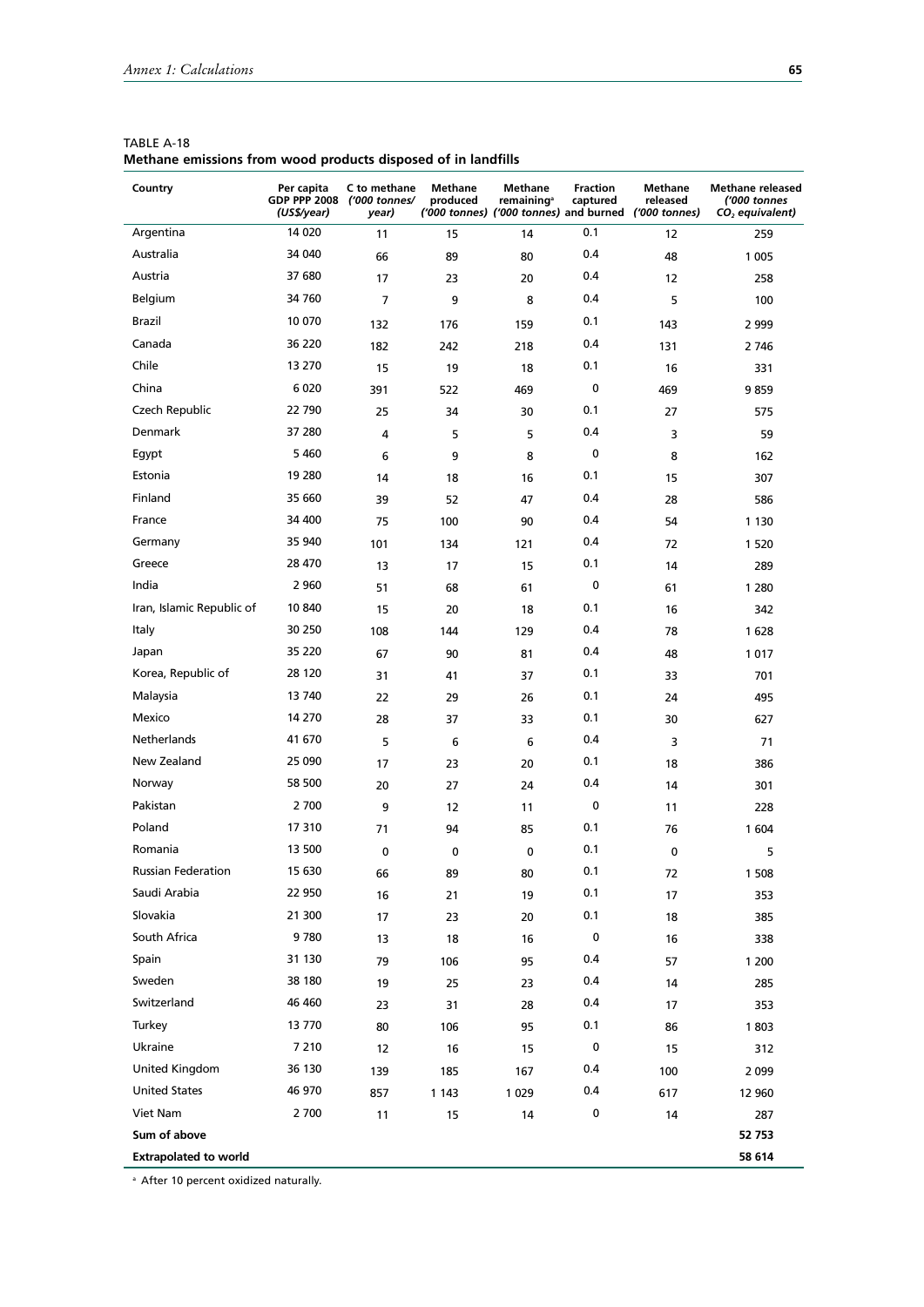TABLE A-18
**Methane emissions from wood products disposed of in landfills**

| Country | Per capita GDP PPP 2008 *(US$/year)* | C to methane *('000 tonnes/ year)* | Methane produced *('000 tonnes)* | Methane remaining[a] *('000 tonnes)* | Fraction captured and burned | Methane released *('000 tonnes)* | Methane released *('000 tonnes $CO_2$ equivalent)* |
|---|---|---|---|---|---|---|---|
| Argentina | 14 020 | 11 | 15 | 14 | 0.1 | 12 | 259 |
| Australia | 34 040 | 66 | 89 | 80 | 0.4 | 48 | 1 005 |
| Austria | 37 680 | 17 | 23 | 20 | 0.4 | 12 | 258 |
| Belgium | 34 760 | 7 | 9 | 8 | 0.4 | 5 | 100 |
| Brazil | 10 070 | 132 | 176 | 159 | 0.1 | 143 | 2 999 |
| Canada | 36 220 | 182 | 242 | 218 | 0.4 | 131 | 2 746 |
| Chile | 13 270 | 15 | 19 | 18 | 0.1 | 16 | 331 |
| China | 6 020 | 391 | 522 | 469 | 0 | 469 | 9 859 |
| Czech Republic | 22 790 | 25 | 34 | 30 | 0.1 | 27 | 575 |
| Denmark | 37 280 | 4 | 5 | 5 | 0.4 | 3 | 59 |
| Egypt | 5 460 | 6 | 9 | 8 | 0 | 8 | 162 |
| Estonia | 19 280 | 14 | 18 | 16 | 0.1 | 15 | 307 |
| Finland | 35 660 | 39 | 52 | 47 | 0.4 | 28 | 586 |
| France | 34 400 | 75 | 100 | 90 | 0.4 | 54 | 1 130 |
| Germany | 35 940 | 101 | 134 | 121 | 0.4 | 72 | 1 520 |
| Greece | 28 470 | 13 | 17 | 15 | 0.1 | 14 | 289 |
| India | 2 960 | 51 | 68 | 61 | 0 | 61 | 1 280 |
| Iran, Islamic Republic of | 10 840 | 15 | 20 | 18 | 0.1 | 16 | 342 |
| Italy | 30 250 | 108 | 144 | 129 | 0.4 | 78 | 1 628 |
| Japan | 35 220 | 67 | 90 | 81 | 0.4 | 48 | 1 017 |
| Korea, Republic of | 28 120 | 31 | 41 | 37 | 0.1 | 33 | 701 |
| Malaysia | 13 740 | 22 | 29 | 26 | 0.1 | 24 | 495 |
| Mexico | 14 270 | 28 | 37 | 33 | 0.1 | 30 | 627 |
| Netherlands | 41 670 | 5 | 6 | 6 | 0.4 | 3 | 71 |
| New Zealand | 25 090 | 17 | 23 | 20 | 0.1 | 18 | 386 |
| Norway | 58 500 | 20 | 27 | 24 | 0.4 | 14 | 301 |
| Pakistan | 2 700 | 9 | 12 | 11 | 0 | 11 | 228 |
| Poland | 17 310 | 71 | 94 | 85 | 0.1 | 76 | 1 604 |
| Romania | 13 500 | 0 | 0 | 0 | 0.1 | 0 | 5 |
| Russian Federation | 15 630 | 66 | 89 | 80 | 0.1 | 72 | 1 508 |
| Saudi Arabia | 22 950 | 16 | 21 | 19 | 0.1 | 17 | 353 |
| Slovakia | 21 300 | 17 | 23 | 20 | 0.1 | 18 | 385 |
| South Africa | 9 780 | 13 | 18 | 16 | 0 | 16 | 338 |
| Spain | 31 130 | 79 | 106 | 95 | 0.4 | 57 | 1 200 |
| Sweden | 38 180 | 19 | 25 | 23 | 0.4 | 14 | 285 |
| Switzerland | 46 460 | 23 | 31 | 28 | 0.4 | 17 | 353 |
| Turkey | 13 770 | 80 | 106 | 95 | 0.1 | 86 | 1 803 |
| Ukraine | 7 210 | 12 | 16 | 15 | 0 | 15 | 312 |
| United Kingdom | 36 130 | 139 | 185 | 167 | 0.4 | 100 | 2 099 |
| United States | 46 970 | 857 | 1 143 | 1 029 | 0.4 | 617 | 12 960 |
| Viet Nam | 2 700 | 11 | 15 | 14 | 0 | 14 | 287 |
| **Sum of above** | | | | | | | **52 753** |
| **Extrapolated to world** | | | | | | | **58 614** |

[a] After 10 percent oxidized naturally.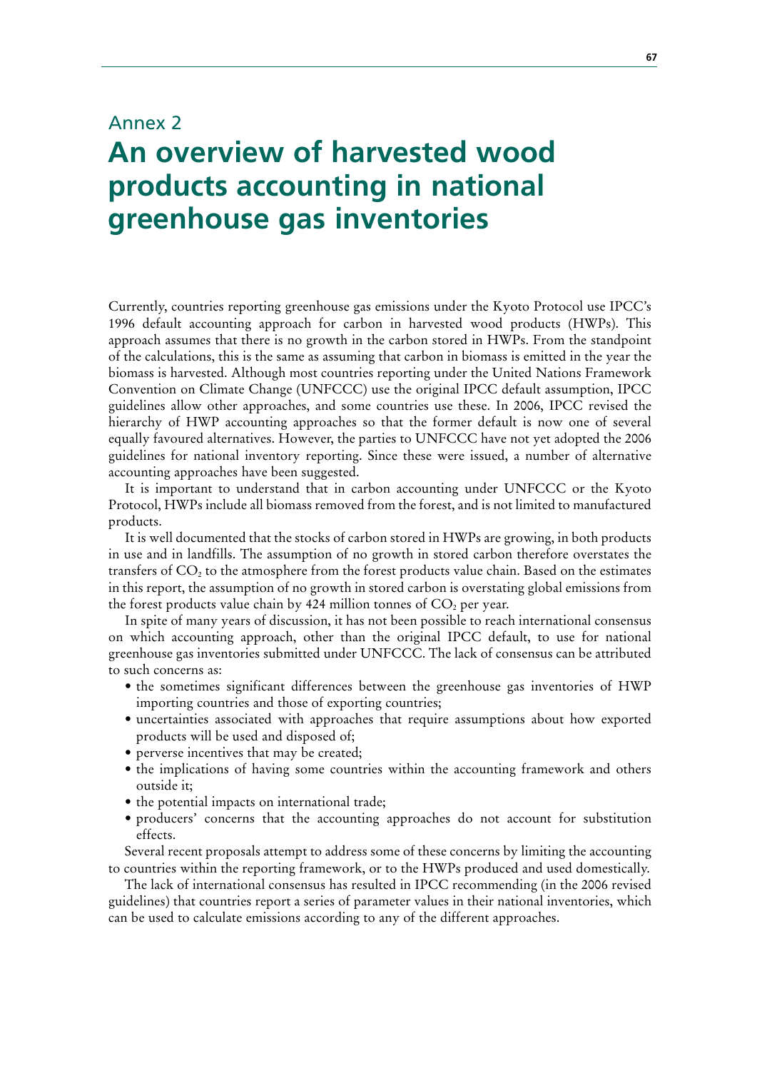# Annex 2

# An overview of harvested wood products accounting in national greenhouse gas inventories

Currently, countries reporting greenhouse gas emissions under the Kyoto Protocol use IPCC's 1996 default accounting approach for carbon in harvested wood products (HWPs). This approach assumes that there is no growth in the carbon stored in HWPs. From the standpoint of the calculations, this is the same as assuming that carbon in biomass is emitted in the year the biomass is harvested. Although most countries reporting under the United Nations Framework Convention on Climate Change (UNFCCC) use the original IPCC default assumption, IPCC guidelines allow other approaches, and some countries use these. In 2006, IPCC revised the hierarchy of HWP accounting approaches so that the former default is now one of several equally favoured alternatives. However, the parties to UNFCCC have not yet adopted the 2006 guidelines for national inventory reporting. Since these were issued, a number of alternative accounting approaches have been suggested.

It is important to understand that in carbon accounting under UNFCCC or the Kyoto Protocol, HWPs include all biomass removed from the forest, and is not limited to manufactured products.

It is well documented that the stocks of carbon stored in HWPs are growing, in both products in use and in landfills. The assumption of no growth in stored carbon therefore overstates the transfers of $CO_2$ to the atmosphere from the forest products value chain. Based on the estimates in this report, the assumption of no growth in stored carbon is overstating global emissions from the forest products value chain by 424 million tonnes of $CO_2$ per year.

In spite of many years of discussion, it has not been possible to reach international consensus on which accounting approach, other than the original IPCC default, to use for national greenhouse gas inventories submitted under UNFCCC. The lack of consensus can be attributed to such concerns as:

- the sometimes significant differences between the greenhouse gas inventories of HWP importing countries and those of exporting countries;
- uncertainties associated with approaches that require assumptions about how exported products will be used and disposed of;
- perverse incentives that may be created;
- the implications of having some countries within the accounting framework and others outside it;
- the potential impacts on international trade;
- producers' concerns that the accounting approaches do not account for substitution effects.

Several recent proposals attempt to address some of these concerns by limiting the accounting to countries within the reporting framework, or to the HWPs produced and used domestically.

The lack of international consensus has resulted in IPCC recommending (in the 2006 revised guidelines) that countries report a series of parameter values in their national inventories, which can be used to calculate emissions according to any of the different approaches.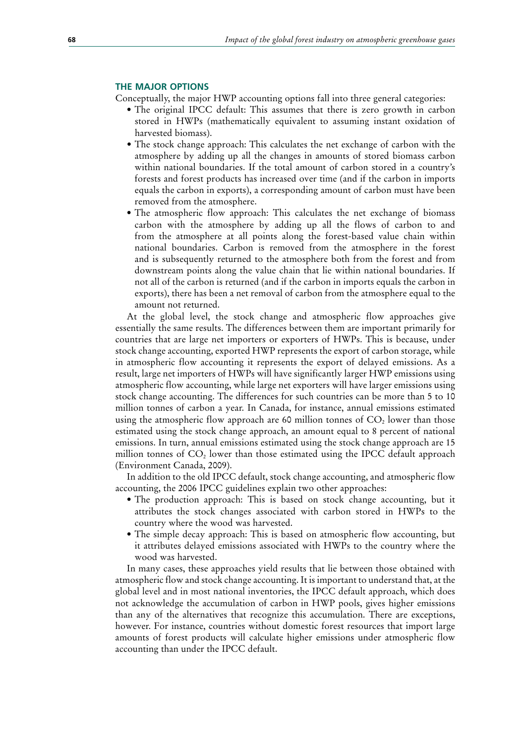## THE MAJOR OPTIONS

Conceptually, the major HWP accounting options fall into three general categories:

- The original IPCC default: This assumes that there is zero growth in carbon stored in HWPs (mathematically equivalent to assuming instant oxidation of harvested biomass).
- The stock change approach: This calculates the net exchange of carbon with the atmosphere by adding up all the changes in amounts of stored biomass carbon within national boundaries. If the total amount of carbon stored in a country's forests and forest products has increased over time (and if the carbon in imports equals the carbon in exports), a corresponding amount of carbon must have been removed from the atmosphere.
- The atmospheric flow approach: This calculates the net exchange of biomass carbon with the atmosphere by adding up all the flows of carbon to and from the atmosphere at all points along the forest-based value chain within national boundaries. Carbon is removed from the atmosphere in the forest and is subsequently returned to the atmosphere both from the forest and from downstream points along the value chain that lie within national boundaries. If not all of the carbon is returned (and if the carbon in imports equals the carbon in exports), there has been a net removal of carbon from the atmosphere equal to the amount not returned.

At the global level, the stock change and atmospheric flow approaches give essentially the same results. The differences between them are important primarily for countries that are large net importers or exporters of HWPs. This is because, under stock change accounting, exported HWP represents the export of carbon storage, while in atmospheric flow accounting it represents the export of delayed emissions. As a result, large net importers of HWPs will have significantly larger HWP emissions using atmospheric flow accounting, while large net exporters will have larger emissions using stock change accounting. The differences for such countries can be more than 5 to 10 million tonnes of carbon a year. In Canada, for instance, annual emissions estimated using the atmospheric flow approach are 60 million tonnes of $CO_2$ lower than those estimated using the stock change approach, an amount equal to 8 percent of national emissions. In turn, annual emissions estimated using the stock change approach are 15 million tonnes of $CO_2$ lower than those estimated using the IPCC default approach (Environment Canada, 2009).

In addition to the old IPCC default, stock change accounting, and atmospheric flow accounting, the 2006 IPCC guidelines explain two other approaches:

- The production approach: This is based on stock change accounting, but it attributes the stock changes associated with carbon stored in HWPs to the country where the wood was harvested.
- The simple decay approach: This is based on atmospheric flow accounting, but it attributes delayed emissions associated with HWPs to the country where the wood was harvested.

In many cases, these approaches yield results that lie between those obtained with atmospheric flow and stock change accounting. It is important to understand that, at the global level and in most national inventories, the IPCC default approach, which does not acknowledge the accumulation of carbon in HWP pools, gives higher emissions than any of the alternatives that recognize this accumulation. There are exceptions, however. For instance, countries without domestic forest resources that import large amounts of forest products will calculate higher emissions under atmospheric flow accounting than under the IPCC default.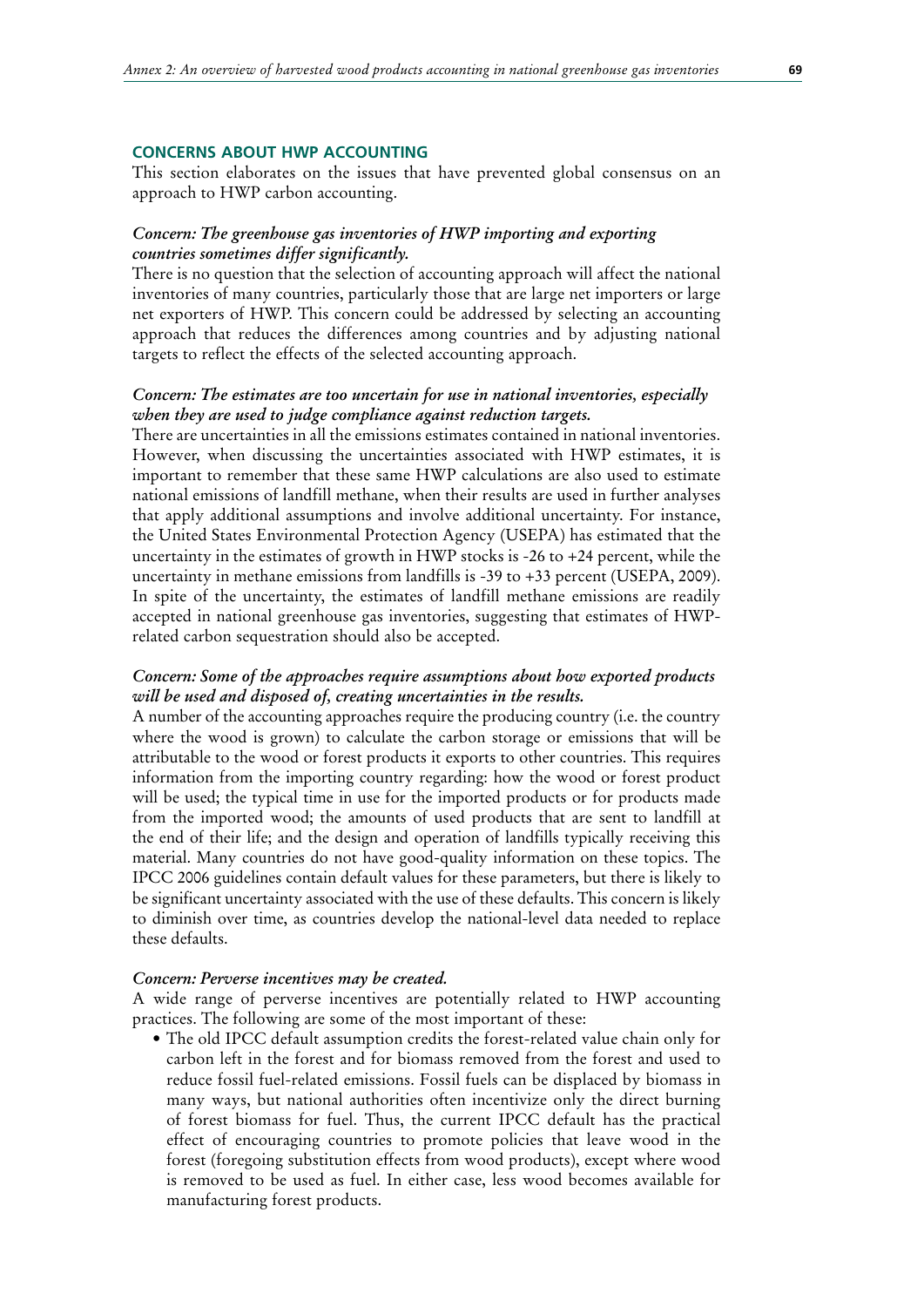## CONCERNS ABOUT HWP ACCOUNTING

This section elaborates on the issues that have prevented global consensus on an approach to HWP carbon accounting.

### *Concern: The greenhouse gas inventories of HWP importing and exporting countries sometimes differ significantly.*

There is no question that the selection of accounting approach will affect the national inventories of many countries, particularly those that are large net importers or large net exporters of HWP. This concern could be addressed by selecting an accounting approach that reduces the differences among countries and by adjusting national targets to reflect the effects of the selected accounting approach.

### *Concern: The estimates are too uncertain for use in national inventories, especially when they are used to judge compliance against reduction targets.*

There are uncertainties in all the emissions estimates contained in national inventories. However, when discussing the uncertainties associated with HWP estimates, it is important to remember that these same HWP calculations are also used to estimate national emissions of landfill methane, when their results are used in further analyses that apply additional assumptions and involve additional uncertainty. For instance, the United States Environmental Protection Agency (USEPA) has estimated that the uncertainty in the estimates of growth in HWP stocks is -26 to +24 percent, while the uncertainty in methane emissions from landfills is -39 to +33 percent (USEPA, 2009). In spite of the uncertainty, the estimates of landfill methane emissions are readily accepted in national greenhouse gas inventories, suggesting that estimates of HWP-related carbon sequestration should also be accepted.

### *Concern: Some of the approaches require assumptions about how exported products will be used and disposed of, creating uncertainties in the results.*

A number of the accounting approaches require the producing country (i.e. the country where the wood is grown) to calculate the carbon storage or emissions that will be attributable to the wood or forest products it exports to other countries. This requires information from the importing country regarding: how the wood or forest product will be used; the typical time in use for the imported products or for products made from the imported wood; the amounts of used products that are sent to landfill at the end of their life; and the design and operation of landfills typically receiving this material. Many countries do not have good-quality information on these topics. The IPCC 2006 guidelines contain default values for these parameters, but there is likely to be significant uncertainty associated with the use of these defaults. This concern is likely to diminish over time, as countries develop the national-level data needed to replace these defaults.

### *Concern: Perverse incentives may be created.*

A wide range of perverse incentives are potentially related to HWP accounting practices. The following are some of the most important of these:

- The old IPCC default assumption credits the forest-related value chain only for carbon left in the forest and for biomass removed from the forest and used to reduce fossil fuel-related emissions. Fossil fuels can be displaced by biomass in many ways, but national authorities often incentivize only the direct burning of forest biomass for fuel. Thus, the current IPCC default has the practical effect of encouraging countries to promote policies that leave wood in the forest (foregoing substitution effects from wood products), except where wood is removed to be used as fuel. In either case, less wood becomes available for manufacturing forest products.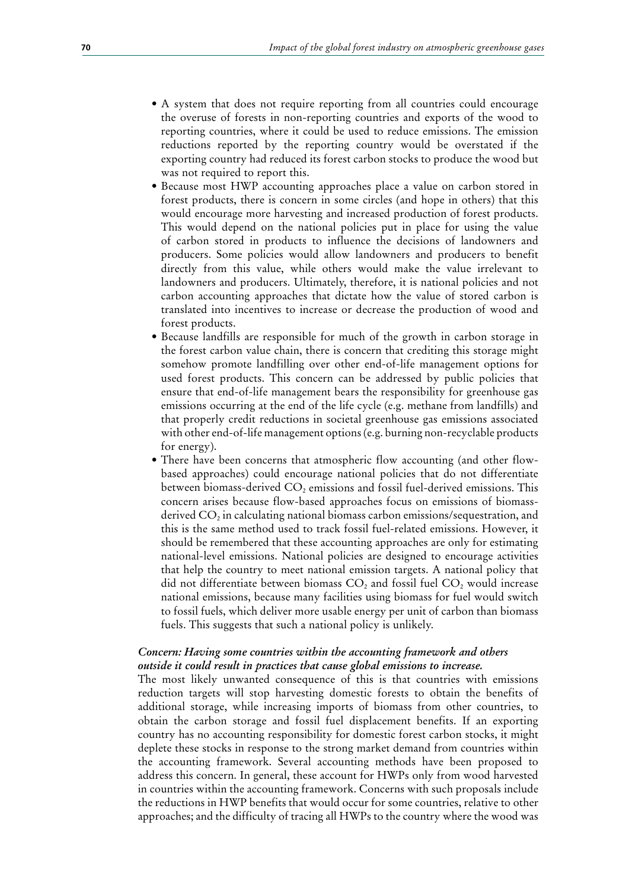- A system that does not require reporting from all countries could encourage the overuse of forests in non-reporting countries and exports of the wood to reporting countries, where it could be used to reduce emissions. The emission reductions reported by the reporting country would be overstated if the exporting country had reduced its forest carbon stocks to produce the wood but was not required to report this.
- Because most HWP accounting approaches place a value on carbon stored in forest products, there is concern in some circles (and hope in others) that this would encourage more harvesting and increased production of forest products. This would depend on the national policies put in place for using the value of carbon stored in products to influence the decisions of landowners and producers. Some policies would allow landowners and producers to benefit directly from this value, while others would make the value irrelevant to landowners and producers. Ultimately, therefore, it is national policies and not carbon accounting approaches that dictate how the value of stored carbon is translated into incentives to increase or decrease the production of wood and forest products.
- Because landfills are responsible for much of the growth in carbon storage in the forest carbon value chain, there is concern that crediting this storage might somehow promote landfilling over other end-of-life management options for used forest products. This concern can be addressed by public policies that ensure that end-of-life management bears the responsibility for greenhouse gas emissions occurring at the end of the life cycle (e.g. methane from landfills) and that properly credit reductions in societal greenhouse gas emissions associated with other end-of-life management options (e.g. burning non-recyclable products for energy).
- There have been concerns that atmospheric flow accounting (and other flow-based approaches) could encourage national policies that do not differentiate between biomass-derived $CO_2$ emissions and fossil fuel-derived emissions. This concern arises because flow-based approaches focus on emissions of biomass-derived $CO_2$ in calculating national biomass carbon emissions/sequestration, and this is the same method used to track fossil fuel-related emissions. However, it should be remembered that these accounting approaches are only for estimating national-level emissions. National policies are designed to encourage activities that help the country to meet national emission targets. A national policy that did not differentiate between biomass $CO_2$ and fossil fuel $CO_2$ would increase national emissions, because many facilities using biomass for fuel would switch to fossil fuels, which deliver more usable energy per unit of carbon than biomass fuels. This suggests that such a national policy is unlikely.

***Concern: Having some countries within the accounting framework and others outside it could result in practices that cause global emissions to increase.***

The most likely unwanted consequence of this is that countries with emissions reduction targets will stop harvesting domestic forests to obtain the benefits of additional storage, while increasing imports of biomass from other countries, to obtain the carbon storage and fossil fuel displacement benefits. If an exporting country has no accounting responsibility for domestic forest carbon stocks, it might deplete these stocks in response to the strong market demand from countries within the accounting framework. Several accounting methods have been proposed to address this concern. In general, these account for HWPs only from wood harvested in countries within the accounting framework. Concerns with such proposals include the reductions in HWP benefits that would occur for some countries, relative to other approaches; and the difficulty of tracing all HWPs to the country where the wood was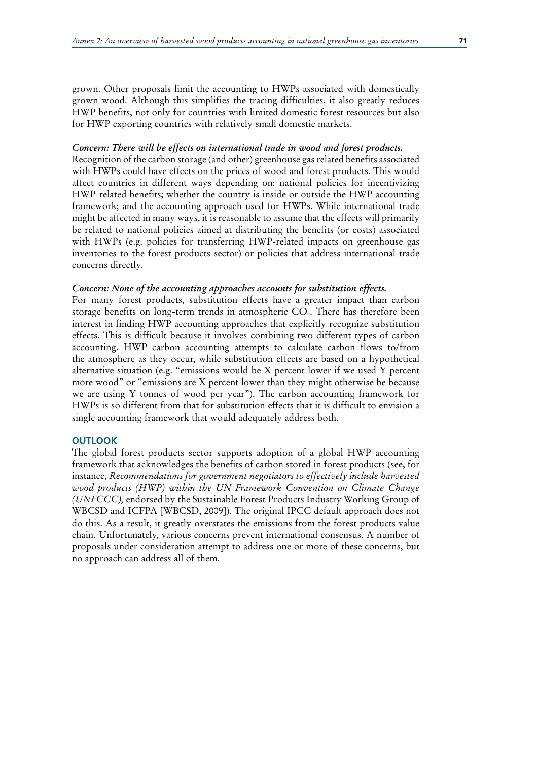grown. Other proposals limit the accounting to HWPs associated with domestically grown wood. Although this simplifies the tracing difficulties, it also greatly reduces HWP benefits, not only for countries with limited domestic forest resources but also for HWP exporting countries with relatively small domestic markets.

***Concern: There will be effects on international trade in wood and forest products.***
Recognition of the carbon storage (and other) greenhouse gas related benefits associated with HWPs could have effects on the prices of wood and forest products. This would affect countries in different ways depending on: national policies for incentivizing HWP-related benefits; whether the country is inside or outside the HWP accounting framework; and the accounting approach used for HWPs. While international trade might be affected in many ways, it is reasonable to assume that the effects will primarily be related to national policies aimed at distributing the benefits (or costs) associated with HWPs (e.g. policies for transferring HWP-related impacts on greenhouse gas inventories to the forest products sector) or policies that address international trade concerns directly.

***Concern: None of the accounting approaches accounts for substitution effects.***
For many forest products, substitution effects have a greater impact than carbon storage benefits on long-term trends in atmospheric $CO_2$. There has therefore been interest in finding HWP accounting approaches that explicitly recognize substitution effects. This is difficult because it involves combining two different types of carbon accounting. HWP carbon accounting attempts to calculate carbon flows to/from the atmosphere as they occur, while substitution effects are based on a hypothetical alternative situation (e.g. "emissions would be X percent lower if we used Y percent more wood" or "emissions are X percent lower than they might otherwise be because we are using Y tonnes of wood per year"). The carbon accounting framework for HWPs is so different from that for substitution effects that it is difficult to envision a single accounting framework that would adequately address both.

## OUTLOOK

The global forest products sector supports adoption of a global HWP accounting framework that acknowledges the benefits of carbon stored in forest products (see, for instance, *Recommendations for government negotiators to effectively include harvested wood products (HWP) within the UN Framework Convention on Climate Change (UNFCCC),* endorsed by the Sustainable Forest Products Industry Working Group of WBCSD and ICFPA [WBCSD, 2009]). The original IPCC default approach does not do this. As a result, it greatly overstates the emissions from the forest products value chain. Unfortunately, various concerns prevent international consensus. A number of proposals under consideration attempt to address one or more of these concerns, but no approach can address all of them.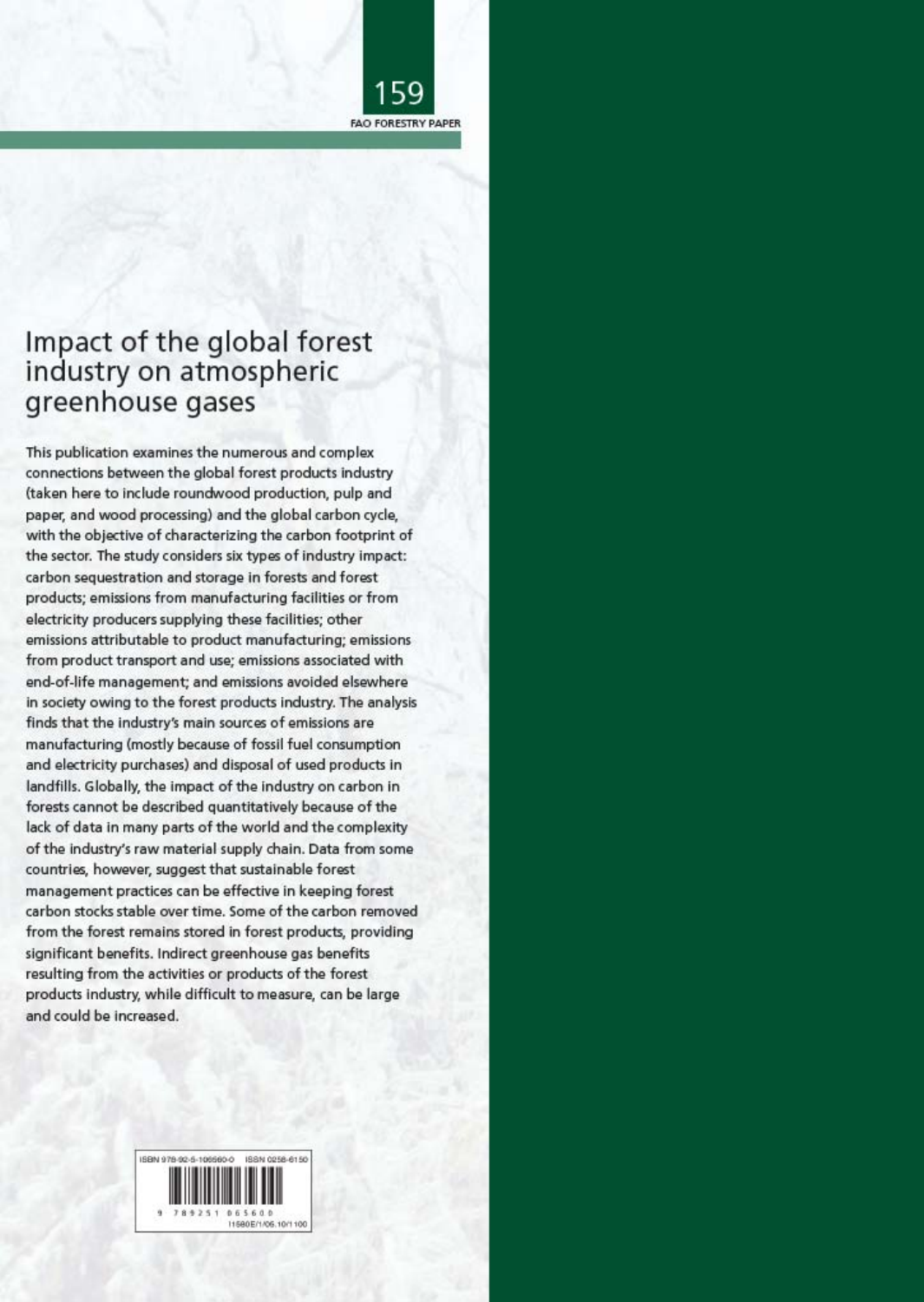159

FAO FORESTRY PAPER

# Impact of the global forest industry on atmospheric greenhouse gases

This publication examines the numerous and complex connections between the global forest products industry (taken here to include roundwood production, pulp and paper, and wood processing) and the global carbon cycle, with the objective of characterizing the carbon footprint of the sector. The study considers six types of industry impact: carbon sequestration and storage in forests and forest products; emissions from manufacturing facilities or from electricity producers supplying these facilities; other emissions attributable to product manufacturing; emissions from product transport and use; emissions associated with end-of-life management; and emissions avoided elsewhere in society owing to the forest products industry. The analysis finds that the industry's main sources of emissions are manufacturing (mostly because of fossil fuel consumption and electricity purchases) and disposal of used products in landfills. Globally, the impact of the industry on carbon in forests cannot be described quantitatively because of the lack of data in many parts of the world and the complexity of the industry's raw material supply chain. Data from some countries, however, suggest that sustainable forest management practices can be effective in keeping forest carbon stocks stable over time. Some of the carbon removed from the forest remains stored in forest products, providing significant benefits. Indirect greenhouse gas benefits resulting from the activities or products of the forest products industry, while difficult to measure, can be large and could be increased.

ISBN 978-92-5-106560-0 ISSN 0258-6150

9 789251 065600

I1580E/1/05.10/1100